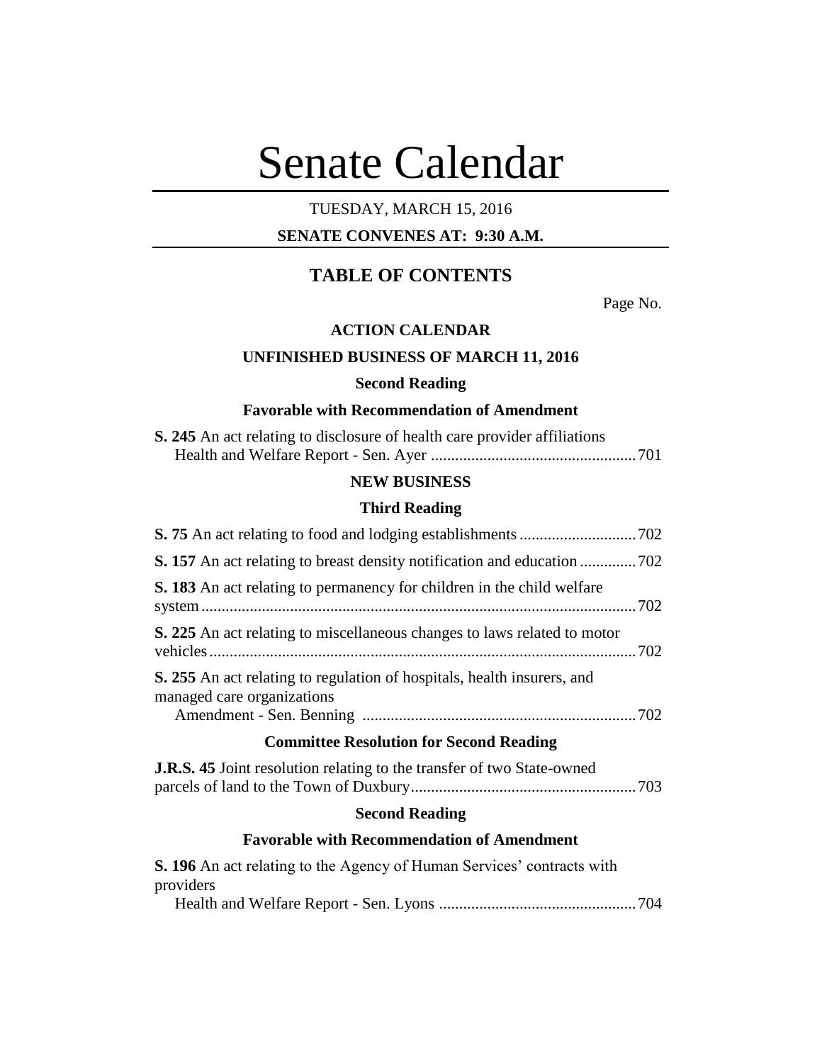# Senate Calendar

TUESDAY, MARCH 15, 2016

**SENATE CONVENES AT: 9:30 A.M.**

## TABLE OF CONTENTS

Page No.

### ACTION CALENDAR

### UNFINISHED BUSINESS OF MARCH 11, 2016

#### Second Reading

#### Favorable with Recommendation of Amendment

**S. 245** An act relating to disclosure of health care provider affiliations
Health and Welfare Report - Sen. Ayer ................................................... 701

### NEW BUSINESS

#### Third Reading

**S. 75** An act relating to food and lodging establishments ............................. 702

**S. 157** An act relating to breast density notification and education .............. 702

**S. 183** An act relating to permanency for children in the child welfare system ........................................................................................................... 702

**S. 225** An act relating to miscellaneous changes to laws related to motor vehicles ......................................................................................................... 702

**S. 255** An act relating to regulation of hospitals, health insurers, and managed care organizations
Amendment - Sen. Benning .................................................................... 702

#### Committee Resolution for Second Reading

**J.R.S. 45** Joint resolution relating to the transfer of two State-owned parcels of land to the Town of Duxbury ........................................................ 703

#### Second Reading

#### Favorable with Recommendation of Amendment

**S. 196** An act relating to the Agency of Human Services' contracts with providers
Health and Welfare Report - Sen. Lyons ................................................. 704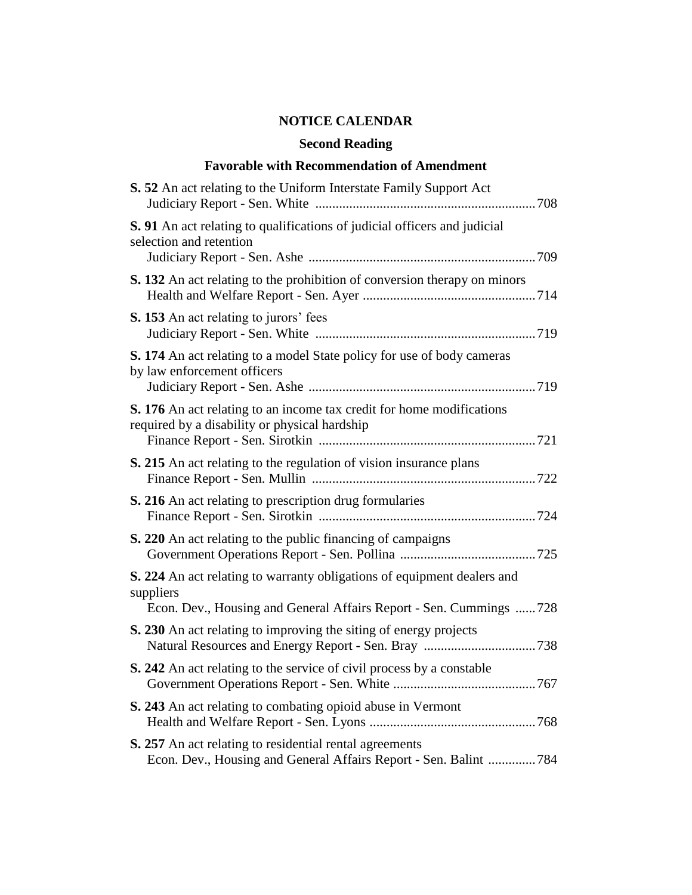## NOTICE CALENDAR

### Second Reading

### Favorable with Recommendation of Amendment

**S. 52** An act relating to the Uniform Interstate Family Support Act
Judiciary Report - Sen. White .......................................................... 708

**S. 91** An act relating to qualifications of judicial officers and judicial selection and retention
Judiciary Report - Sen. Ashe .......................................................... 709

**S. 132** An act relating to the prohibition of conversion therapy on minors
Health and Welfare Report - Sen. Ayer .......................................... 714

**S. 153** An act relating to jurors' fees
Judiciary Report - Sen. White .......................................................... 719

**S. 174** An act relating to a model State policy for use of body cameras by law enforcement officers
Judiciary Report - Sen. Ashe .......................................................... 719

**S. 176** An act relating to an income tax credit for home modifications required by a disability or physical hardship
Finance Report - Sen. Sirotkin ........................................................ 721

**S. 215** An act relating to the regulation of vision insurance plans
Finance Report - Sen. Mullin .......................................................... 722

**S. 216** An act relating to prescription drug formularies
Finance Report - Sen. Sirotkin ........................................................ 724

**S. 220** An act relating to the public financing of campaigns
Government Operations Report - Sen. Pollina .................................. 725

**S. 224** An act relating to warranty obligations of equipment dealers and suppliers
Econ. Dev., Housing and General Affairs Report - Sen. Cummings ...... 728

**S. 230** An act relating to improving the siting of energy projects
Natural Resources and Energy Report - Sen. Bray .............................. 738

**S. 242** An act relating to the service of civil process by a constable
Government Operations Report - Sen. White ...................................... 767

**S. 243** An act relating to combating opioid abuse in Vermont
Health and Welfare Report - Sen. Lyons ............................................ 768

**S. 257** An act relating to residential rental agreements
Econ. Dev., Housing and General Affairs Report - Sen. Balint .............. 784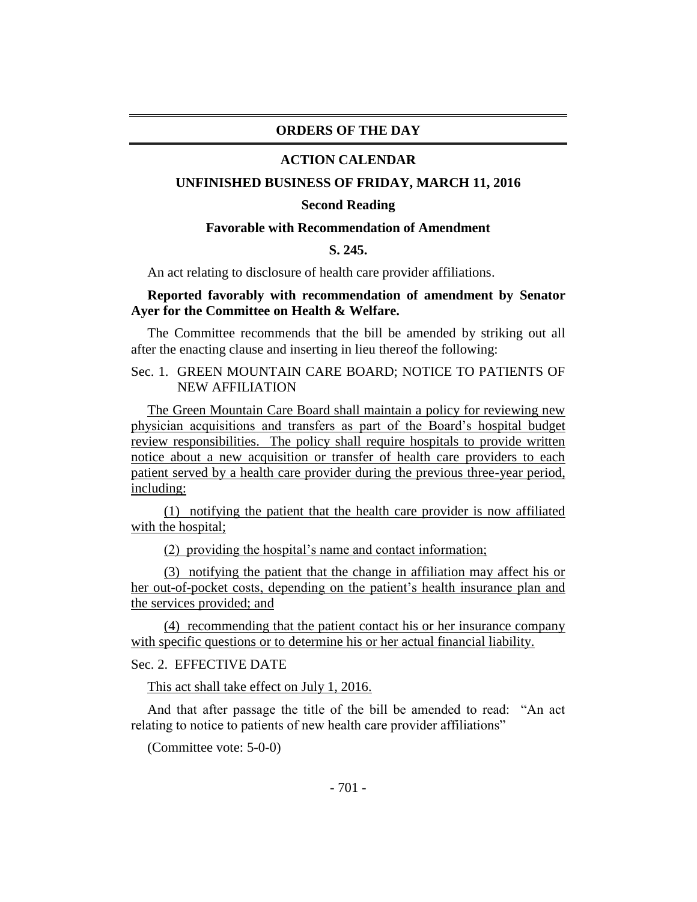# ORDERS OF THE DAY

## ACTION CALENDAR

### UNFINISHED BUSINESS OF FRIDAY, MARCH 11, 2016

#### Second Reading

#### Favorable with Recommendation of Amendment

#### S. 245.

An act relating to disclosure of health care provider affiliations.

**Reported favorably with recommendation of amendment by Senator Ayer for the Committee on Health & Welfare.**

The Committee recommends that the bill be amended by striking out all after the enacting clause and inserting in lieu thereof the following:

Sec. 1. GREEN MOUNTAIN CARE BOARD; NOTICE TO PATIENTS OF NEW AFFILIATION

The Green Mountain Care Board shall maintain a policy for reviewing new physician acquisitions and transfers as part of the Board's hospital budget review responsibilities. The policy shall require hospitals to provide written notice about a new acquisition or transfer of health care providers to each patient served by a health care provider during the previous three-year period, including:

(1) notifying the patient that the health care provider is now affiliated with the hospital;

(2) providing the hospital's name and contact information;

(3) notifying the patient that the change in affiliation may affect his or her out-of-pocket costs, depending on the patient's health insurance plan and the services provided; and

(4) recommending that the patient contact his or her insurance company with specific questions or to determine his or her actual financial liability.

Sec. 2. EFFECTIVE DATE

This act shall take effect on July 1, 2016.

And that after passage the title of the bill be amended to read: "An act relating to notice to patients of new health care provider affiliations"

(Committee vote: 5-0-0)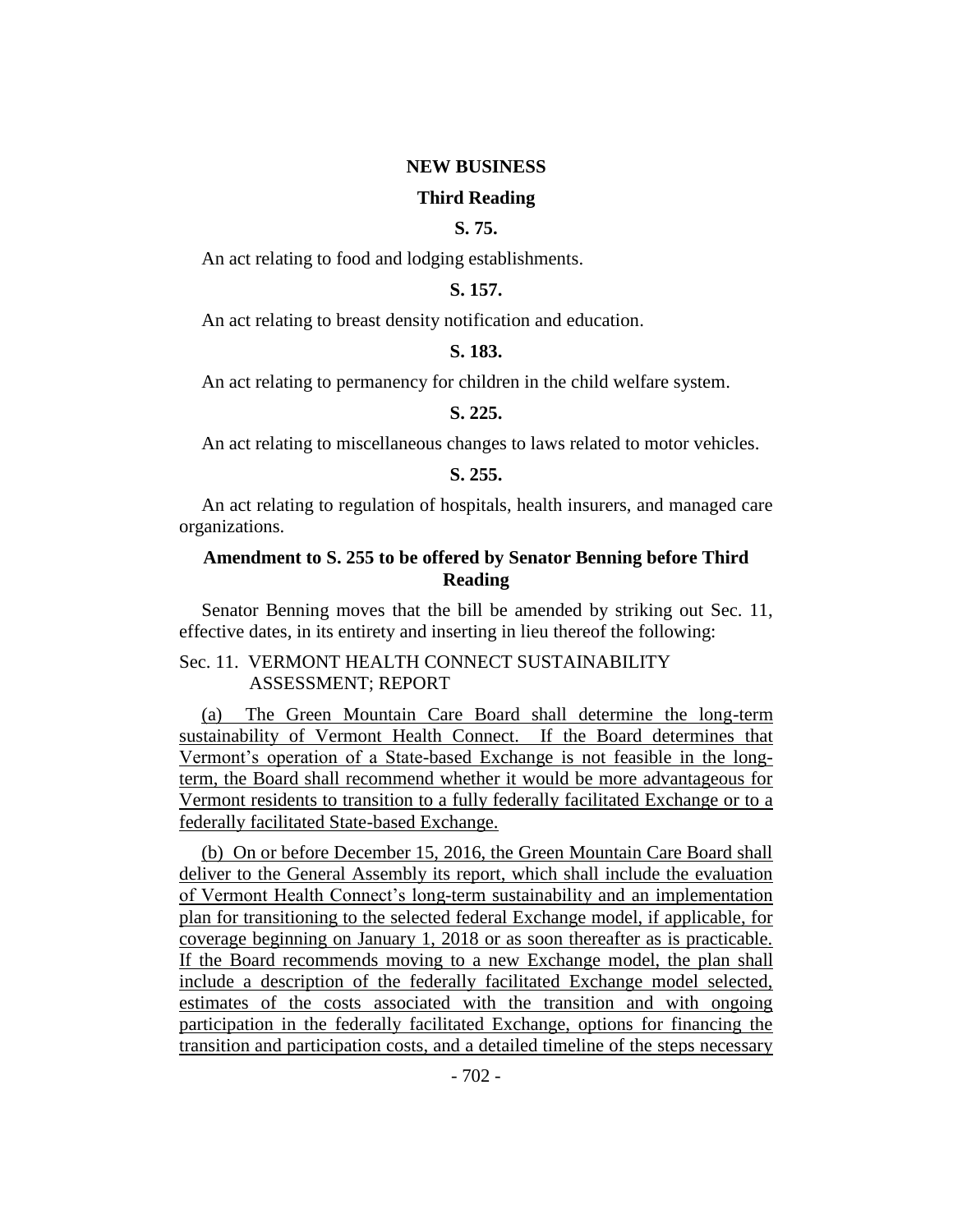## NEW BUSINESS

### Third Reading

**S. 75.**

An act relating to food and lodging establishments.

**S. 157.**

An act relating to breast density notification and education.

**S. 183.**

An act relating to permanency for children in the child welfare system.

**S. 225.**

An act relating to miscellaneous changes to laws related to motor vehicles.

**S. 255.**

An act relating to regulation of hospitals, health insurers, and managed care organizations.

**Amendment to S. 255 to be offered by Senator Benning before Third Reading**

Senator Benning moves that the bill be amended by striking out Sec. 11, effective dates, in its entirety and inserting in lieu thereof the following:

Sec. 11. VERMONT HEALTH CONNECT SUSTAINABILITY ASSESSMENT; REPORT

(a) The Green Mountain Care Board shall determine the long-term sustainability of Vermont Health Connect. If the Board determines that Vermont's operation of a State-based Exchange is not feasible in the long-term, the Board shall recommend whether it would be more advantageous for Vermont residents to transition to a fully federally facilitated Exchange or to a federally facilitated State-based Exchange.

(b) On or before December 15, 2016, the Green Mountain Care Board shall deliver to the General Assembly its report, which shall include the evaluation of Vermont Health Connect's long-term sustainability and an implementation plan for transitioning to the selected federal Exchange model, if applicable, for coverage beginning on January 1, 2018 or as soon thereafter as is practicable. If the Board recommends moving to a new Exchange model, the plan shall include a description of the federally facilitated Exchange model selected, estimates of the costs associated with the transition and with ongoing participation in the federally facilitated Exchange, options for financing the transition and participation costs, and a detailed timeline of the steps necessary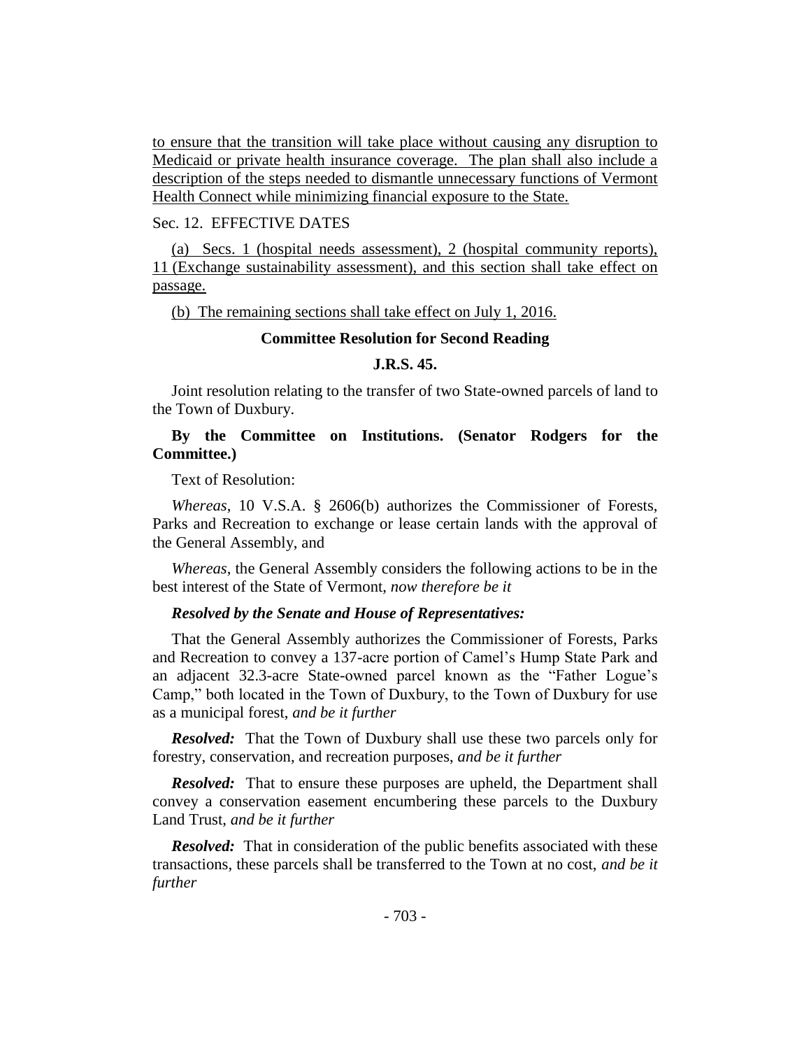to ensure that the transition will take place without causing any disruption to Medicaid or private health insurance coverage. The plan shall also include a description of the steps needed to dismantle unnecessary functions of Vermont Health Connect while minimizing financial exposure to the State.

Sec. 12. EFFECTIVE DATES

(a) Secs. 1 (hospital needs assessment), 2 (hospital community reports), 11 (Exchange sustainability assessment), and this section shall take effect on passage.

(b) The remaining sections shall take effect on July 1, 2016.

**Committee Resolution for Second Reading**

**J.R.S. 45.**

Joint resolution relating to the transfer of two State-owned parcels of land to the Town of Duxbury.

**By the Committee on Institutions. (Senator Rodgers for the Committee.)**

Text of Resolution:

*Whereas*, 10 V.S.A. § 2606(b) authorizes the Commissioner of Forests, Parks and Recreation to exchange or lease certain lands with the approval of the General Assembly, and

*Whereas*, the General Assembly considers the following actions to be in the best interest of the State of Vermont, *now therefore be it*

***Resolved by the Senate and House of Representatives:***

That the General Assembly authorizes the Commissioner of Forests, Parks and Recreation to convey a 137-acre portion of Camel's Hump State Park and an adjacent 32.3-acre State-owned parcel known as the "Father Logue's Camp," both located in the Town of Duxbury, to the Town of Duxbury for use as a municipal forest, *and be it further*

***Resolved:*** That the Town of Duxbury shall use these two parcels only for forestry, conservation, and recreation purposes, *and be it further*

***Resolved:*** That to ensure these purposes are upheld, the Department shall convey a conservation easement encumbering these parcels to the Duxbury Land Trust, *and be it further*

***Resolved:*** That in consideration of the public benefits associated with these transactions, these parcels shall be transferred to the Town at no cost, *and be it further*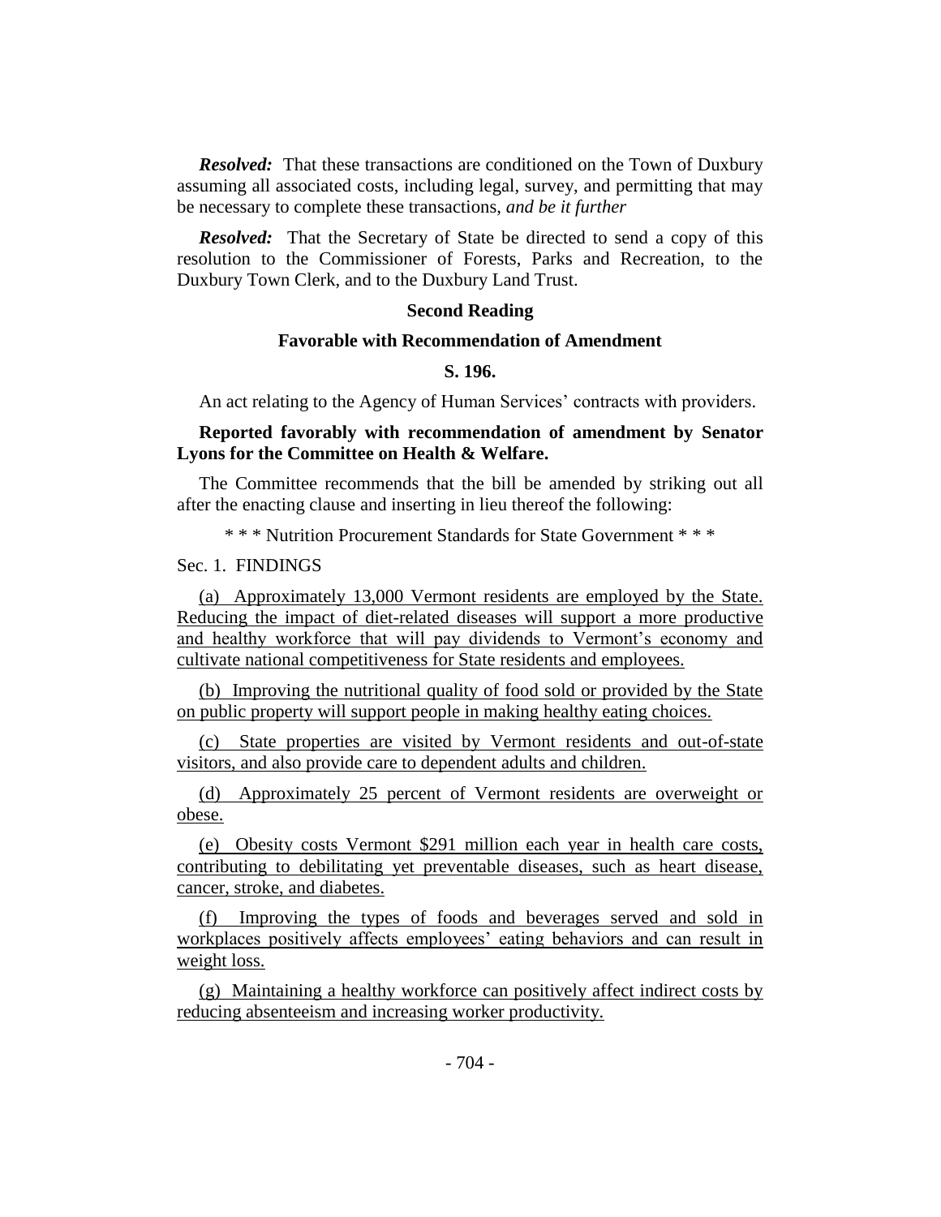***Resolved:*** That these transactions are conditioned on the Town of Duxbury assuming all associated costs, including legal, survey, and permitting that may be necessary to complete these transactions, *and be it further*

***Resolved:*** That the Secretary of State be directed to send a copy of this resolution to the Commissioner of Forests, Parks and Recreation, to the Duxbury Town Clerk, and to the Duxbury Land Trust.

**Second Reading**

**Favorable with Recommendation of Amendment**

**S. 196.**

An act relating to the Agency of Human Services' contracts with providers.

**Reported favorably with recommendation of amendment by Senator Lyons for the Committee on Health & Welfare.**

The Committee recommends that the bill be amended by striking out all after the enacting clause and inserting in lieu thereof the following:

\* \* \* Nutrition Procurement Standards for State Government \* \* \*

Sec. 1. FINDINGS

(a) Approximately 13,000 Vermont residents are employed by the State. Reducing the impact of diet-related diseases will support a more productive and healthy workforce that will pay dividends to Vermont's economy and cultivate national competitiveness for State residents and employees.

(b) Improving the nutritional quality of food sold or provided by the State on public property will support people in making healthy eating choices.

(c) State properties are visited by Vermont residents and out-of-state visitors, and also provide care to dependent adults and children.

(d) Approximately 25 percent of Vermont residents are overweight or obese.

(e) Obesity costs Vermont $291 million each year in health care costs, contributing to debilitating yet preventable diseases, such as heart disease, cancer, stroke, and diabetes.

(f) Improving the types of foods and beverages served and sold in workplaces positively affects employees' eating behaviors and can result in weight loss.

(g) Maintaining a healthy workforce can positively affect indirect costs by reducing absenteeism and increasing worker productivity.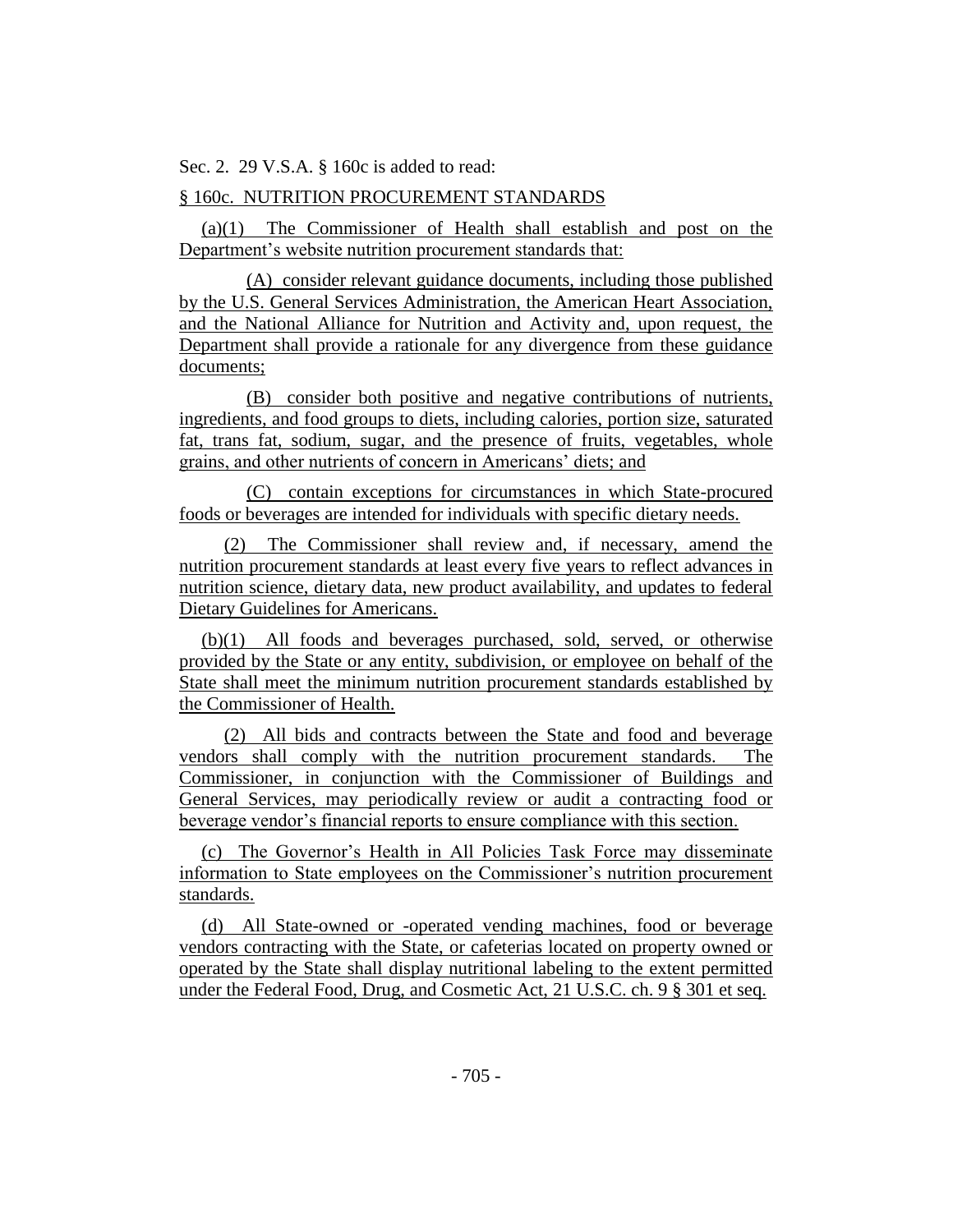Sec. 2. 29 V.S.A. § 160c is added to read:

§ 160c. NUTRITION PROCUREMENT STANDARDS

(a)(1) The Commissioner of Health shall establish and post on the Department's website nutrition procurement standards that:

(A) consider relevant guidance documents, including those published by the U.S. General Services Administration, the American Heart Association, and the National Alliance for Nutrition and Activity and, upon request, the Department shall provide a rationale for any divergence from these guidance documents;

(B) consider both positive and negative contributions of nutrients, ingredients, and food groups to diets, including calories, portion size, saturated fat, trans fat, sodium, sugar, and the presence of fruits, vegetables, whole grains, and other nutrients of concern in Americans' diets; and

(C) contain exceptions for circumstances in which State-procured foods or beverages are intended for individuals with specific dietary needs.

(2) The Commissioner shall review and, if necessary, amend the nutrition procurement standards at least every five years to reflect advances in nutrition science, dietary data, new product availability, and updates to federal Dietary Guidelines for Americans.

(b)(1) All foods and beverages purchased, sold, served, or otherwise provided by the State or any entity, subdivision, or employee on behalf of the State shall meet the minimum nutrition procurement standards established by the Commissioner of Health.

(2) All bids and contracts between the State and food and beverage vendors shall comply with the nutrition procurement standards. The Commissioner, in conjunction with the Commissioner of Buildings and General Services, may periodically review or audit a contracting food or beverage vendor's financial reports to ensure compliance with this section.

(c) The Governor's Health in All Policies Task Force may disseminate information to State employees on the Commissioner's nutrition procurement standards.

(d) All State-owned or -operated vending machines, food or beverage vendors contracting with the State, or cafeterias located on property owned or operated by the State shall display nutritional labeling to the extent permitted under the Federal Food, Drug, and Cosmetic Act, 21 U.S.C. ch. 9 § 301 et seq.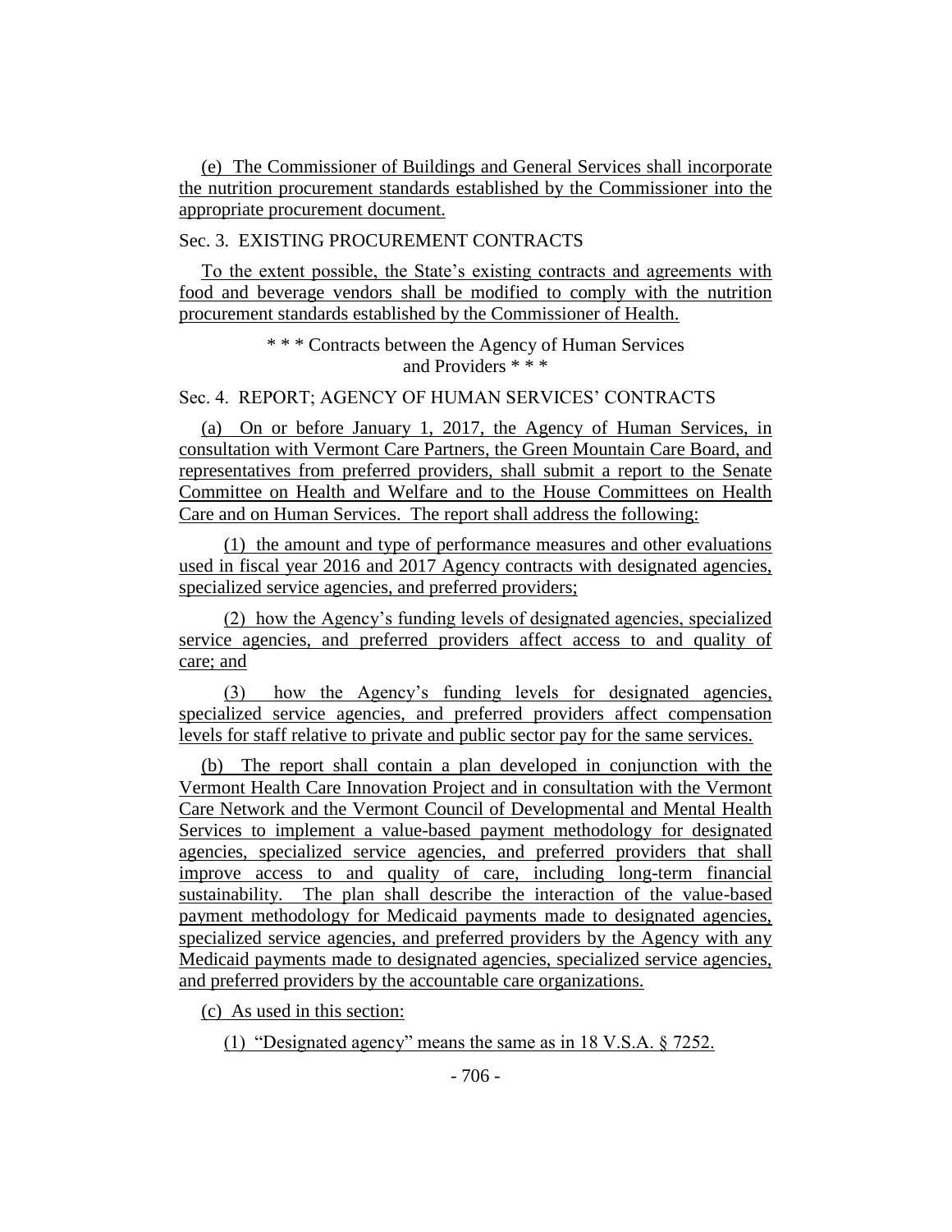(e) The Commissioner of Buildings and General Services shall incorporate the nutrition procurement standards established by the Commissioner into the appropriate procurement document.

Sec. 3. EXISTING PROCUREMENT CONTRACTS

To the extent possible, the State's existing contracts and agreements with food and beverage vendors shall be modified to comply with the nutrition procurement standards established by the Commissioner of Health.

\* \* \* Contracts between the Agency of Human Services and Providers \* \* \*

Sec. 4. REPORT; AGENCY OF HUMAN SERVICES' CONTRACTS

(a) On or before January 1, 2017, the Agency of Human Services, in consultation with Vermont Care Partners, the Green Mountain Care Board, and representatives from preferred providers, shall submit a report to the Senate Committee on Health and Welfare and to the House Committees on Health Care and on Human Services. The report shall address the following:

(1) the amount and type of performance measures and other evaluations used in fiscal year 2016 and 2017 Agency contracts with designated agencies, specialized service agencies, and preferred providers;

(2) how the Agency's funding levels of designated agencies, specialized service agencies, and preferred providers affect access to and quality of care; and

(3) how the Agency's funding levels for designated agencies, specialized service agencies, and preferred providers affect compensation levels for staff relative to private and public sector pay for the same services.

(b) The report shall contain a plan developed in conjunction with the Vermont Health Care Innovation Project and in consultation with the Vermont Care Network and the Vermont Council of Developmental and Mental Health Services to implement a value-based payment methodology for designated agencies, specialized service agencies, and preferred providers that shall improve access to and quality of care, including long-term financial sustainability. The plan shall describe the interaction of the value-based payment methodology for Medicaid payments made to designated agencies, specialized service agencies, and preferred providers by the Agency with any Medicaid payments made to designated agencies, specialized service agencies, and preferred providers by the accountable care organizations.

(c) As used in this section:

(1) "Designated agency" means the same as in 18 V.S.A. § 7252.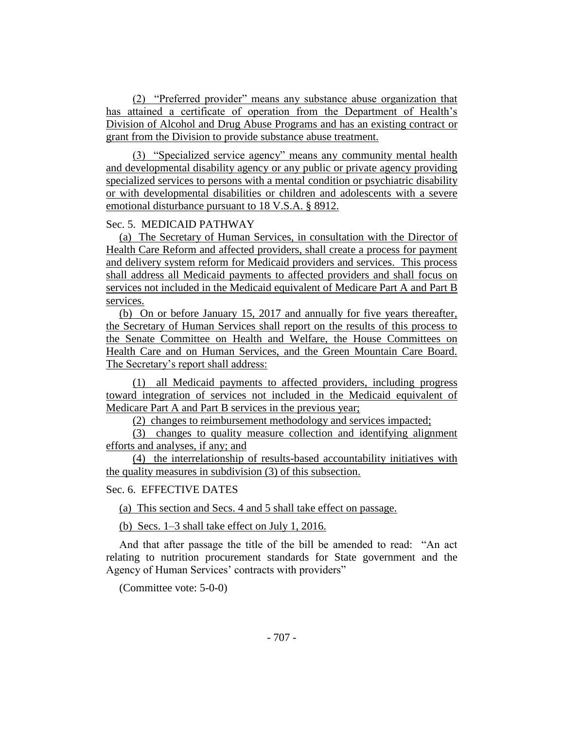(2) "Preferred provider" means any substance abuse organization that has attained a certificate of operation from the Department of Health's Division of Alcohol and Drug Abuse Programs and has an existing contract or grant from the Division to provide substance abuse treatment.

(3) "Specialized service agency" means any community mental health and developmental disability agency or any public or private agency providing specialized services to persons with a mental condition or psychiatric disability or with developmental disabilities or children and adolescents with a severe emotional disturbance pursuant to 18 V.S.A. § 8912.

Sec. 5. MEDICAID PATHWAY

(a) The Secretary of Human Services, in consultation with the Director of Health Care Reform and affected providers, shall create a process for payment and delivery system reform for Medicaid providers and services. This process shall address all Medicaid payments to affected providers and shall focus on services not included in the Medicaid equivalent of Medicare Part A and Part B services.

(b) On or before January 15, 2017 and annually for five years thereafter, the Secretary of Human Services shall report on the results of this process to the Senate Committee on Health and Welfare, the House Committees on Health Care and on Human Services, and the Green Mountain Care Board. The Secretary's report shall address:

(1) all Medicaid payments to affected providers, including progress toward integration of services not included in the Medicaid equivalent of Medicare Part A and Part B services in the previous year;

(2) changes to reimbursement methodology and services impacted;

(3) changes to quality measure collection and identifying alignment efforts and analyses, if any; and

(4) the interrelationship of results-based accountability initiatives with the quality measures in subdivision (3) of this subsection.

Sec. 6. EFFECTIVE DATES

(a) This section and Secs. 4 and 5 shall take effect on passage.

(b) Secs. 1–3 shall take effect on July 1, 2016.

And that after passage the title of the bill be amended to read: "An act relating to nutrition procurement standards for State government and the Agency of Human Services' contracts with providers"

(Committee vote: 5-0-0)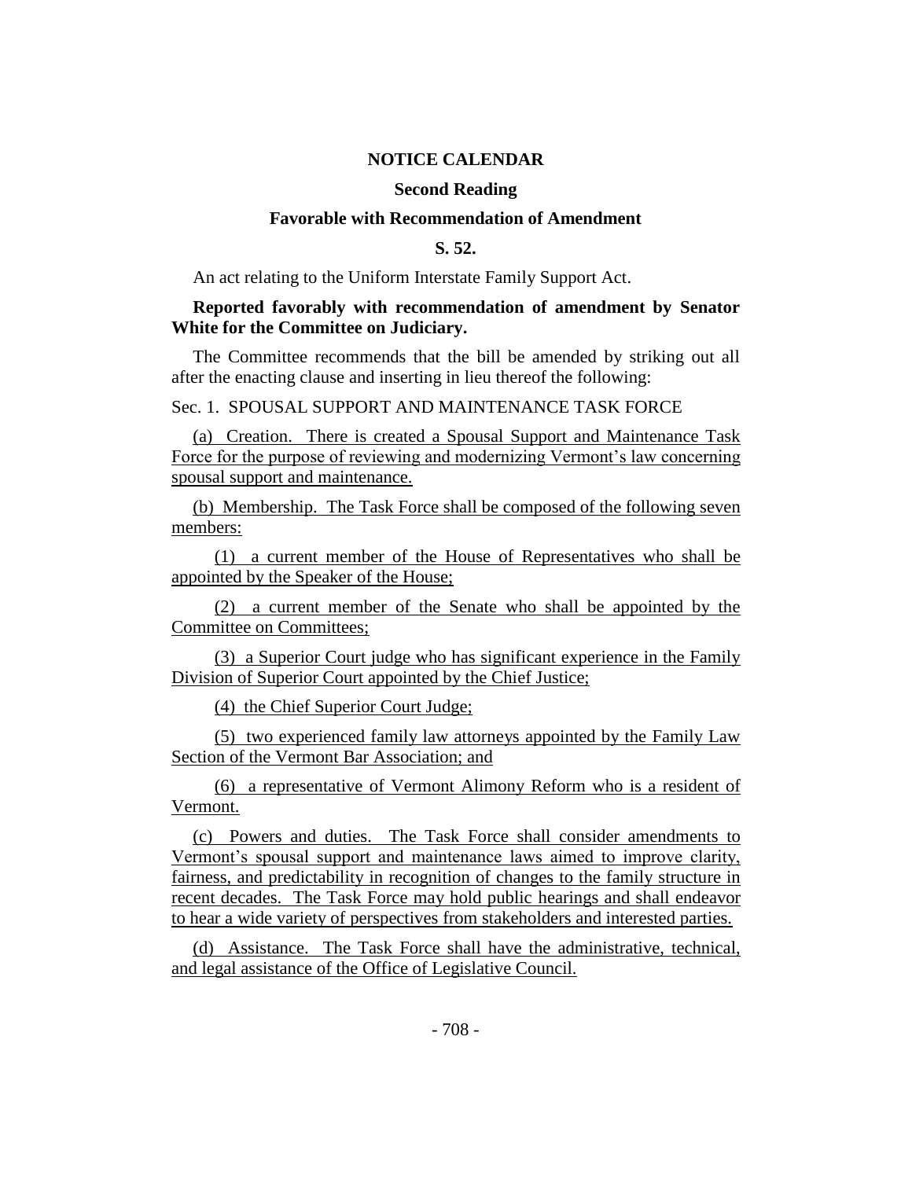## NOTICE CALENDAR

### Second Reading

### Favorable with Recommendation of Amendment

### S. 52.

An act relating to the Uniform Interstate Family Support Act.

**Reported favorably with recommendation of amendment by Senator White for the Committee on Judiciary.**

The Committee recommends that the bill be amended by striking out all after the enacting clause and inserting in lieu thereof the following:

Sec. 1. SPOUSAL SUPPORT AND MAINTENANCE TASK FORCE

(a) Creation. There is created a Spousal Support and Maintenance Task Force for the purpose of reviewing and modernizing Vermont's law concerning spousal support and maintenance.

(b) Membership. The Task Force shall be composed of the following seven members:

(1) a current member of the House of Representatives who shall be appointed by the Speaker of the House;

(2) a current member of the Senate who shall be appointed by the Committee on Committees;

(3) a Superior Court judge who has significant experience in the Family Division of Superior Court appointed by the Chief Justice;

(4) the Chief Superior Court Judge;

(5) two experienced family law attorneys appointed by the Family Law Section of the Vermont Bar Association; and

(6) a representative of Vermont Alimony Reform who is a resident of Vermont.

(c) Powers and duties. The Task Force shall consider amendments to Vermont's spousal support and maintenance laws aimed to improve clarity, fairness, and predictability in recognition of changes to the family structure in recent decades. The Task Force may hold public hearings and shall endeavor to hear a wide variety of perspectives from stakeholders and interested parties.

(d) Assistance. The Task Force shall have the administrative, technical, and legal assistance of the Office of Legislative Council.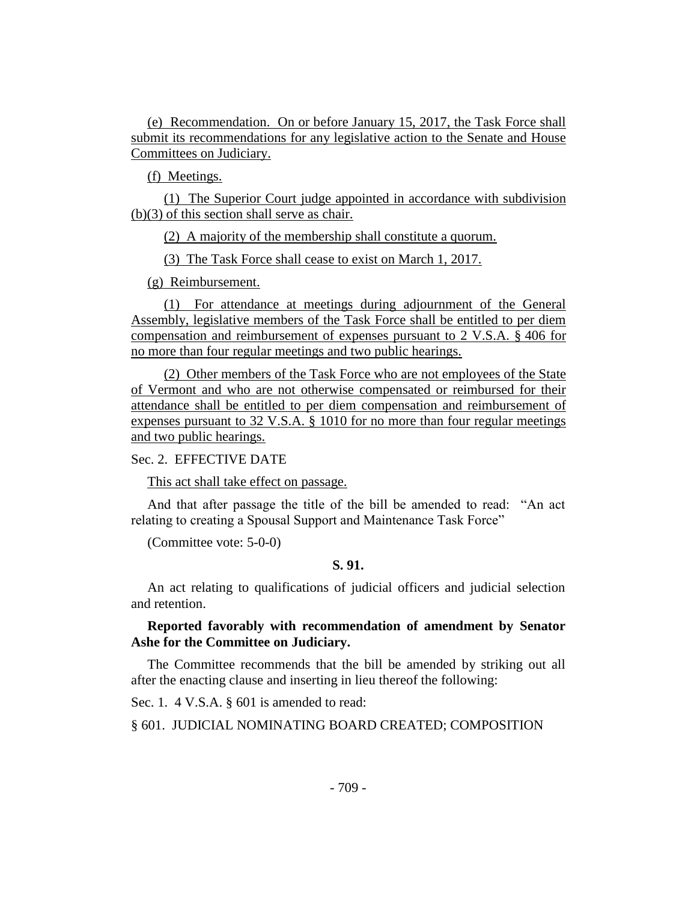(e) Recommendation. On or before January 15, 2017, the Task Force shall submit its recommendations for any legislative action to the Senate and House Committees on Judiciary.

(f) Meetings.

(1) The Superior Court judge appointed in accordance with subdivision (b)(3) of this section shall serve as chair.

(2) A majority of the membership shall constitute a quorum.

(3) The Task Force shall cease to exist on March 1, 2017.

(g) Reimbursement.

(1) For attendance at meetings during adjournment of the General Assembly, legislative members of the Task Force shall be entitled to per diem compensation and reimbursement of expenses pursuant to 2 V.S.A. § 406 for no more than four regular meetings and two public hearings.

(2) Other members of the Task Force who are not employees of the State of Vermont and who are not otherwise compensated or reimbursed for their attendance shall be entitled to per diem compensation and reimbursement of expenses pursuant to 32 V.S.A. § 1010 for no more than four regular meetings and two public hearings.

Sec. 2. EFFECTIVE DATE

This act shall take effect on passage.

And that after passage the title of the bill be amended to read: "An act relating to creating a Spousal Support and Maintenance Task Force"

(Committee vote: 5-0-0)

**S. 91.**

An act relating to qualifications of judicial officers and judicial selection and retention.

**Reported favorably with recommendation of amendment by Senator Ashe for the Committee on Judiciary.**

The Committee recommends that the bill be amended by striking out all after the enacting clause and inserting in lieu thereof the following:

Sec. 1. 4 V.S.A. § 601 is amended to read:

§ 601. JUDICIAL NOMINATING BOARD CREATED; COMPOSITION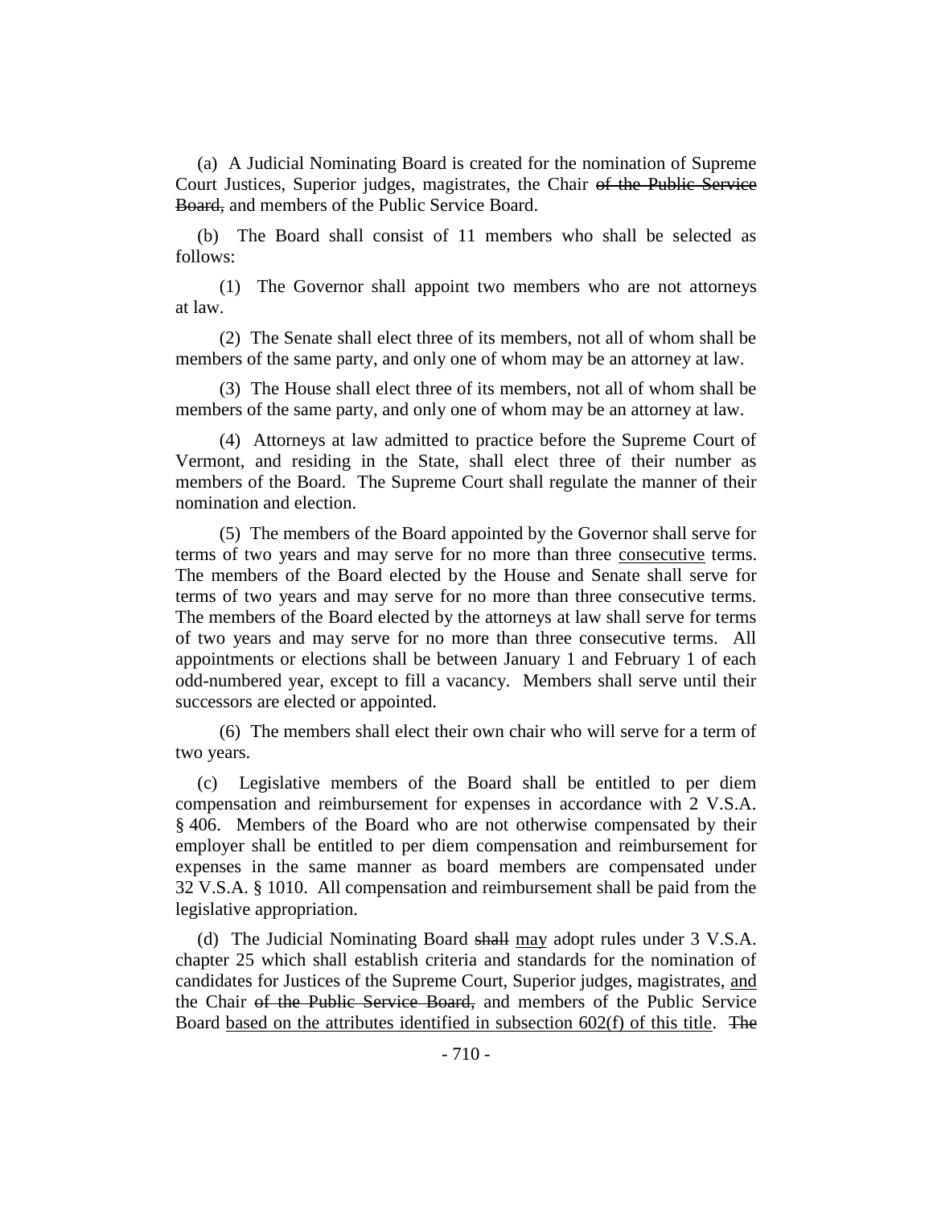(a) A Judicial Nominating Board is created for the nomination of Supreme Court Justices, Superior judges, magistrates, the Chair ~~of the Public Service Board,~~ and members of the Public Service Board.

(b) The Board shall consist of 11 members who shall be selected as follows:

(1) The Governor shall appoint two members who are not attorneys at law.

(2) The Senate shall elect three of its members, not all of whom shall be members of the same party, and only one of whom may be an attorney at law.

(3) The House shall elect three of its members, not all of whom shall be members of the same party, and only one of whom may be an attorney at law.

(4) Attorneys at law admitted to practice before the Supreme Court of Vermont, and residing in the State, shall elect three of their number as members of the Board. The Supreme Court shall regulate the manner of their nomination and election.

(5) The members of the Board appointed by the Governor shall serve for terms of two years and may serve for no more than three <u>consecutive</u> terms. The members of the Board elected by the House and Senate shall serve for terms of two years and may serve for no more than three consecutive terms. The members of the Board elected by the attorneys at law shall serve for terms of two years and may serve for no more than three consecutive terms. All appointments or elections shall be between January 1 and February 1 of each odd-numbered year, except to fill a vacancy. Members shall serve until their successors are elected or appointed.

(6) The members shall elect their own chair who will serve for a term of two years.

(c) Legislative members of the Board shall be entitled to per diem compensation and reimbursement for expenses in accordance with 2 V.S.A. § 406. Members of the Board who are not otherwise compensated by their employer shall be entitled to per diem compensation and reimbursement for expenses in the same manner as board members are compensated under 32 V.S.A. § 1010. All compensation and reimbursement shall be paid from the legislative appropriation.

(d) The Judicial Nominating Board ~~shall~~ <u>may</u> adopt rules under 3 V.S.A. chapter 25 which shall establish criteria and standards for the nomination of candidates for Justices of the Supreme Court, Superior judges, magistrates, <u>and</u> the Chair ~~of the Public Service Board,~~ and members of the Public Service Board <u>based on the attributes identified in subsection 602(f) of this title</u>. ~~The~~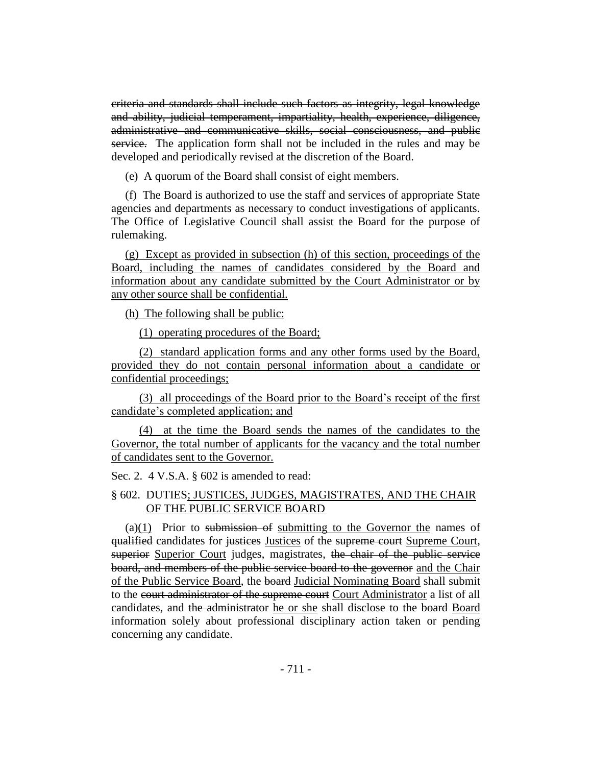~~criteria and standards shall include such factors as integrity, legal knowledge and ability, judicial temperament, impartiality, health, experience, diligence, administrative and communicative skills, social consciousness, and public service.~~ The application form shall not be included in the rules and may be developed and periodically revised at the discretion of the Board.

(e) A quorum of the Board shall consist of eight members.

(f) The Board is authorized to use the staff and services of appropriate State agencies and departments as necessary to conduct investigations of applicants. The Office of Legislative Council shall assist the Board for the purpose of rulemaking.

<u>(g) Except as provided in subsection (h) of this section, proceedings of the Board, including the names of candidates considered by the Board and information about any candidate submitted by the Court Administrator or by any other source shall be confidential.</u>

<u>(h) The following shall be public:</u>

<u>(1) operating procedures of the Board;</u>

<u>(2) standard application forms and any other forms used by the Board, provided they do not contain personal information about a candidate or confidential proceedings;</u>

<u>(3) all proceedings of the Board prior to the Board's receipt of the first candidate's completed application; and</u>

<u>(4) at the time the Board sends the names of the candidates to the Governor, the total number of applicants for the vacancy and the total number of candidates sent to the Governor.</u>

Sec. 2. 4 V.S.A. § 602 is amended to read:

§ 602. DUTIES<u>; JUSTICES, JUDGES, MAGISTRATES, AND THE CHAIR OF THE PUBLIC SERVICE BOARD</u>

(a)<u>(1)</u> Prior to ~~submission of~~ <u>submitting to the Governor the</u> names of ~~qualified~~ candidates for ~~justices~~ <u>Justices</u> of the ~~supreme court~~ <u>Supreme Court</u>, ~~superior~~ <u>Superior Court</u> judges, magistrates, ~~the chair of the public service board, and members of the public service board to the governor~~ <u>and the Chair of the Public Service Board</u>, the ~~board~~ <u>Judicial Nominating Board</u> shall submit to the ~~court administrator of the supreme court~~ <u>Court Administrator</u> a list of all candidates, and ~~the administrator~~ <u>he or she</u> shall disclose to the ~~board~~ <u>Board</u> information solely about professional disciplinary action taken or pending concerning any candidate.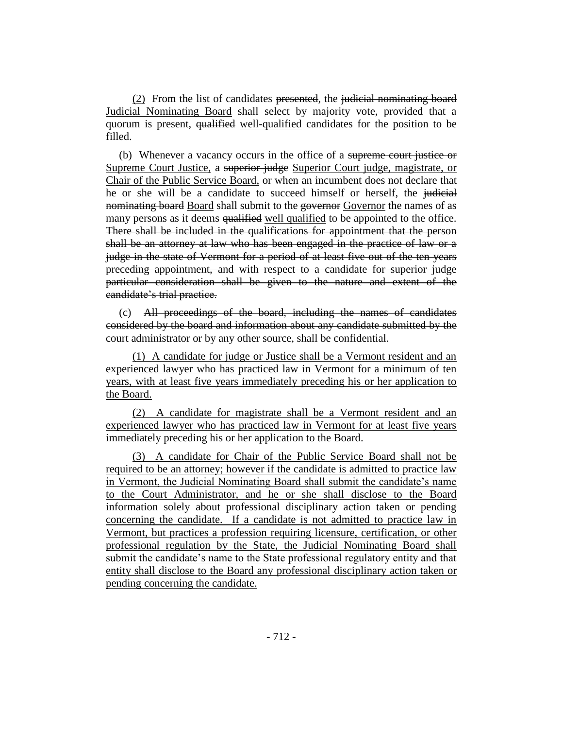<u>(2)</u> From the list of candidates ~~presented~~, the ~~judicial nominating board~~ <u>Judicial Nominating Board</u> shall select by majority vote, provided that a quorum is present, ~~qualified~~ <u>well-qualified</u> candidates for the position to be filled.

(b) Whenever a vacancy occurs in the office of a ~~supreme court justice or~~ <u>Supreme Court Justice,</u> a ~~superior judge~~ <u>Superior Court judge, magistrate, or Chair of the Public Service Board,</u> or when an incumbent does not declare that he or she will be a candidate to succeed himself or herself, the ~~judicial nominating board~~ <u>Board</u> shall submit to the ~~governor~~ <u>Governor</u> the names of as many persons as it deems ~~qualified~~ <u>well qualified</u> to be appointed to the office. ~~There shall be included in the qualifications for appointment that the person shall be an attorney at law who has been engaged in the practice of law or a judge in the state of Vermont for a period of at least five out of the ten years preceding appointment, and with respect to a candidate for superior judge particular consideration shall be given to the nature and extent of the candidate's trial practice.~~

(c) ~~All proceedings of the board, including the names of candidates considered by the board and information about any candidate submitted by the court administrator or by any other source, shall be confidential.~~

<u>(1) A candidate for judge or Justice shall be a Vermont resident and an experienced lawyer who has practiced law in Vermont for a minimum of ten years, with at least five years immediately preceding his or her application to the Board.</u>

<u>(2) A candidate for magistrate shall be a Vermont resident and an experienced lawyer who has practiced law in Vermont for at least five years immediately preceding his or her application to the Board.</u>

<u>(3) A candidate for Chair of the Public Service Board shall not be required to be an attorney; however if the candidate is admitted to practice law in Vermont, the Judicial Nominating Board shall submit the candidate's name to the Court Administrator, and he or she shall disclose to the Board information solely about professional disciplinary action taken or pending concerning the candidate. If a candidate is not admitted to practice law in Vermont, but practices a profession requiring licensure, certification, or other professional regulation by the State, the Judicial Nominating Board shall submit the candidate's name to the State professional regulatory entity and that entity shall disclose to the Board any professional disciplinary action taken or pending concerning the candidate.</u>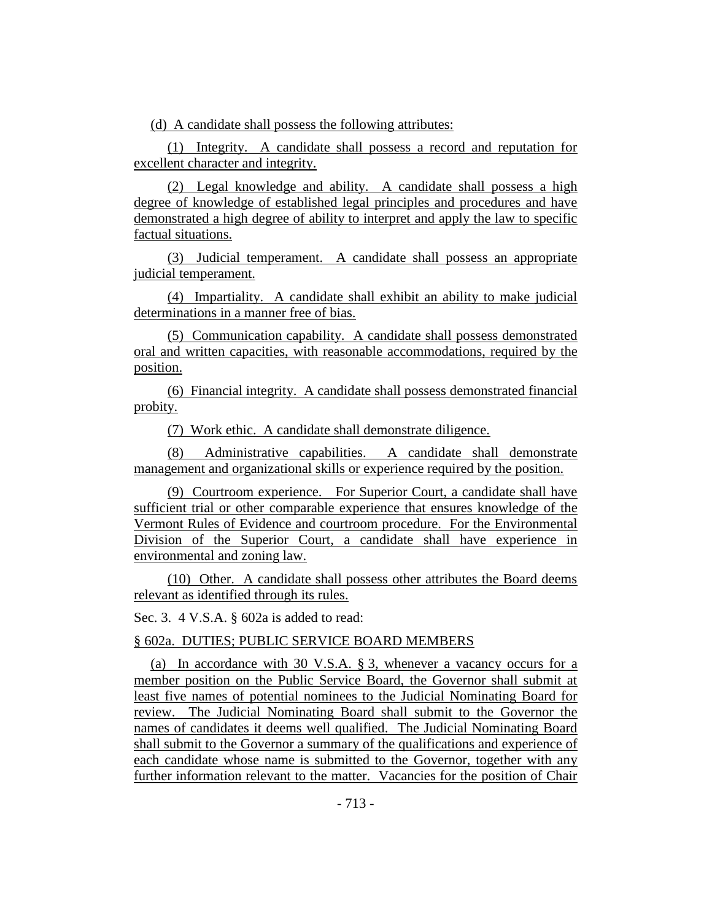(d) A candidate shall possess the following attributes:

(1) Integrity. A candidate shall possess a record and reputation for excellent character and integrity.

(2) Legal knowledge and ability. A candidate shall possess a high degree of knowledge of established legal principles and procedures and have demonstrated a high degree of ability to interpret and apply the law to specific factual situations.

(3) Judicial temperament. A candidate shall possess an appropriate judicial temperament.

(4) Impartiality. A candidate shall exhibit an ability to make judicial determinations in a manner free of bias.

(5) Communication capability. A candidate shall possess demonstrated oral and written capacities, with reasonable accommodations, required by the position.

(6) Financial integrity. A candidate shall possess demonstrated financial probity.

(7) Work ethic. A candidate shall demonstrate diligence.

(8) Administrative capabilities. A candidate shall demonstrate management and organizational skills or experience required by the position.

(9) Courtroom experience. For Superior Court, a candidate shall have sufficient trial or other comparable experience that ensures knowledge of the Vermont Rules of Evidence and courtroom procedure. For the Environmental Division of the Superior Court, a candidate shall have experience in environmental and zoning law.

(10) Other. A candidate shall possess other attributes the Board deems relevant as identified through its rules.

Sec. 3. 4 V.S.A. § 602a is added to read:

§ 602a. DUTIES; PUBLIC SERVICE BOARD MEMBERS

(a) In accordance with 30 V.S.A. § 3, whenever a vacancy occurs for a member position on the Public Service Board, the Governor shall submit at least five names of potential nominees to the Judicial Nominating Board for review. The Judicial Nominating Board shall submit to the Governor the names of candidates it deems well qualified. The Judicial Nominating Board shall submit to the Governor a summary of the qualifications and experience of each candidate whose name is submitted to the Governor, together with any further information relevant to the matter. Vacancies for the position of Chair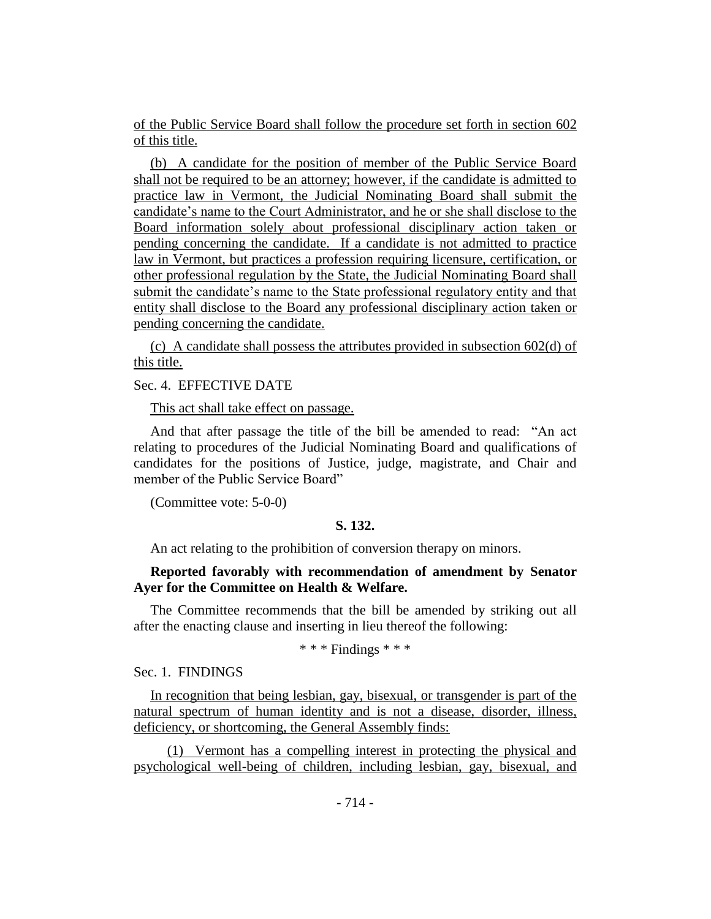of the Public Service Board shall follow the procedure set forth in section 602 of this title.

(b) A candidate for the position of member of the Public Service Board shall not be required to be an attorney; however, if the candidate is admitted to practice law in Vermont, the Judicial Nominating Board shall submit the candidate's name to the Court Administrator, and he or she shall disclose to the Board information solely about professional disciplinary action taken or pending concerning the candidate. If a candidate is not admitted to practice law in Vermont, but practices a profession requiring licensure, certification, or other professional regulation by the State, the Judicial Nominating Board shall submit the candidate's name to the State professional regulatory entity and that entity shall disclose to the Board any professional disciplinary action taken or pending concerning the candidate.

(c) A candidate shall possess the attributes provided in subsection 602(d) of this title.

Sec. 4. EFFECTIVE DATE

This act shall take effect on passage.

And that after passage the title of the bill be amended to read: "An act relating to procedures of the Judicial Nominating Board and qualifications of candidates for the positions of Justice, judge, magistrate, and Chair and member of the Public Service Board"

(Committee vote: 5-0-0)

**S. 132.**

An act relating to the prohibition of conversion therapy on minors.

**Reported favorably with recommendation of amendment by Senator Ayer for the Committee on Health & Welfare.**

The Committee recommends that the bill be amended by striking out all after the enacting clause and inserting in lieu thereof the following:

\* \* \* Findings \* \* \*

Sec. 1. FINDINGS

In recognition that being lesbian, gay, bisexual, or transgender is part of the natural spectrum of human identity and is not a disease, disorder, illness, deficiency, or shortcoming, the General Assembly finds:

(1) Vermont has a compelling interest in protecting the physical and psychological well-being of children, including lesbian, gay, bisexual, and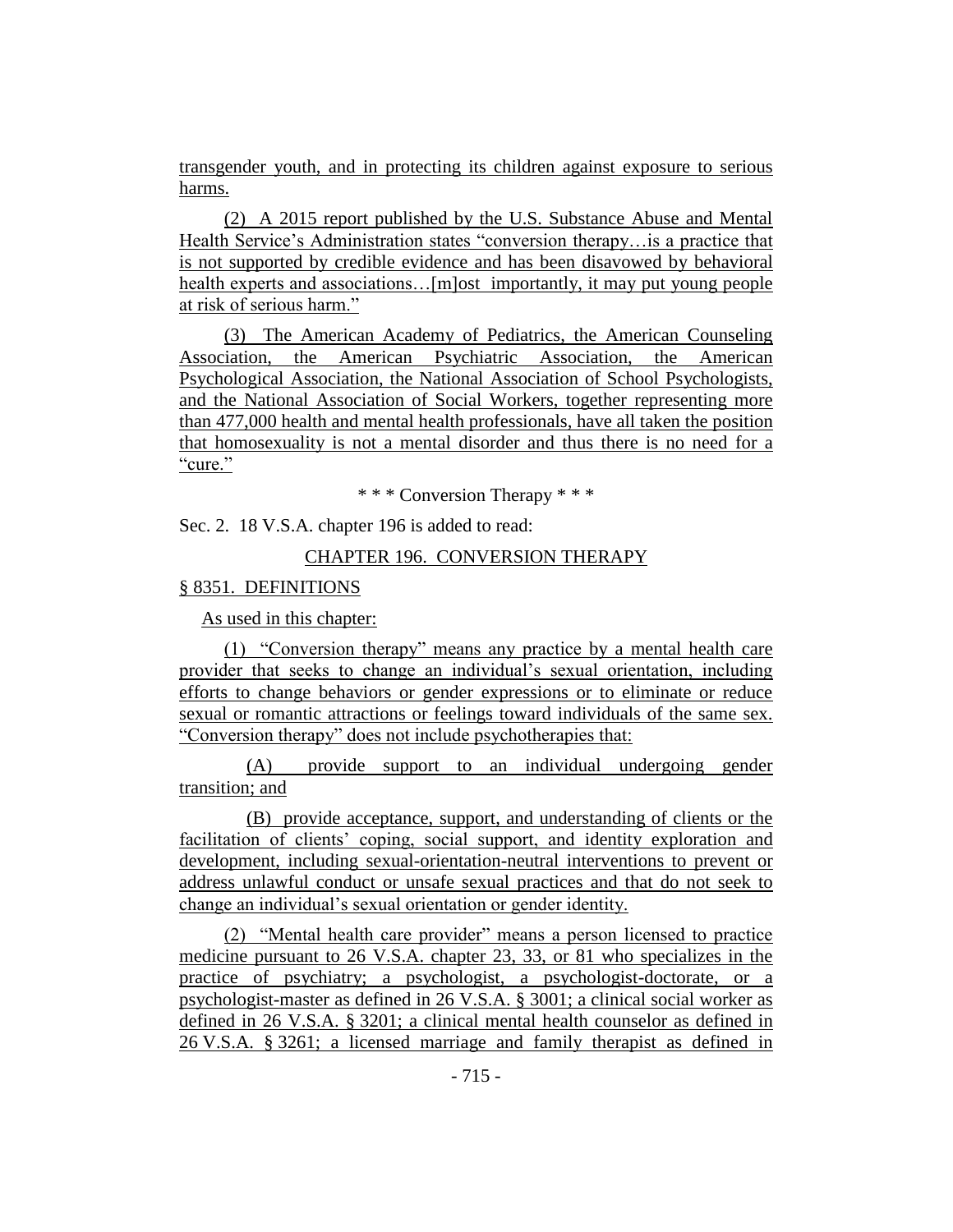transgender youth, and in protecting its children against exposure to serious harms.

(2) A 2015 report published by the U.S. Substance Abuse and Mental Health Service's Administration states "conversion therapy…is a practice that is not supported by credible evidence and has been disavowed by behavioral health experts and associations…[m]ost importantly, it may put young people at risk of serious harm."

(3) The American Academy of Pediatrics, the American Counseling Association, the American Psychiatric Association, the American Psychological Association, the National Association of School Psychologists, and the National Association of Social Workers, together representing more than 477,000 health and mental health professionals, have all taken the position that homosexuality is not a mental disorder and thus there is no need for a "cure."

\* \* \* Conversion Therapy \* \* \*

Sec. 2. 18 V.S.A. chapter 196 is added to read:

CHAPTER 196. CONVERSION THERAPY

§ 8351. DEFINITIONS

As used in this chapter:

(1) "Conversion therapy" means any practice by a mental health care provider that seeks to change an individual's sexual orientation, including efforts to change behaviors or gender expressions or to eliminate or reduce sexual or romantic attractions or feelings toward individuals of the same sex. "Conversion therapy" does not include psychotherapies that:

(A) provide support to an individual undergoing gender transition; and

(B) provide acceptance, support, and understanding of clients or the facilitation of clients' coping, social support, and identity exploration and development, including sexual-orientation-neutral interventions to prevent or address unlawful conduct or unsafe sexual practices and that do not seek to change an individual's sexual orientation or gender identity.

(2) "Mental health care provider" means a person licensed to practice medicine pursuant to 26 V.S.A. chapter 23, 33, or 81 who specializes in the practice of psychiatry; a psychologist, a psychologist-doctorate, or a psychologist-master as defined in 26 V.S.A. § 3001; a clinical social worker as defined in 26 V.S.A. § 3201; a clinical mental health counselor as defined in 26 V.S.A. § 3261; a licensed marriage and family therapist as defined in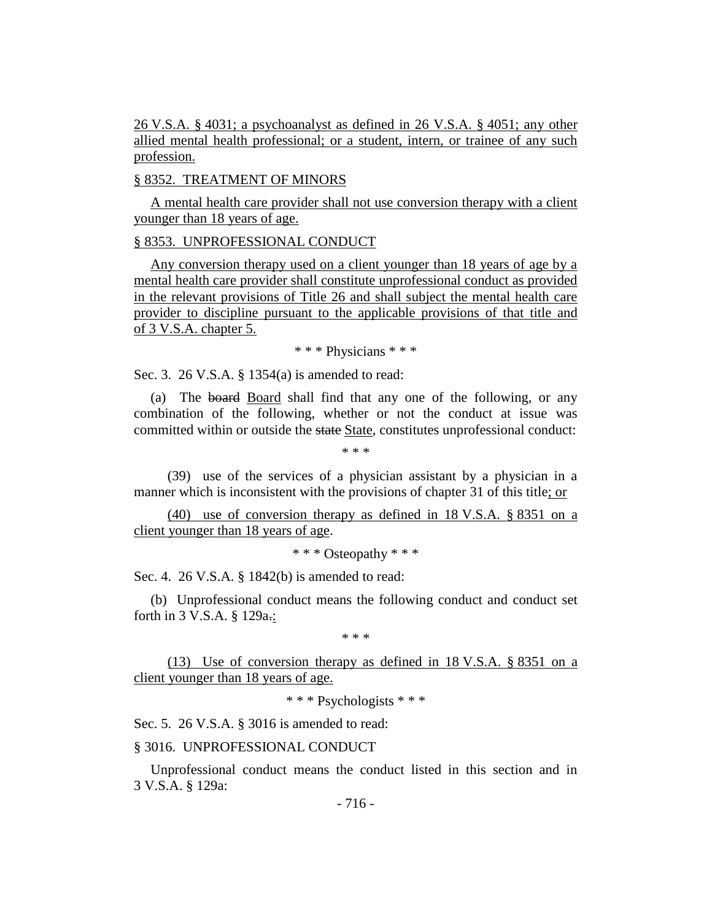26 V.S.A. § 4031; a psychoanalyst as defined in 26 V.S.A. § 4051; any other allied mental health professional; or a student, intern, or trainee of any such profession.

§ 8352. TREATMENT OF MINORS

A mental health care provider shall not use conversion therapy with a client younger than 18 years of age.

§ 8353. UNPROFESSIONAL CONDUCT

Any conversion therapy used on a client younger than 18 years of age by a mental health care provider shall constitute unprofessional conduct as provided in the relevant provisions of Title 26 and shall subject the mental health care provider to discipline pursuant to the applicable provisions of that title and of 3 V.S.A. chapter 5.

\* \* \* Physicians \* \* \*

Sec. 3. 26 V.S.A. § 1354(a) is amended to read:

(a) The ~~board~~ Board shall find that any one of the following, or any combination of the following, whether or not the conduct at issue was committed within or outside the ~~state~~ State, constitutes unprofessional conduct:

\* \* \*

(39) use of the services of a physician assistant by a physician in a manner which is inconsistent with the provisions of chapter 31 of this title; or

(40) use of conversion therapy as defined in 18 V.S.A. § 8351 on a client younger than 18 years of age.

\* \* \* Osteopathy \* \* \*

Sec. 4. 26 V.S.A. § 1842(b) is amended to read:

(b) Unprofessional conduct means the following conduct and conduct set forth in 3 V.S.A. § 129a~~.~~:

\* \* \*

(13) Use of conversion therapy as defined in 18 V.S.A. § 8351 on a client younger than 18 years of age.

\* \* \* Psychologists \* \* \*

Sec. 5. 26 V.S.A. § 3016 is amended to read:

§ 3016. UNPROFESSIONAL CONDUCT

Unprofessional conduct means the conduct listed in this section and in 3 V.S.A. § 129a: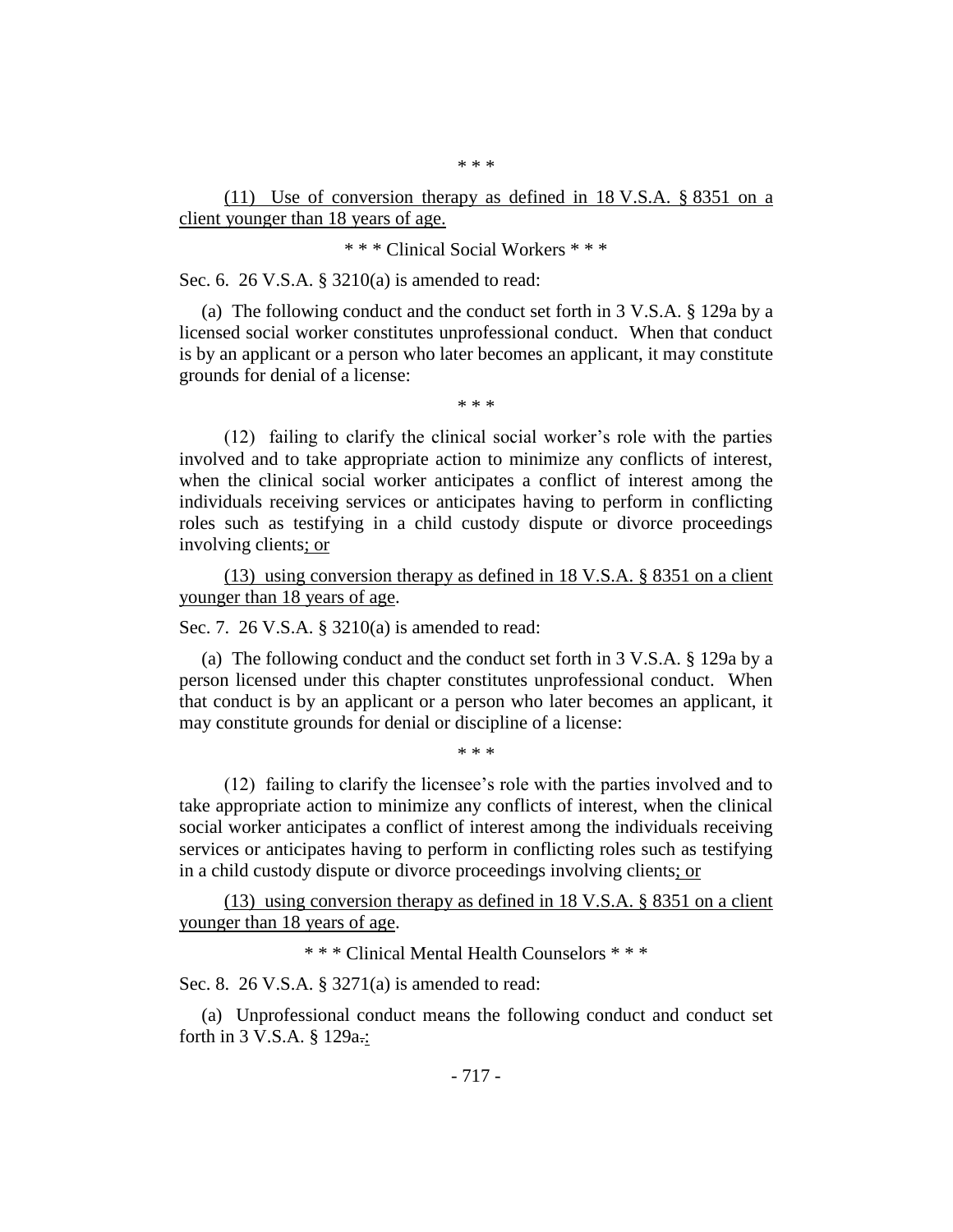\* \* \*

(11) Use of conversion therapy as defined in 18 V.S.A. § 8351 on a client younger than 18 years of age.

\* \* \* Clinical Social Workers \* \* \*

Sec. 6. 26 V.S.A. § 3210(a) is amended to read:

(a) The following conduct and the conduct set forth in 3 V.S.A. § 129a by a licensed social worker constitutes unprofessional conduct. When that conduct is by an applicant or a person who later becomes an applicant, it may constitute grounds for denial of a license:

\* \* \*

(12) failing to clarify the clinical social worker's role with the parties involved and to take appropriate action to minimize any conflicts of interest, when the clinical social worker anticipates a conflict of interest among the individuals receiving services or anticipates having to perform in conflicting roles such as testifying in a child custody dispute or divorce proceedings involving clients; or

(13) using conversion therapy as defined in 18 V.S.A. § 8351 on a client younger than 18 years of age.

Sec. 7. 26 V.S.A. § 3210(a) is amended to read:

(a) The following conduct and the conduct set forth in 3 V.S.A. § 129a by a person licensed under this chapter constitutes unprofessional conduct. When that conduct is by an applicant or a person who later becomes an applicant, it may constitute grounds for denial or discipline of a license:

\* \* \*

(12) failing to clarify the licensee's role with the parties involved and to take appropriate action to minimize any conflicts of interest, when the clinical social worker anticipates a conflict of interest among the individuals receiving services or anticipates having to perform in conflicting roles such as testifying in a child custody dispute or divorce proceedings involving clients; or

(13) using conversion therapy as defined in 18 V.S.A. § 8351 on a client younger than 18 years of age.

\* \* \* Clinical Mental Health Counselors \* \* \*

Sec. 8. 26 V.S.A. § 3271(a) is amended to read:

(a) Unprofessional conduct means the following conduct and conduct set forth in 3 V.S.A. § 129a.: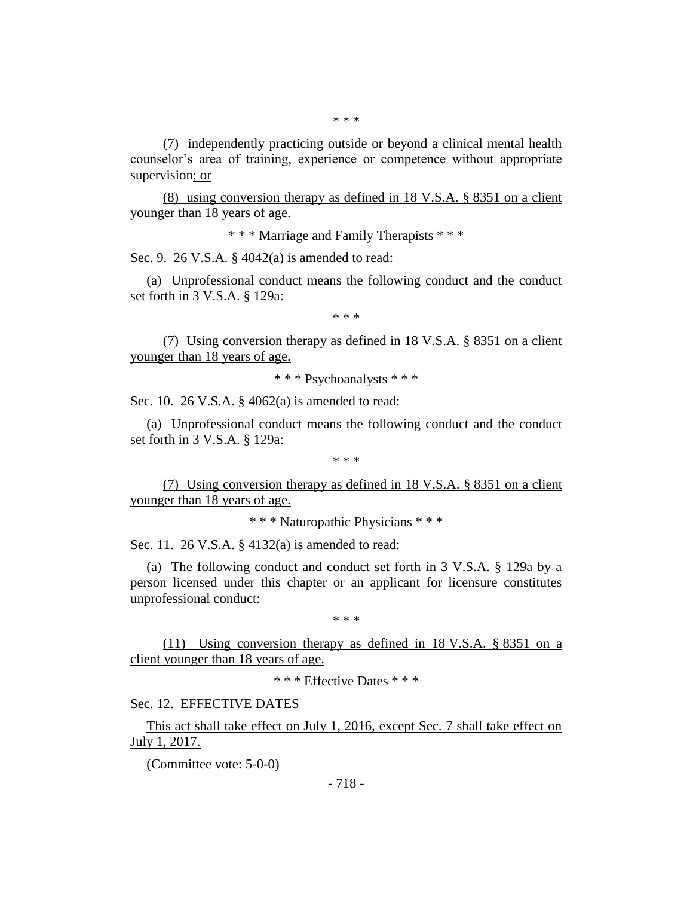\* \* \*

(7) independently practicing outside or beyond a clinical mental health counselor's area of training, experience or competence without appropriate supervision; or

(8) using conversion therapy as defined in 18 V.S.A. § 8351 on a client younger than 18 years of age.

\* \* \* Marriage and Family Therapists \* \* \*

Sec. 9. 26 V.S.A. § 4042(a) is amended to read:

(a) Unprofessional conduct means the following conduct and the conduct set forth in 3 V.S.A. § 129a:

\* \* \*

(7) Using conversion therapy as defined in 18 V.S.A. § 8351 on a client younger than 18 years of age.

\* \* \* Psychoanalysts \* \* \*

Sec. 10. 26 V.S.A. § 4062(a) is amended to read:

(a) Unprofessional conduct means the following conduct and the conduct set forth in 3 V.S.A. § 129a:

\* \* \*

(7) Using conversion therapy as defined in 18 V.S.A. § 8351 on a client younger than 18 years of age.

\* \* \* Naturopathic Physicians \* \* \*

Sec. 11. 26 V.S.A. § 4132(a) is amended to read:

(a) The following conduct and conduct set forth in 3 V.S.A. § 129a by a person licensed under this chapter or an applicant for licensure constitutes unprofessional conduct:

\* \* \*

(11) Using conversion therapy as defined in 18 V.S.A. § 8351 on a client younger than 18 years of age.

\* \* \* Effective Dates \* \* \*

Sec. 12. EFFECTIVE DATES

This act shall take effect on July 1, 2016, except Sec. 7 shall take effect on July 1, 2017.

(Committee vote: 5-0-0)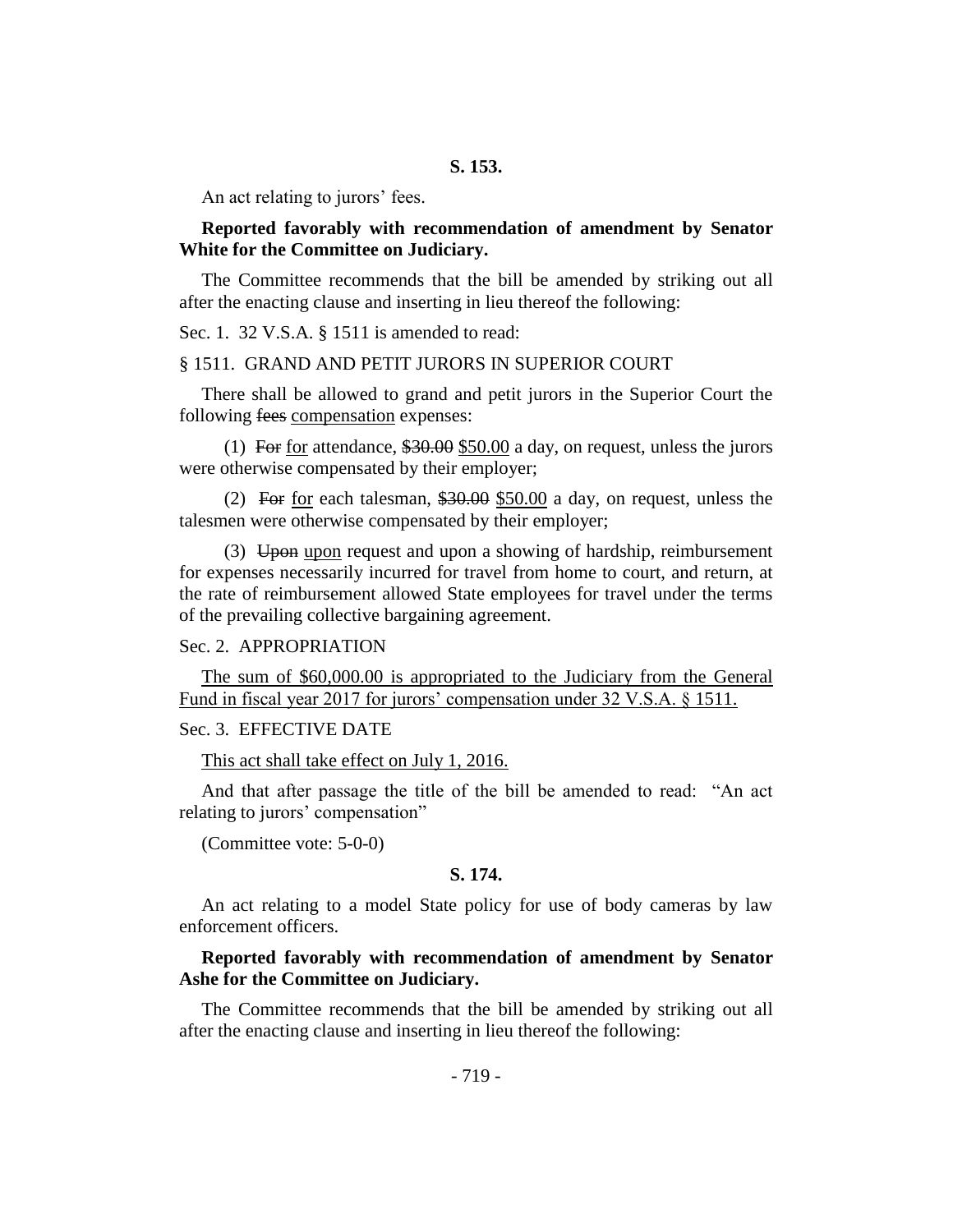**S. 153.**

An act relating to jurors' fees.

**Reported favorably with recommendation of amendment by Senator White for the Committee on Judiciary.**

The Committee recommends that the bill be amended by striking out all after the enacting clause and inserting in lieu thereof the following:

Sec. 1. 32 V.S.A. § 1511 is amended to read:

§ 1511. GRAND AND PETIT JURORS IN SUPERIOR COURT

There shall be allowed to grand and petit jurors in the Superior Court the following ~~fees~~ compensation expenses:

(1) ~~For~~ for attendance, ~~$30.00~~ $50.00 a day, on request, unless the jurors were otherwise compensated by their employer;

(2) ~~For~~ for each talesman, ~~$30.00~~ $50.00 a day, on request, unless the talesmen were otherwise compensated by their employer;

(3) ~~Upon~~ upon request and upon a showing of hardship, reimbursement for expenses necessarily incurred for travel from home to court, and return, at the rate of reimbursement allowed State employees for travel under the terms of the prevailing collective bargaining agreement.

Sec. 2. APPROPRIATION

The sum of $60,000.00 is appropriated to the Judiciary from the General Fund in fiscal year 2017 for jurors' compensation under 32 V.S.A. § 1511.

Sec. 3. EFFECTIVE DATE

This act shall take effect on July 1, 2016.

And that after passage the title of the bill be amended to read: "An act relating to jurors' compensation"

(Committee vote: 5-0-0)

**S. 174.**

An act relating to a model State policy for use of body cameras by law enforcement officers.

**Reported favorably with recommendation of amendment by Senator Ashe for the Committee on Judiciary.**

The Committee recommends that the bill be amended by striking out all after the enacting clause and inserting in lieu thereof the following: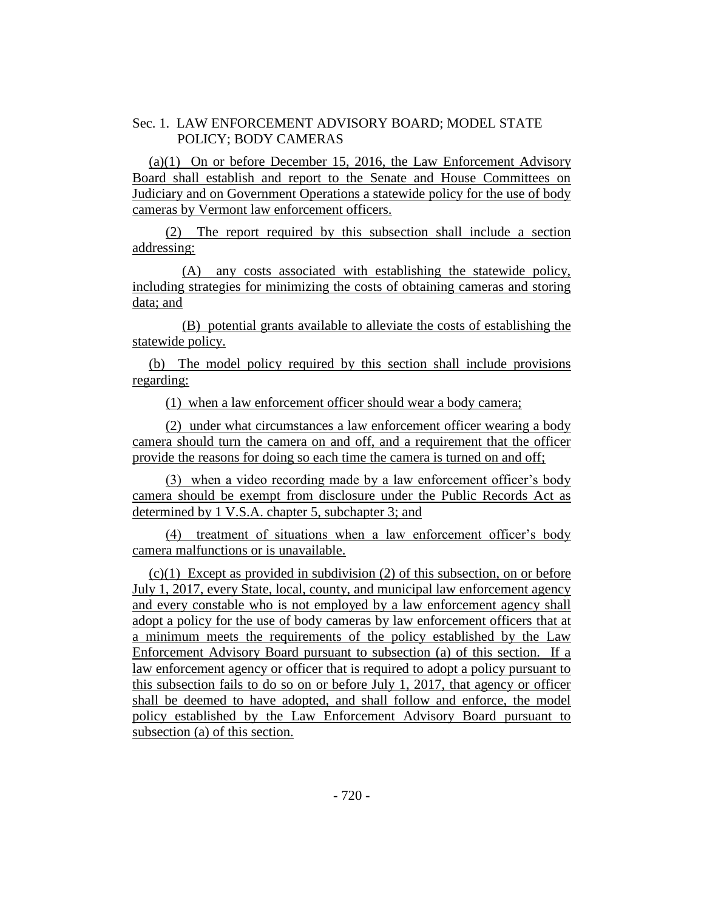Sec. 1. LAW ENFORCEMENT ADVISORY BOARD; MODEL STATE POLICY; BODY CAMERAS

(a)(1) On or before December 15, 2016, the Law Enforcement Advisory Board shall establish and report to the Senate and House Committees on Judiciary and on Government Operations a statewide policy for the use of body cameras by Vermont law enforcement officers.

(2) The report required by this subsection shall include a section addressing:

(A) any costs associated with establishing the statewide policy, including strategies for minimizing the costs of obtaining cameras and storing data; and

(B) potential grants available to alleviate the costs of establishing the statewide policy.

(b) The model policy required by this section shall include provisions regarding:

(1) when a law enforcement officer should wear a body camera;

(2) under what circumstances a law enforcement officer wearing a body camera should turn the camera on and off, and a requirement that the officer provide the reasons for doing so each time the camera is turned on and off;

(3) when a video recording made by a law enforcement officer's body camera should be exempt from disclosure under the Public Records Act as determined by 1 V.S.A. chapter 5, subchapter 3; and

(4) treatment of situations when a law enforcement officer's body camera malfunctions or is unavailable.

(c)(1) Except as provided in subdivision (2) of this subsection, on or before July 1, 2017, every State, local, county, and municipal law enforcement agency and every constable who is not employed by a law enforcement agency shall adopt a policy for the use of body cameras by law enforcement officers that at a minimum meets the requirements of the policy established by the Law Enforcement Advisory Board pursuant to subsection (a) of this section. If a law enforcement agency or officer that is required to adopt a policy pursuant to this subsection fails to do so on or before July 1, 2017, that agency or officer shall be deemed to have adopted, and shall follow and enforce, the model policy established by the Law Enforcement Advisory Board pursuant to subsection (a) of this section.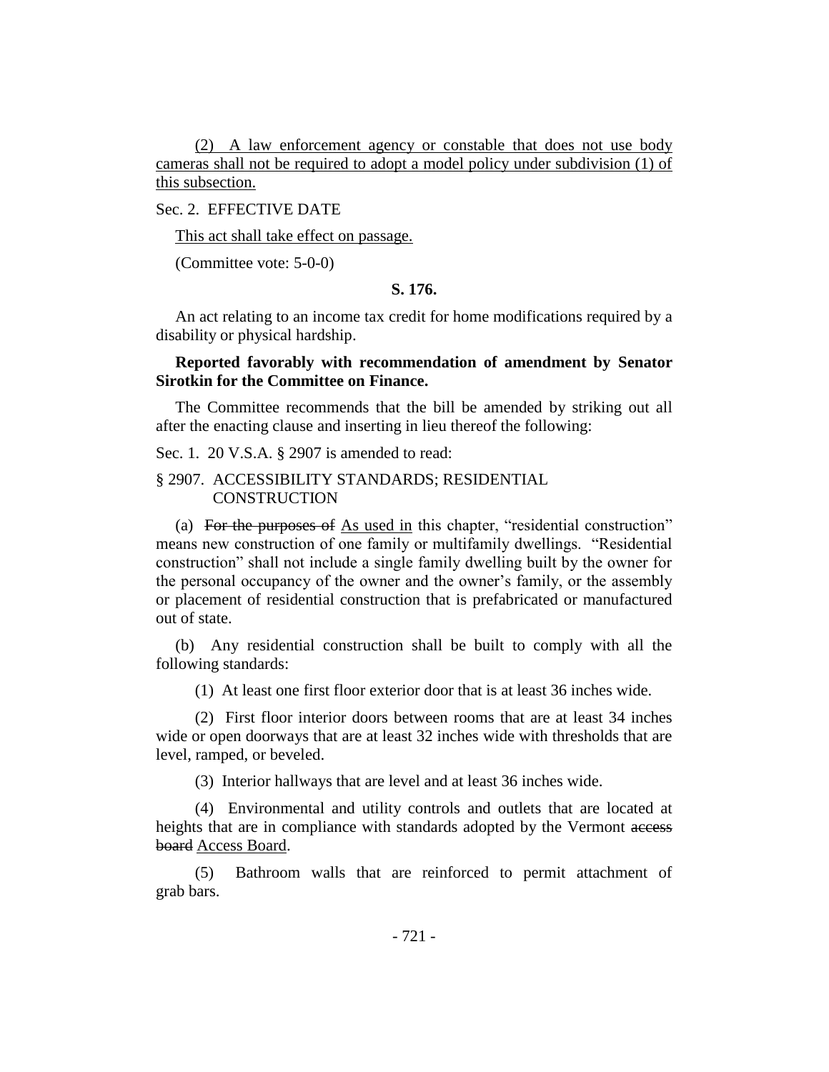(2) A law enforcement agency or constable that does not use body cameras shall not be required to adopt a model policy under subdivision (1) of this subsection.

Sec. 2. EFFECTIVE DATE

This act shall take effect on passage.

(Committee vote: 5-0-0)

**S. 176.**

An act relating to an income tax credit for home modifications required by a disability or physical hardship.

**Reported favorably with recommendation of amendment by Senator Sirotkin for the Committee on Finance.**

The Committee recommends that the bill be amended by striking out all after the enacting clause and inserting in lieu thereof the following:

Sec. 1. 20 V.S.A. § 2907 is amended to read:

§ 2907. ACCESSIBILITY STANDARDS; RESIDENTIAL CONSTRUCTION

(a) ~~For the purposes of~~ As used in this chapter, "residential construction" means new construction of one family or multifamily dwellings. "Residential construction" shall not include a single family dwelling built by the owner for the personal occupancy of the owner and the owner's family, or the assembly or placement of residential construction that is prefabricated or manufactured out of state.

(b) Any residential construction shall be built to comply with all the following standards:

(1) At least one first floor exterior door that is at least 36 inches wide.

(2) First floor interior doors between rooms that are at least 34 inches wide or open doorways that are at least 32 inches wide with thresholds that are level, ramped, or beveled.

(3) Interior hallways that are level and at least 36 inches wide.

(4) Environmental and utility controls and outlets that are located at heights that are in compliance with standards adopted by the Vermont ~~access board~~ Access Board.

(5) Bathroom walls that are reinforced to permit attachment of grab bars.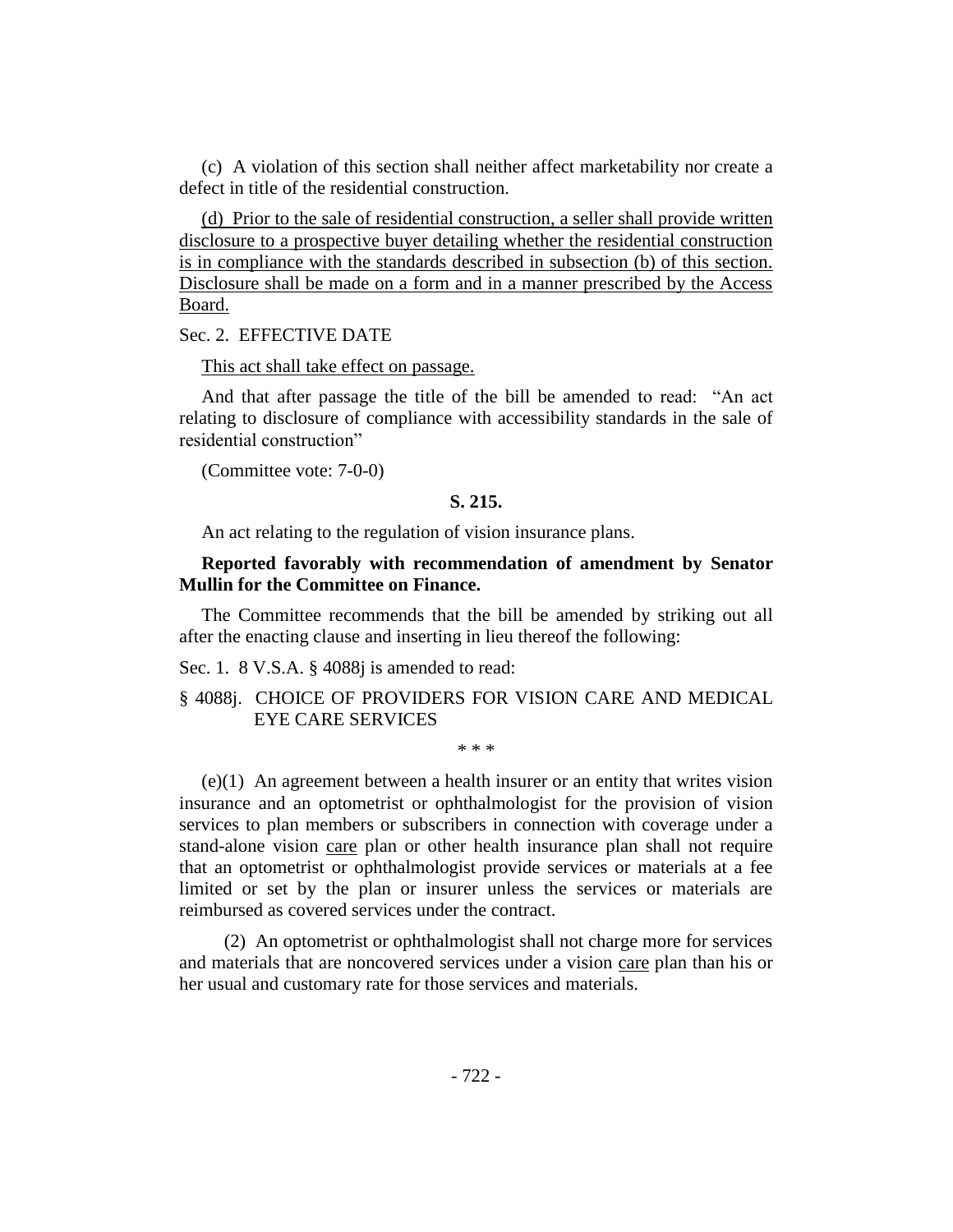(c) A violation of this section shall neither affect marketability nor create a defect in title of the residential construction.

(d) Prior to the sale of residential construction, a seller shall provide written disclosure to a prospective buyer detailing whether the residential construction is in compliance with the standards described in subsection (b) of this section. Disclosure shall be made on a form and in a manner prescribed by the Access Board.

Sec. 2. EFFECTIVE DATE

This act shall take effect on passage.

And that after passage the title of the bill be amended to read: "An act relating to disclosure of compliance with accessibility standards in the sale of residential construction"

(Committee vote: 7-0-0)

**S. 215.**

An act relating to the regulation of vision insurance plans.

**Reported favorably with recommendation of amendment by Senator Mullin for the Committee on Finance.**

The Committee recommends that the bill be amended by striking out all after the enacting clause and inserting in lieu thereof the following:

Sec. 1. 8 V.S.A. § 4088j is amended to read:

§ 4088j. CHOICE OF PROVIDERS FOR VISION CARE AND MEDICAL EYE CARE SERVICES

\* \* \*

(e)(1) An agreement between a health insurer or an entity that writes vision insurance and an optometrist or ophthalmologist for the provision of vision services to plan members or subscribers in connection with coverage under a stand-alone vision care plan or other health insurance plan shall not require that an optometrist or ophthalmologist provide services or materials at a fee limited or set by the plan or insurer unless the services or materials are reimbursed as covered services under the contract.

(2) An optometrist or ophthalmologist shall not charge more for services and materials that are noncovered services under a vision care plan than his or her usual and customary rate for those services and materials.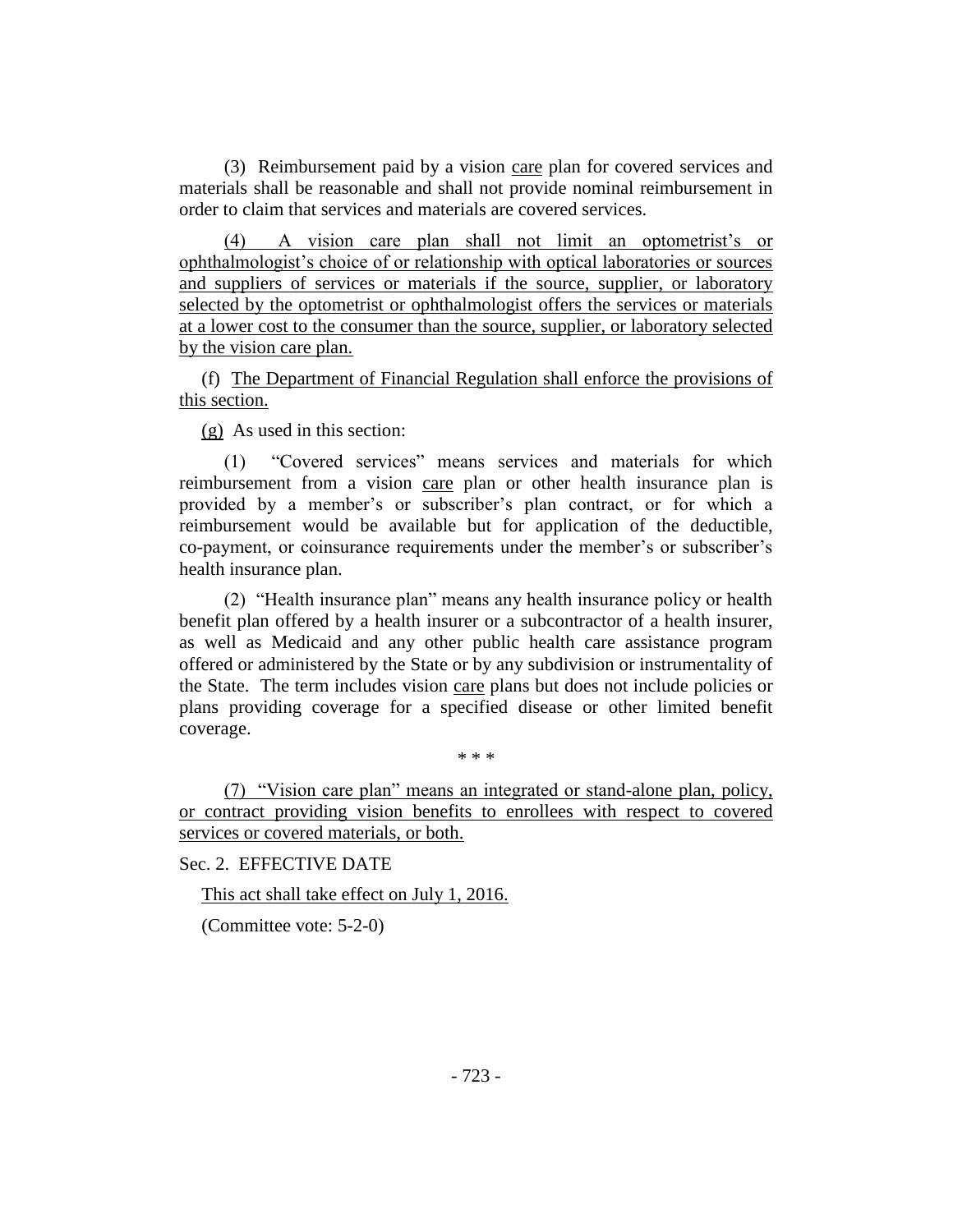(3) Reimbursement paid by a vision care plan for covered services and materials shall be reasonable and shall not provide nominal reimbursement in order to claim that services and materials are covered services.

(4) A vision care plan shall not limit an optometrist's or ophthalmologist's choice of or relationship with optical laboratories or sources and suppliers of services or materials if the source, supplier, or laboratory selected by the optometrist or ophthalmologist offers the services or materials at a lower cost to the consumer than the source, supplier, or laboratory selected by the vision care plan.

(f) The Department of Financial Regulation shall enforce the provisions of this section.

(g) As used in this section:

(1) "Covered services" means services and materials for which reimbursement from a vision care plan or other health insurance plan is provided by a member's or subscriber's plan contract, or for which a reimbursement would be available but for application of the deductible, co-payment, or coinsurance requirements under the member's or subscriber's health insurance plan.

(2) "Health insurance plan" means any health insurance policy or health benefit plan offered by a health insurer or a subcontractor of a health insurer, as well as Medicaid and any other public health care assistance program offered or administered by the State or by any subdivision or instrumentality of the State. The term includes vision care plans but does not include policies or plans providing coverage for a specified disease or other limited benefit coverage.

\* \* \*

(7) "Vision care plan" means an integrated or stand-alone plan, policy, or contract providing vision benefits to enrollees with respect to covered services or covered materials, or both.

Sec. 2. EFFECTIVE DATE

This act shall take effect on July 1, 2016.

(Committee vote: 5-2-0)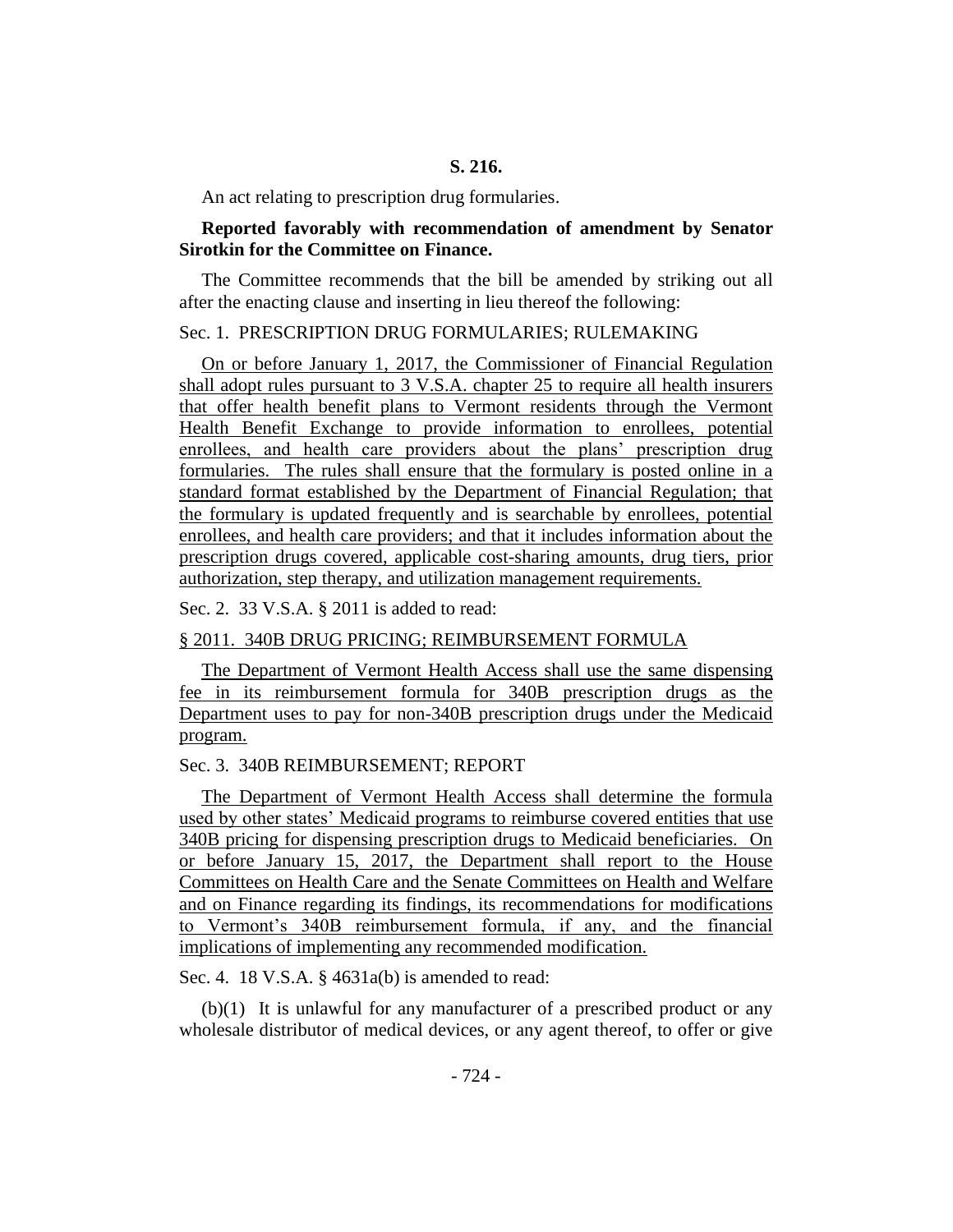**S. 216.**

An act relating to prescription drug formularies.

**Reported favorably with recommendation of amendment by Senator Sirotkin for the Committee on Finance.**

The Committee recommends that the bill be amended by striking out all after the enacting clause and inserting in lieu thereof the following:

Sec. 1. PRESCRIPTION DRUG FORMULARIES; RULEMAKING

On or before January 1, 2017, the Commissioner of Financial Regulation shall adopt rules pursuant to 3 V.S.A. chapter 25 to require all health insurers that offer health benefit plans to Vermont residents through the Vermont Health Benefit Exchange to provide information to enrollees, potential enrollees, and health care providers about the plans' prescription drug formularies. The rules shall ensure that the formulary is posted online in a standard format established by the Department of Financial Regulation; that the formulary is updated frequently and is searchable by enrollees, potential enrollees, and health care providers; and that it includes information about the prescription drugs covered, applicable cost-sharing amounts, drug tiers, prior authorization, step therapy, and utilization management requirements.

Sec. 2. 33 V.S.A. § 2011 is added to read:

§ 2011. 340B DRUG PRICING; REIMBURSEMENT FORMULA

The Department of Vermont Health Access shall use the same dispensing fee in its reimbursement formula for 340B prescription drugs as the Department uses to pay for non-340B prescription drugs under the Medicaid program.

Sec. 3. 340B REIMBURSEMENT; REPORT

The Department of Vermont Health Access shall determine the formula used by other states' Medicaid programs to reimburse covered entities that use 340B pricing for dispensing prescription drugs to Medicaid beneficiaries. On or before January 15, 2017, the Department shall report to the House Committees on Health Care and the Senate Committees on Health and Welfare and on Finance regarding its findings, its recommendations for modifications to Vermont's 340B reimbursement formula, if any, and the financial implications of implementing any recommended modification.

Sec. 4. 18 V.S.A. § 4631a(b) is amended to read:

(b)(1) It is unlawful for any manufacturer of a prescribed product or any wholesale distributor of medical devices, or any agent thereof, to offer or give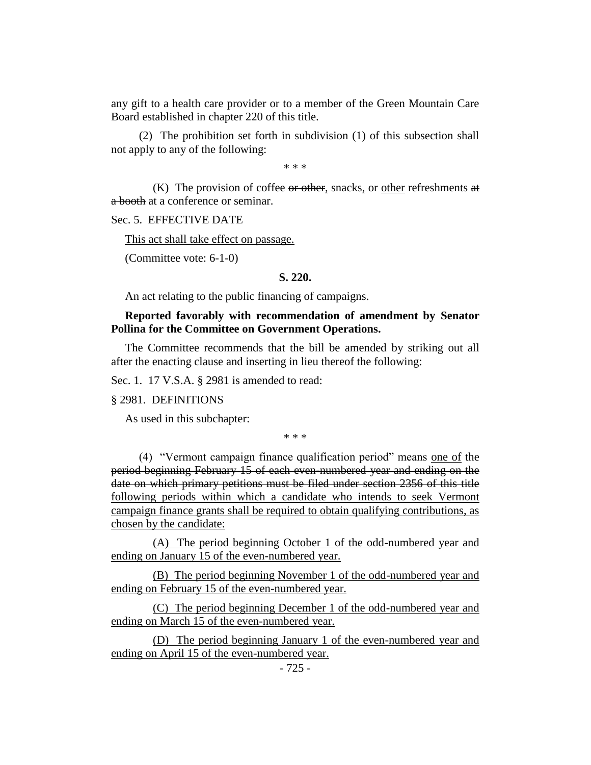any gift to a health care provider or to a member of the Green Mountain Care Board established in chapter 220 of this title.

(2) The prohibition set forth in subdivision (1) of this subsection shall not apply to any of the following:

\* \* \*

(K) The provision of coffee ~~or other~~<u>,</u> snacks<u>,</u> or <u>other</u> refreshments ~~at a booth~~ at a conference or seminar.

Sec. 5. EFFECTIVE DATE

<u>This act shall take effect on passage.</u>

(Committee vote: 6-1-0)

**S. 220.**

An act relating to the public financing of campaigns.

**Reported favorably with recommendation of amendment by Senator Pollina for the Committee on Government Operations.**

The Committee recommends that the bill be amended by striking out all after the enacting clause and inserting in lieu thereof the following:

Sec. 1. 17 V.S.A. § 2981 is amended to read:

§ 2981. DEFINITIONS

As used in this subchapter:

\* \* \*

(4) "Vermont campaign finance qualification period" means <u>one of</u> the ~~period beginning February 15 of each even-numbered year and ending on the date on which primary petitions must be filed under section 2356 of this title~~ <u>following periods within which a candidate who intends to seek Vermont campaign finance grants shall be required to obtain qualifying contributions, as chosen by the candidate:</u>

<u>(A) The period beginning October 1 of the odd-numbered year and ending on January 15 of the even-numbered year.</u>

<u>(B) The period beginning November 1 of the odd-numbered year and ending on February 15 of the even-numbered year.</u>

<u>(C) The period beginning December 1 of the odd-numbered year and ending on March 15 of the even-numbered year.</u>

<u>(D) The period beginning January 1 of the even-numbered year and ending on April 15 of the even-numbered year.</u>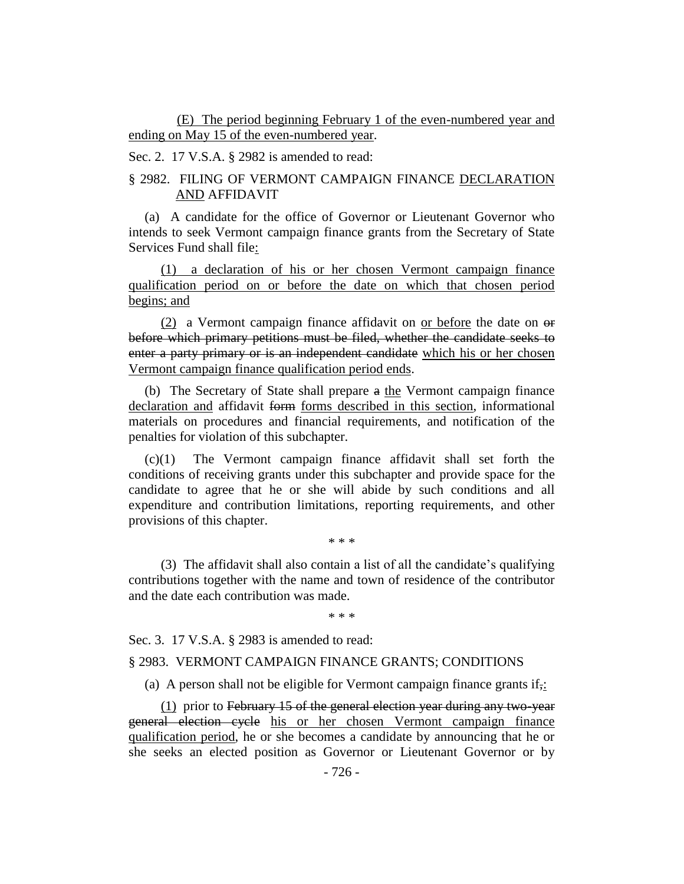(E) The period beginning February 1 of the even-numbered year and ending on May 15 of the even-numbered year.

Sec. 2. 17 V.S.A. § 2982 is amended to read:

§ 2982. FILING OF VERMONT CAMPAIGN FINANCE DECLARATION AND AFFIDAVIT

(a) A candidate for the office of Governor or Lieutenant Governor who intends to seek Vermont campaign finance grants from the Secretary of State Services Fund shall file:

(1) a declaration of his or her chosen Vermont campaign finance qualification period on or before the date on which that chosen period begins; and

(2) a Vermont campaign finance affidavit on or before the date on ~~or before which primary petitions must be filed, whether the candidate seeks to enter a party primary or is an independent candidate~~ which his or her chosen Vermont campaign finance qualification period ends.

(b) The Secretary of State shall prepare ~~a~~ the Vermont campaign finance declaration and affidavit ~~form~~ forms described in this section, informational materials on procedures and financial requirements, and notification of the penalties for violation of this subchapter.

(c)(1) The Vermont campaign finance affidavit shall set forth the conditions of receiving grants under this subchapter and provide space for the candidate to agree that he or she will abide by such conditions and all expenditure and contribution limitations, reporting requirements, and other provisions of this chapter.

* * *

(3) The affidavit shall also contain a list of all the candidate's qualifying contributions together with the name and town of residence of the contributor and the date each contribution was made.

* * *

Sec. 3. 17 V.S.A. § 2983 is amended to read:

§ 2983. VERMONT CAMPAIGN FINANCE GRANTS; CONDITIONS

(a) A person shall not be eligible for Vermont campaign finance grants if~~,~~:

(1) prior to ~~February 15 of the general election year during any two-year general election cycle~~ his or her chosen Vermont campaign finance qualification period, he or she becomes a candidate by announcing that he or she seeks an elected position as Governor or Lieutenant Governor or by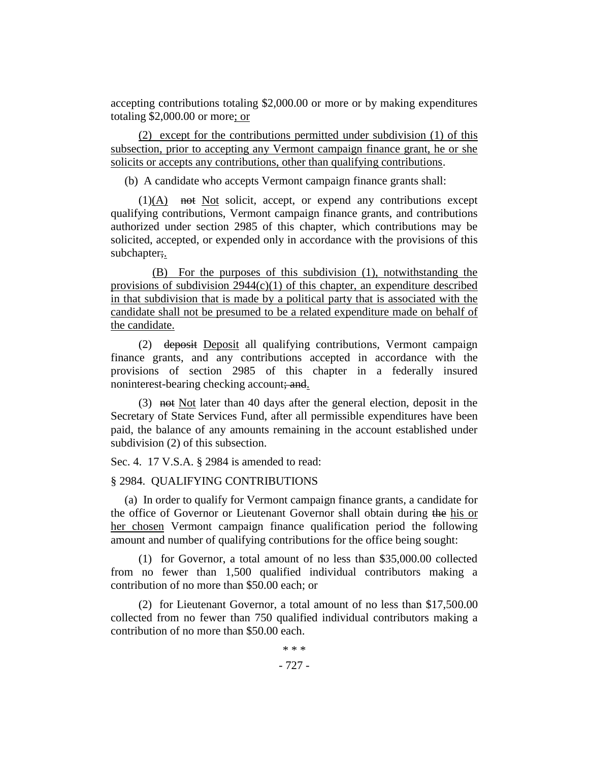accepting contributions totaling $2,000.00 or more or by making expenditures totaling $2,000.00 or more<u>; or</u>

<u>(2) except for the contributions permitted under subdivision (1) of this subsection, prior to accepting any Vermont campaign finance grant, he or she solicits or accepts any contributions, other than qualifying contributions</u>.

(b) A candidate who accepts Vermont campaign finance grants shall:

(1)<u>(A)</u> ~~not~~ <u>Not</u> solicit, accept, or expend any contributions except qualifying contributions, Vermont campaign finance grants, and contributions authorized under section 2985 of this chapter, which contributions may be solicited, accepted, or expended only in accordance with the provisions of this subchapter~~;~~<u>.</u>

<u>(B) For the purposes of this subdivision (1), notwithstanding the provisions of subdivision 2944(c)(1) of this chapter, an expenditure described in that subdivision that is made by a political party that is associated with the candidate shall not be presumed to be a related expenditure made on behalf of the candidate.</u>

(2) ~~deposit~~ <u>Deposit</u> all qualifying contributions, Vermont campaign finance grants, and any contributions accepted in accordance with the provisions of section 2985 of this chapter in a federally insured noninterest-bearing checking account~~; and~~<u>.</u>

(3) ~~not~~ <u>Not</u> later than 40 days after the general election, deposit in the Secretary of State Services Fund, after all permissible expenditures have been paid, the balance of any amounts remaining in the account established under subdivision (2) of this subsection.

Sec. 4. 17 V.S.A. § 2984 is amended to read:

§ 2984. QUALIFYING CONTRIBUTIONS

(a) In order to qualify for Vermont campaign finance grants, a candidate for the office of Governor or Lieutenant Governor shall obtain during ~~the~~ <u>his or her chosen</u> Vermont campaign finance qualification period the following amount and number of qualifying contributions for the office being sought:

(1) for Governor, a total amount of no less than $35,000.00 collected from no fewer than 1,500 qualified individual contributors making a contribution of no more than $50.00 each; or

(2) for Lieutenant Governor, a total amount of no less than $17,500.00 collected from no fewer than 750 qualified individual contributors making a contribution of no more than $50.00 each.

\* \* \*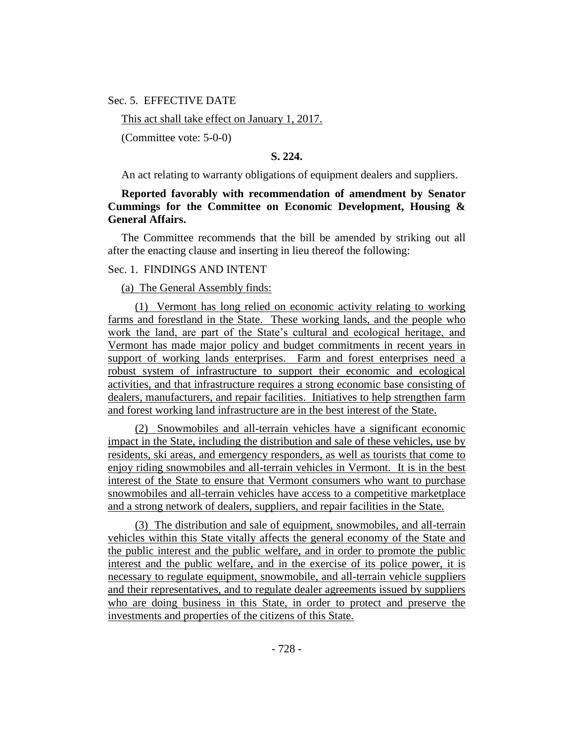Sec. 5. EFFECTIVE DATE

This act shall take effect on January 1, 2017.

(Committee vote: 5-0-0)

**S. 224.**

An act relating to warranty obligations of equipment dealers and suppliers.

**Reported favorably with recommendation of amendment by Senator Cummings for the Committee on Economic Development, Housing & General Affairs.**

The Committee recommends that the bill be amended by striking out all after the enacting clause and inserting in lieu thereof the following:

Sec. 1. FINDINGS AND INTENT

(a) The General Assembly finds:

(1) Vermont has long relied on economic activity relating to working farms and forestland in the State. These working lands, and the people who work the land, are part of the State's cultural and ecological heritage, and Vermont has made major policy and budget commitments in recent years in support of working lands enterprises. Farm and forest enterprises need a robust system of infrastructure to support their economic and ecological activities, and that infrastructure requires a strong economic base consisting of dealers, manufacturers, and repair facilities. Initiatives to help strengthen farm and forest working land infrastructure are in the best interest of the State.

(2) Snowmobiles and all-terrain vehicles have a significant economic impact in the State, including the distribution and sale of these vehicles, use by residents, ski areas, and emergency responders, as well as tourists that come to enjoy riding snowmobiles and all-terrain vehicles in Vermont. It is in the best interest of the State to ensure that Vermont consumers who want to purchase snowmobiles and all-terrain vehicles have access to a competitive marketplace and a strong network of dealers, suppliers, and repair facilities in the State.

(3) The distribution and sale of equipment, snowmobiles, and all-terrain vehicles within this State vitally affects the general economy of the State and the public interest and the public welfare, and in order to promote the public interest and the public welfare, and in the exercise of its police power, it is necessary to regulate equipment, snowmobile, and all-terrain vehicle suppliers and their representatives, and to regulate dealer agreements issued by suppliers who are doing business in this State, in order to protect and preserve the investments and properties of the citizens of this State.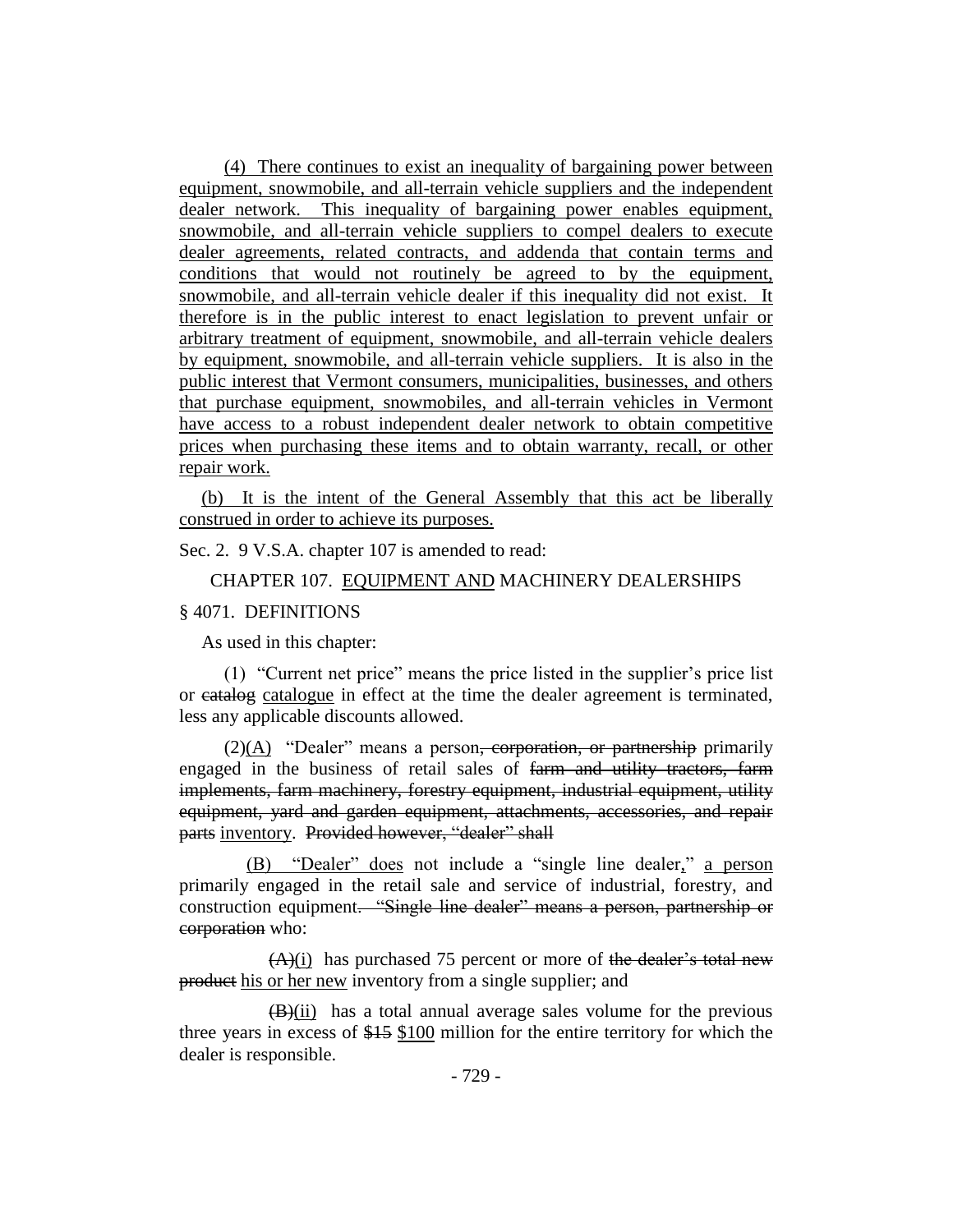(4) There continues to exist an inequality of bargaining power between equipment, snowmobile, and all-terrain vehicle suppliers and the independent dealer network. This inequality of bargaining power enables equipment, snowmobile, and all-terrain vehicle suppliers to compel dealers to execute dealer agreements, related contracts, and addenda that contain terms and conditions that would not routinely be agreed to by the equipment, snowmobile, and all-terrain vehicle dealer if this inequality did not exist. It therefore is in the public interest to enact legislation to prevent unfair or arbitrary treatment of equipment, snowmobile, and all-terrain vehicle dealers by equipment, snowmobile, and all-terrain vehicle suppliers. It is also in the public interest that Vermont consumers, municipalities, businesses, and others that purchase equipment, snowmobiles, and all-terrain vehicles in Vermont have access to a robust independent dealer network to obtain competitive prices when purchasing these items and to obtain warranty, recall, or other repair work.

(b) It is the intent of the General Assembly that this act be liberally construed in order to achieve its purposes.

Sec. 2. 9 V.S.A. chapter 107 is amended to read:

CHAPTER 107. EQUIPMENT AND MACHINERY DEALERSHIPS

§ 4071. DEFINITIONS

As used in this chapter:

(1) "Current net price" means the price listed in the supplier's price list or ~~catalog~~ catalogue in effect at the time the dealer agreement is terminated, less any applicable discounts allowed.

(2)(A) "Dealer" means a person~~, corporation, or partnership~~ primarily engaged in the business of retail sales of ~~farm and utility tractors, farm implements, farm machinery, forestry equipment, industrial equipment, utility equipment, yard and garden equipment, attachments, accessories, and repair parts~~ inventory. ~~Provided however, "dealer" shall~~

(B) "Dealer" does not include a "single line dealer," a person primarily engaged in the retail sale and service of industrial, forestry, and construction equipment~~. "Single line dealer" means a person, partnership or corporation~~ who:

~~(A)~~(i) has purchased 75 percent or more of ~~the dealer's total new product~~ his or her new inventory from a single supplier; and

~~(B)~~(ii) has a total annual average sales volume for the previous three years in excess of ~~$15~~ $100 million for the entire territory for which the dealer is responsible.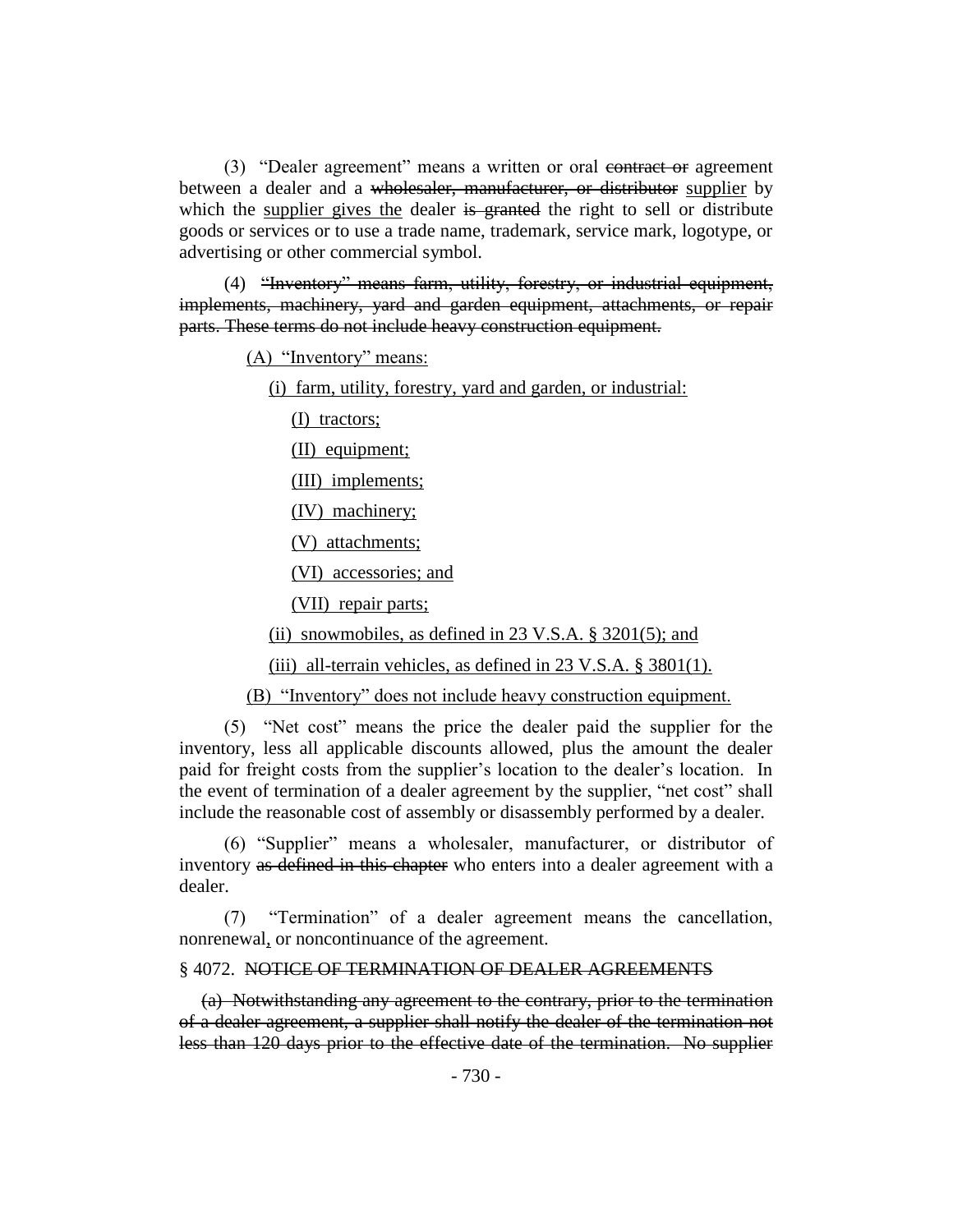(3) "Dealer agreement" means a written or oral ~~contract or~~ agreement between a dealer and a ~~wholesaler, manufacturer, or distributor~~ supplier by which the supplier gives the dealer ~~is granted~~ the right to sell or distribute goods or services or to use a trade name, trademark, service mark, logotype, or advertising or other commercial symbol.

(4) ~~"Inventory" means farm, utility, forestry, or industrial equipment, implements, machinery, yard and garden equipment, attachments, or repair parts. These terms do not include heavy construction equipment.~~

(A) "Inventory" means:

(i) farm, utility, forestry, yard and garden, or industrial:

(I) tractors;

(II) equipment;

(III) implements;

(IV) machinery;

(V) attachments;

(VI) accessories; and

(VII) repair parts;

(ii) snowmobiles, as defined in 23 V.S.A. § 3201(5); and

(iii) all-terrain vehicles, as defined in 23 V.S.A. § 3801(1).

(B) "Inventory" does not include heavy construction equipment.

(5) "Net cost" means the price the dealer paid the supplier for the inventory, less all applicable discounts allowed, plus the amount the dealer paid for freight costs from the supplier's location to the dealer's location. In the event of termination of a dealer agreement by the supplier, "net cost" shall include the reasonable cost of assembly or disassembly performed by a dealer.

(6) "Supplier" means a wholesaler, manufacturer, or distributor of inventory ~~as defined in this chapter~~ who enters into a dealer agreement with a dealer.

(7) "Termination" of a dealer agreement means the cancellation, nonrenewal, or noncontinuance of the agreement.

§ 4072. ~~NOTICE OF TERMINATION OF DEALER AGREEMENTS~~

~~(a) Notwithstanding any agreement to the contrary, prior to the termination of a dealer agreement, a supplier shall notify the dealer of the termination not less than 120 days prior to the effective date of the termination. No supplier~~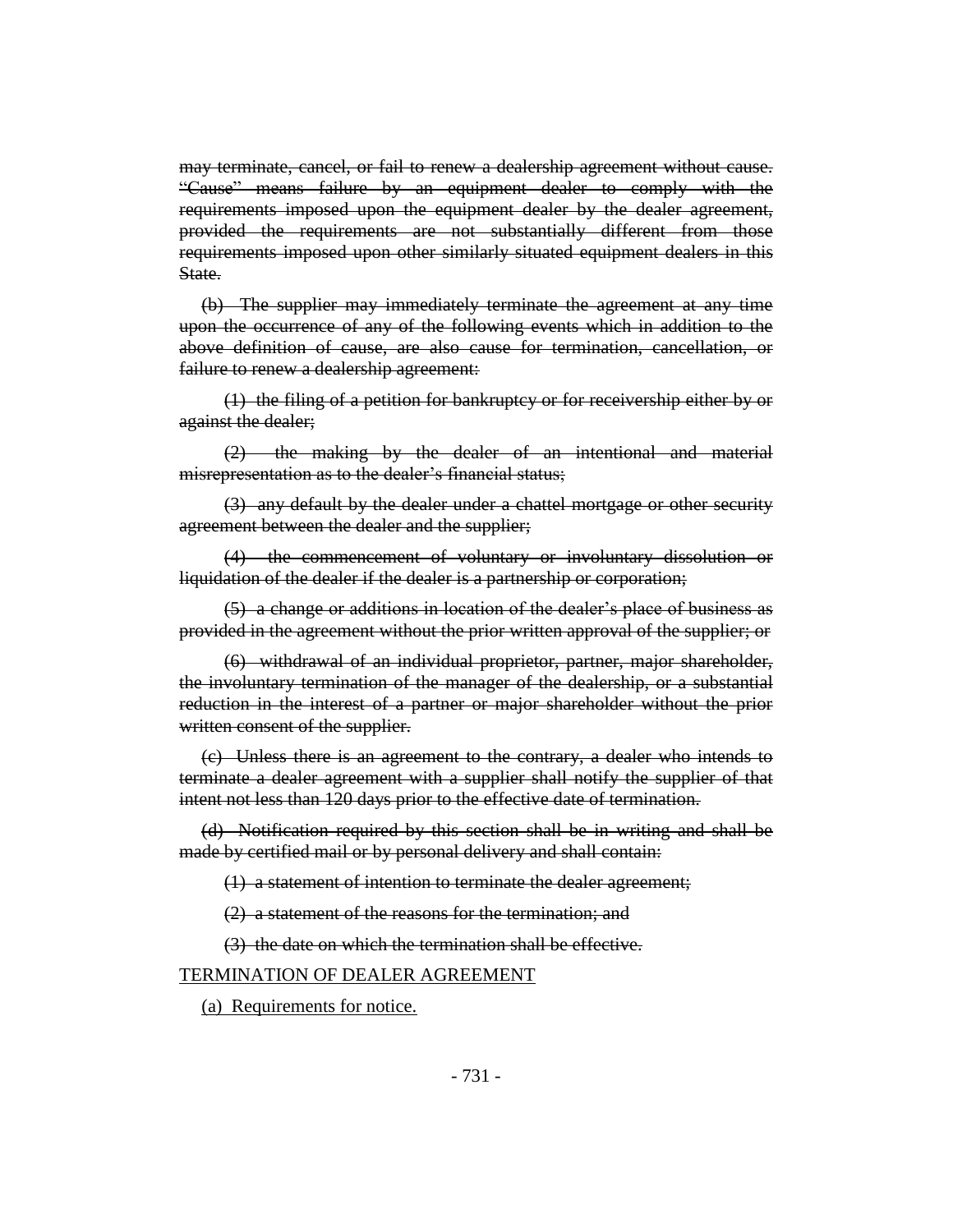~~may terminate, cancel, or fail to renew a dealership agreement without cause. "Cause" means failure by an equipment dealer to comply with the requirements imposed upon the equipment dealer by the dealer agreement, provided the requirements are not substantially different from those requirements imposed upon other similarly situated equipment dealers in this State.~~

~~(b) The supplier may immediately terminate the agreement at any time upon the occurrence of any of the following events which in addition to the above definition of cause, are also cause for termination, cancellation, or failure to renew a dealership agreement:~~

~~(1) the filing of a petition for bankruptcy or for receivership either by or against the dealer;~~

~~(2) the making by the dealer of an intentional and material misrepresentation as to the dealer's financial status;~~

~~(3) any default by the dealer under a chattel mortgage or other security agreement between the dealer and the supplier;~~

~~(4) the commencement of voluntary or involuntary dissolution or liquidation of the dealer if the dealer is a partnership or corporation;~~

~~(5) a change or additions in location of the dealer's place of business as provided in the agreement without the prior written approval of the supplier; or~~

~~(6) withdrawal of an individual proprietor, partner, major shareholder, the involuntary termination of the manager of the dealership, or a substantial reduction in the interest of a partner or major shareholder without the prior written consent of the supplier.~~

~~(c) Unless there is an agreement to the contrary, a dealer who intends to terminate a dealer agreement with a supplier shall notify the supplier of that intent not less than 120 days prior to the effective date of termination.~~

~~(d) Notification required by this section shall be in writing and shall be made by certified mail or by personal delivery and shall contain:~~

~~(1) a statement of intention to terminate the dealer agreement;~~

~~(2) a statement of the reasons for the termination; and~~

~~(3) the date on which the termination shall be effective.~~

<u>TERMINATION OF DEALER AGREEMENT</u>

<u>(a) Requirements for notice.</u>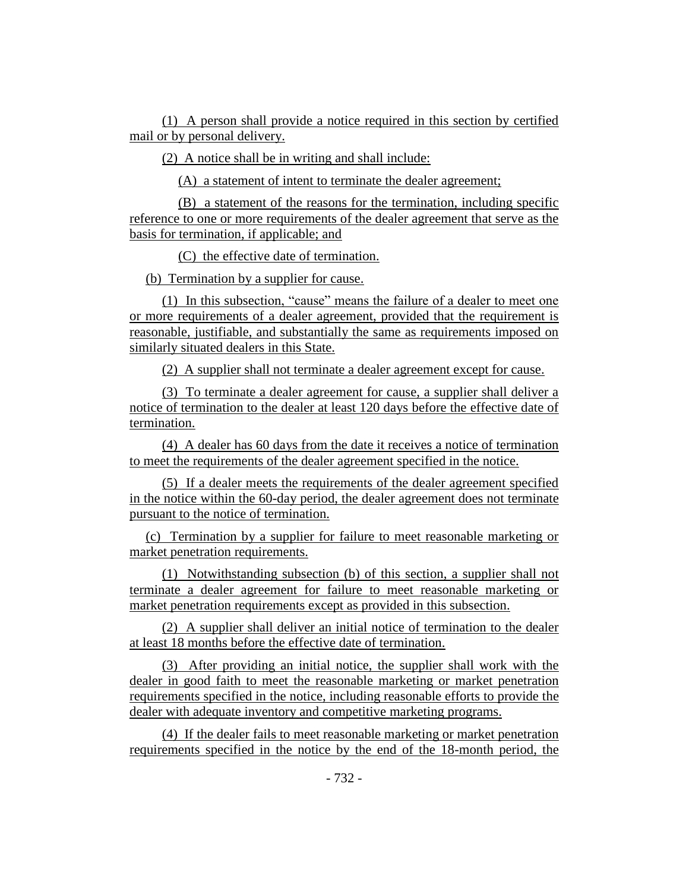(1) A person shall provide a notice required in this section by certified mail or by personal delivery.

(2) A notice shall be in writing and shall include:

(A) a statement of intent to terminate the dealer agreement;

(B) a statement of the reasons for the termination, including specific reference to one or more requirements of the dealer agreement that serve as the basis for termination, if applicable; and

(C) the effective date of termination.

(b) Termination by a supplier for cause.

(1) In this subsection, "cause" means the failure of a dealer to meet one or more requirements of a dealer agreement, provided that the requirement is reasonable, justifiable, and substantially the same as requirements imposed on similarly situated dealers in this State.

(2) A supplier shall not terminate a dealer agreement except for cause.

(3) To terminate a dealer agreement for cause, a supplier shall deliver a notice of termination to the dealer at least 120 days before the effective date of termination.

(4) A dealer has 60 days from the date it receives a notice of termination to meet the requirements of the dealer agreement specified in the notice.

(5) If a dealer meets the requirements of the dealer agreement specified in the notice within the 60-day period, the dealer agreement does not terminate pursuant to the notice of termination.

(c) Termination by a supplier for failure to meet reasonable marketing or market penetration requirements.

(1) Notwithstanding subsection (b) of this section, a supplier shall not terminate a dealer agreement for failure to meet reasonable marketing or market penetration requirements except as provided in this subsection.

(2) A supplier shall deliver an initial notice of termination to the dealer at least 18 months before the effective date of termination.

(3) After providing an initial notice, the supplier shall work with the dealer in good faith to meet the reasonable marketing or market penetration requirements specified in the notice, including reasonable efforts to provide the dealer with adequate inventory and competitive marketing programs.

(4) If the dealer fails to meet reasonable marketing or market penetration requirements specified in the notice by the end of the 18-month period, the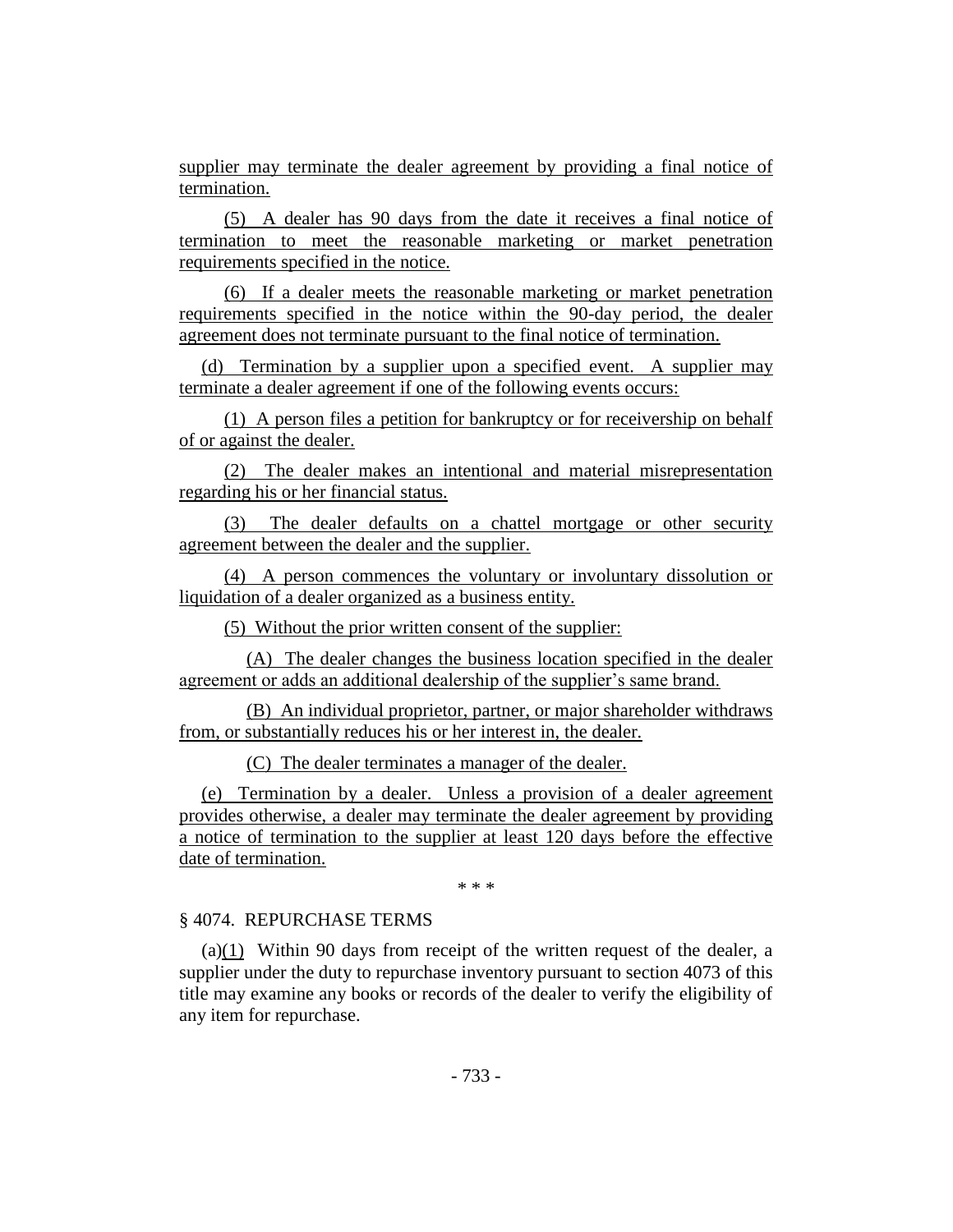supplier may terminate the dealer agreement by providing a final notice of termination.

(5) A dealer has 90 days from the date it receives a final notice of termination to meet the reasonable marketing or market penetration requirements specified in the notice.

(6) If a dealer meets the reasonable marketing or market penetration requirements specified in the notice within the 90-day period, the dealer agreement does not terminate pursuant to the final notice of termination.

(d) Termination by a supplier upon a specified event. A supplier may terminate a dealer agreement if one of the following events occurs:

(1) A person files a petition for bankruptcy or for receivership on behalf of or against the dealer.

(2) The dealer makes an intentional and material misrepresentation regarding his or her financial status.

(3) The dealer defaults on a chattel mortgage or other security agreement between the dealer and the supplier.

(4) A person commences the voluntary or involuntary dissolution or liquidation of a dealer organized as a business entity.

(5) Without the prior written consent of the supplier:

(A) The dealer changes the business location specified in the dealer agreement or adds an additional dealership of the supplier's same brand.

(B) An individual proprietor, partner, or major shareholder withdraws from, or substantially reduces his or her interest in, the dealer.

(C) The dealer terminates a manager of the dealer.

(e) Termination by a dealer. Unless a provision of a dealer agreement provides otherwise, a dealer may terminate the dealer agreement by providing a notice of termination to the supplier at least 120 days before the effective date of termination.

\* \* \*

§ 4074. REPURCHASE TERMS

(a)(1) Within 90 days from receipt of the written request of the dealer, a supplier under the duty to repurchase inventory pursuant to section 4073 of this title may examine any books or records of the dealer to verify the eligibility of any item for repurchase.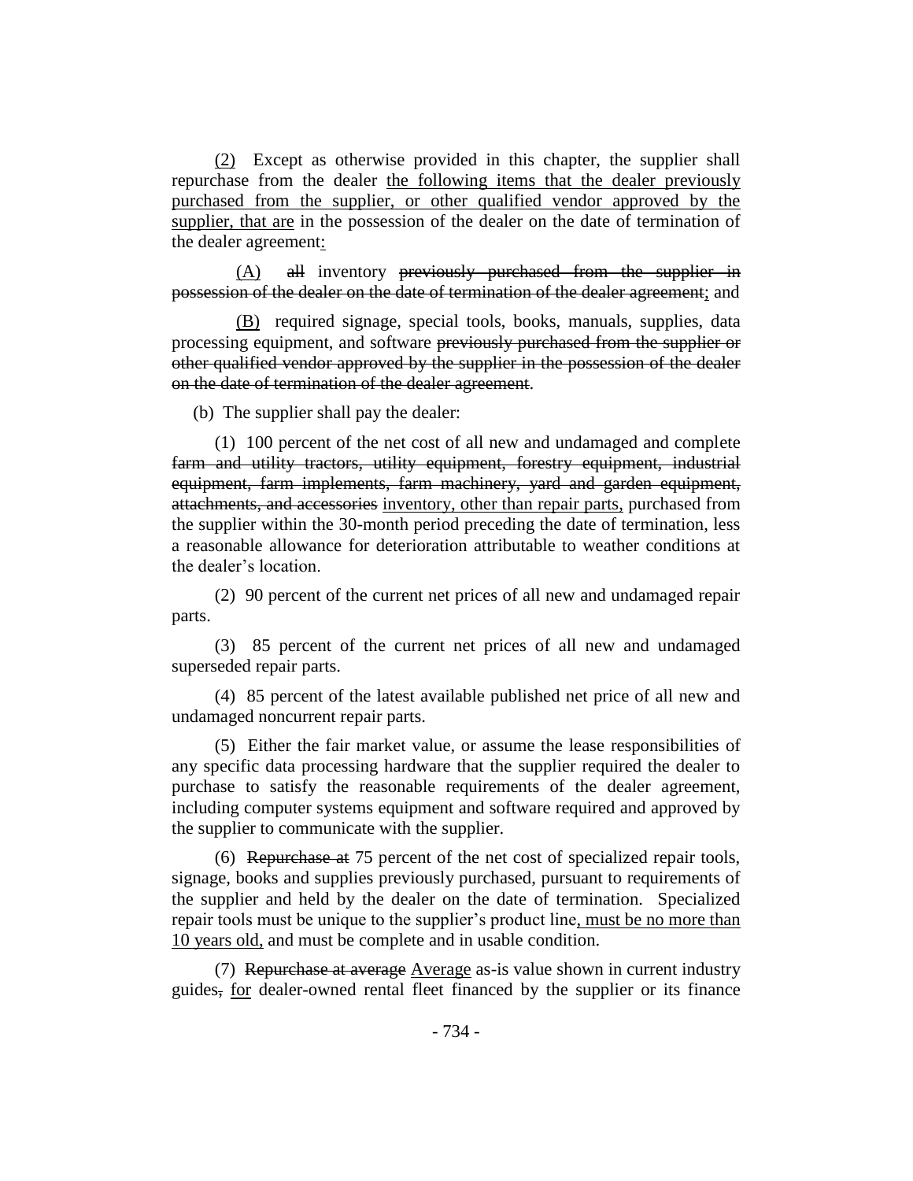<u>(2)</u> Except as otherwise provided in this chapter, the supplier shall repurchase from the dealer <u>the following items that the dealer previously purchased from the supplier, or other qualified vendor approved by the supplier, that are</u> in the possession of the dealer on the date of termination of the dealer agreement<u>:</u>

<u>(A)</u> ~~all~~ inventory ~~previously purchased from the supplier in possession of the dealer on the date of termination of the dealer agreement~~<u>;</u> and

<u>(B)</u> required signage, special tools, books, manuals, supplies, data processing equipment, and software ~~previously purchased from the supplier or other qualified vendor approved by the supplier in the possession of the dealer on the date of termination of the dealer agreement~~.

(b) The supplier shall pay the dealer:

(1) 100 percent of the net cost of all new and undamaged and complete ~~farm and utility tractors, utility equipment, forestry equipment, industrial equipment, farm implements, farm machinery, yard and garden equipment, attachments, and accessories~~ <u>inventory, other than repair parts,</u> purchased from the supplier within the 30-month period preceding the date of termination, less a reasonable allowance for deterioration attributable to weather conditions at the dealer's location.

(2) 90 percent of the current net prices of all new and undamaged repair parts.

(3) 85 percent of the current net prices of all new and undamaged superseded repair parts.

(4) 85 percent of the latest available published net price of all new and undamaged noncurrent repair parts.

(5) Either the fair market value, or assume the lease responsibilities of any specific data processing hardware that the supplier required the dealer to purchase to satisfy the reasonable requirements of the dealer agreement, including computer systems equipment and software required and approved by the supplier to communicate with the supplier.

(6) ~~Repurchase at~~ 75 percent of the net cost of specialized repair tools, signage, books and supplies previously purchased, pursuant to requirements of the supplier and held by the dealer on the date of termination. Specialized repair tools must be unique to the supplier's product line<u>, must be no more than 10 years old,</u> and must be complete and in usable condition.

(7) ~~Repurchase at average~~ <u>Average</u> as-is value shown in current industry guides~~,~~ <u>for</u> dealer-owned rental fleet financed by the supplier or its finance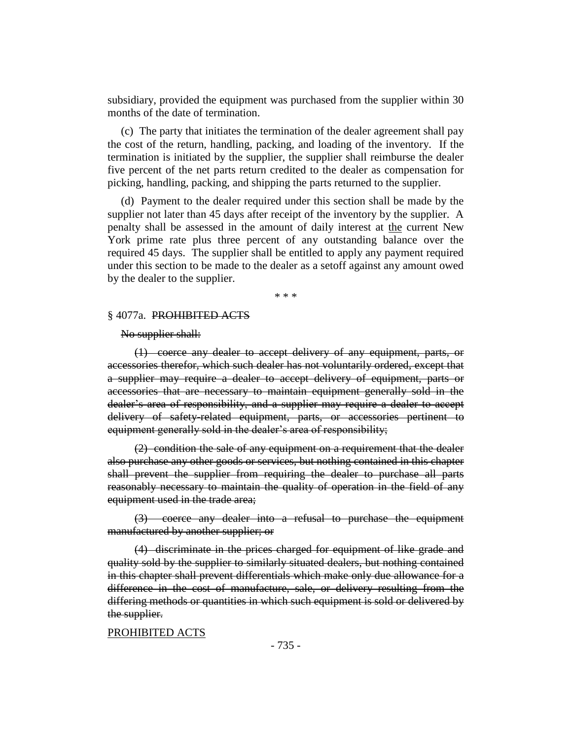subsidiary, provided the equipment was purchased from the supplier within 30 months of the date of termination.

(c) The party that initiates the termination of the dealer agreement shall pay the cost of the return, handling, packing, and loading of the inventory. If the termination is initiated by the supplier, the supplier shall reimburse the dealer five percent of the net parts return credited to the dealer as compensation for picking, handling, packing, and shipping the parts returned to the supplier.

(d) Payment to the dealer required under this section shall be made by the supplier not later than 45 days after receipt of the inventory by the supplier. A penalty shall be assessed in the amount of daily interest at <u>the</u> current New York prime rate plus three percent of any outstanding balance over the required 45 days. The supplier shall be entitled to apply any payment required under this section to be made to the dealer as a setoff against any amount owed by the dealer to the supplier.

\* \* \*

§ 4077a. ~~PROHIBITED ACTS~~

~~No supplier shall:~~

~~(1) coerce any dealer to accept delivery of any equipment, parts, or accessories therefor, which such dealer has not voluntarily ordered, except that a supplier may require a dealer to accept delivery of equipment, parts or accessories that are necessary to maintain equipment generally sold in the dealer's area of responsibility, and a supplier may require a dealer to accept delivery of safety-related equipment, parts, or accessories pertinent to equipment generally sold in the dealer's area of responsibility;~~

~~(2) condition the sale of any equipment on a requirement that the dealer also purchase any other goods or services, but nothing contained in this chapter shall prevent the supplier from requiring the dealer to purchase all parts reasonably necessary to maintain the quality of operation in the field of any equipment used in the trade area;~~

~~(3) coerce any dealer into a refusal to purchase the equipment manufactured by another supplier; or~~

~~(4) discriminate in the prices charged for equipment of like grade and quality sold by the supplier to similarly situated dealers, but nothing contained in this chapter shall prevent differentials which make only due allowance for a difference in the cost of manufacture, sale, or delivery resulting from the differing methods or quantities in which such equipment is sold or delivered by the supplier.~~

<u>PROHIBITED ACTS</u>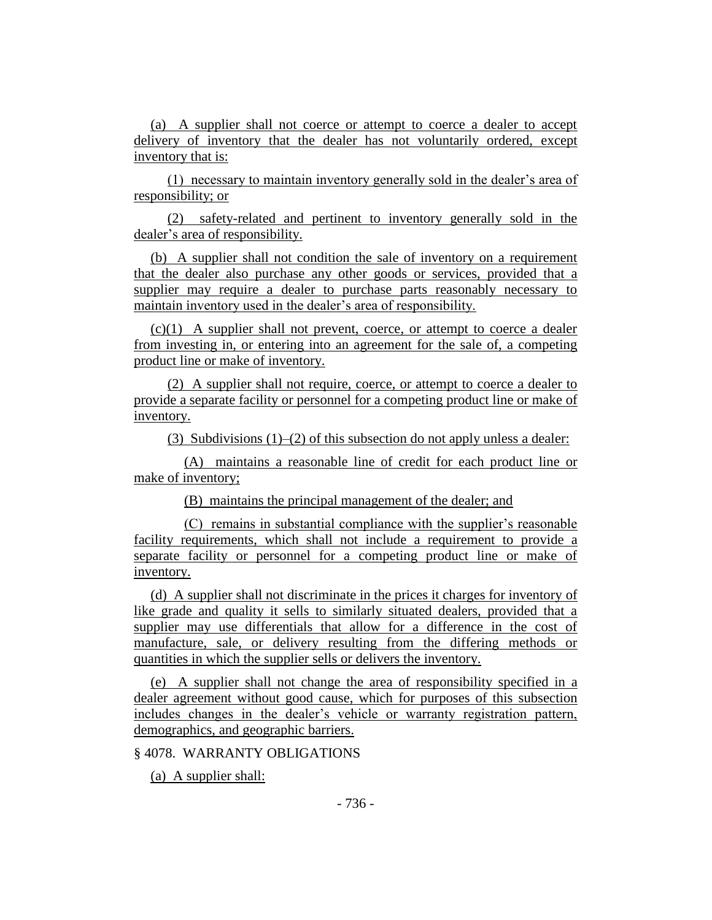(a) A supplier shall not coerce or attempt to coerce a dealer to accept delivery of inventory that the dealer has not voluntarily ordered, except inventory that is:

(1) necessary to maintain inventory generally sold in the dealer's area of responsibility; or

(2) safety-related and pertinent to inventory generally sold in the dealer's area of responsibility.

(b) A supplier shall not condition the sale of inventory on a requirement that the dealer also purchase any other goods or services, provided that a supplier may require a dealer to purchase parts reasonably necessary to maintain inventory used in the dealer's area of responsibility.

(c)(1) A supplier shall not prevent, coerce, or attempt to coerce a dealer from investing in, or entering into an agreement for the sale of, a competing product line or make of inventory.

(2) A supplier shall not require, coerce, or attempt to coerce a dealer to provide a separate facility or personnel for a competing product line or make of inventory.

(3) Subdivisions (1)–(2) of this subsection do not apply unless a dealer:

(A) maintains a reasonable line of credit for each product line or make of inventory;

(B) maintains the principal management of the dealer; and

(C) remains in substantial compliance with the supplier's reasonable facility requirements, which shall not include a requirement to provide a separate facility or personnel for a competing product line or make of inventory.

(d) A supplier shall not discriminate in the prices it charges for inventory of like grade and quality it sells to similarly situated dealers, provided that a supplier may use differentials that allow for a difference in the cost of manufacture, sale, or delivery resulting from the differing methods or quantities in which the supplier sells or delivers the inventory.

(e) A supplier shall not change the area of responsibility specified in a dealer agreement without good cause, which for purposes of this subsection includes changes in the dealer's vehicle or warranty registration pattern, demographics, and geographic barriers.

§ 4078. WARRANTY OBLIGATIONS

(a) A supplier shall: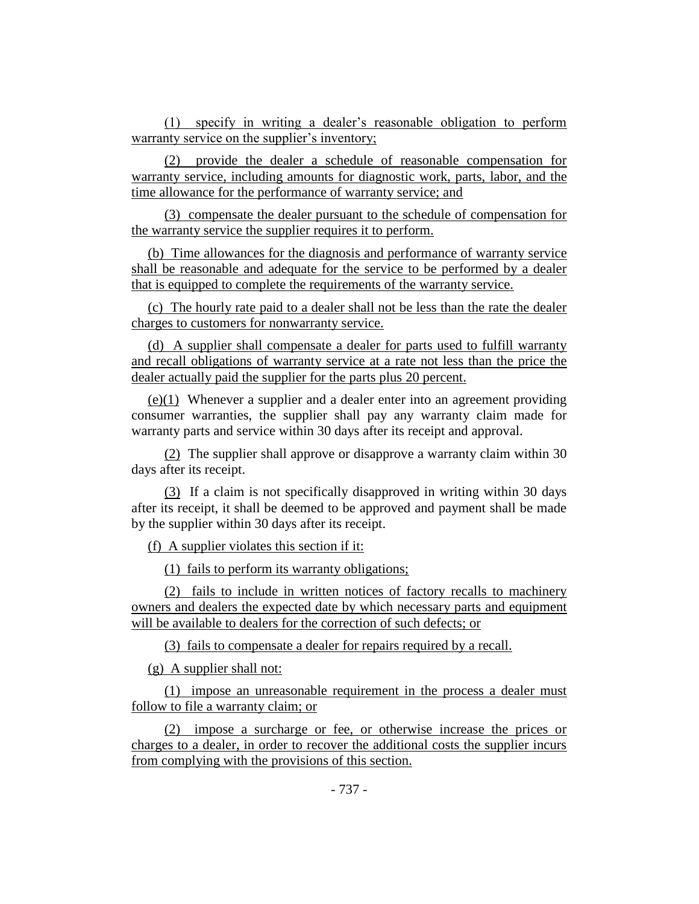(1) specify in writing a dealer's reasonable obligation to perform warranty service on the supplier's inventory;

(2) provide the dealer a schedule of reasonable compensation for warranty service, including amounts for diagnostic work, parts, labor, and the time allowance for the performance of warranty service; and

(3) compensate the dealer pursuant to the schedule of compensation for the warranty service the supplier requires it to perform.

(b) Time allowances for the diagnosis and performance of warranty service shall be reasonable and adequate for the service to be performed by a dealer that is equipped to complete the requirements of the warranty service.

(c) The hourly rate paid to a dealer shall not be less than the rate the dealer charges to customers for nonwarranty service.

(d) A supplier shall compensate a dealer for parts used to fulfill warranty and recall obligations of warranty service at a rate not less than the price the dealer actually paid the supplier for the parts plus 20 percent.

(e)(1) Whenever a supplier and a dealer enter into an agreement providing consumer warranties, the supplier shall pay any warranty claim made for warranty parts and service within 30 days after its receipt and approval.

(2) The supplier shall approve or disapprove a warranty claim within 30 days after its receipt.

(3) If a claim is not specifically disapproved in writing within 30 days after its receipt, it shall be deemed to be approved and payment shall be made by the supplier within 30 days after its receipt.

(f) A supplier violates this section if it:

(1) fails to perform its warranty obligations;

(2) fails to include in written notices of factory recalls to machinery owners and dealers the expected date by which necessary parts and equipment will be available to dealers for the correction of such defects; or

(3) fails to compensate a dealer for repairs required by a recall.

(g) A supplier shall not:

(1) impose an unreasonable requirement in the process a dealer must follow to file a warranty claim; or

(2) impose a surcharge or fee, or otherwise increase the prices or charges to a dealer, in order to recover the additional costs the supplier incurs from complying with the provisions of this section.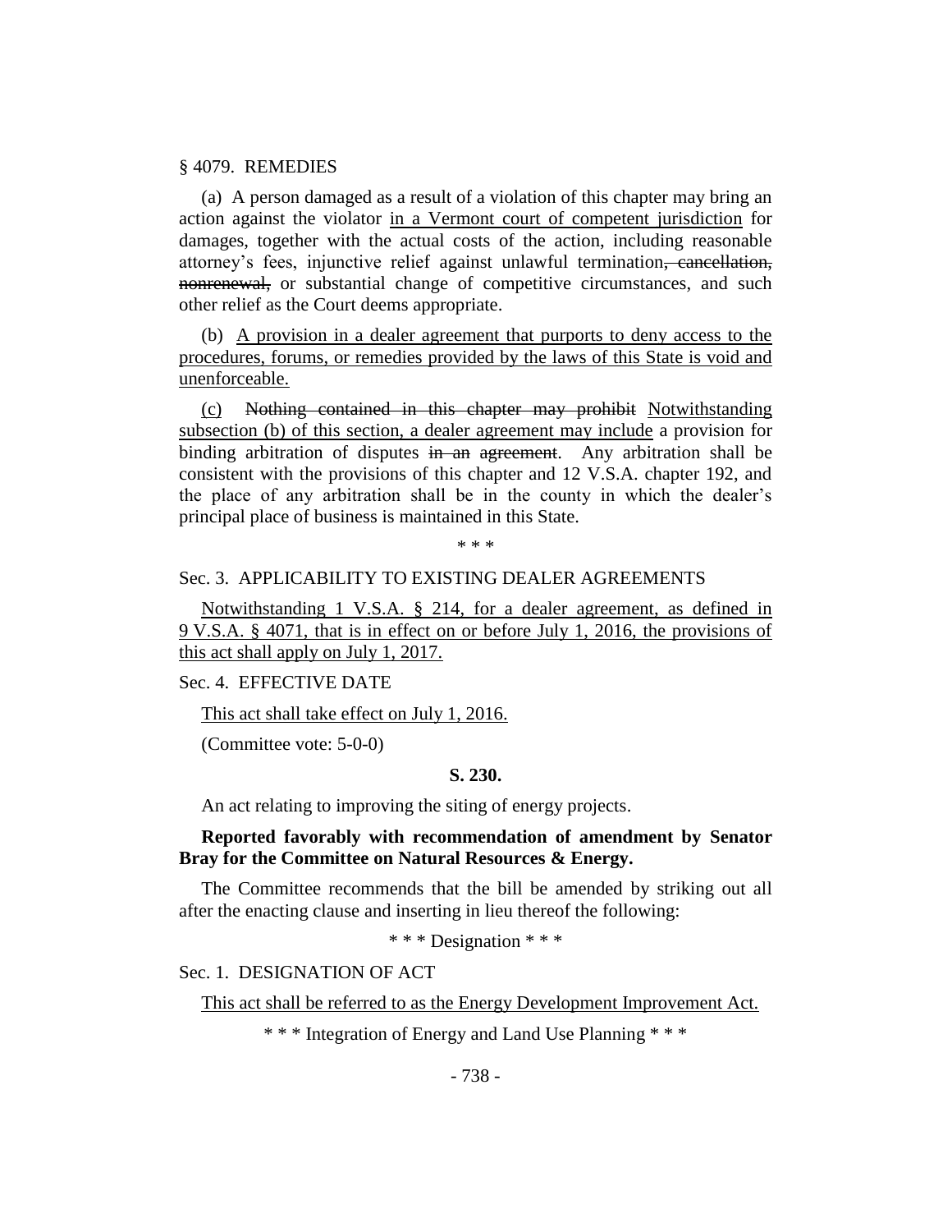§ 4079. REMEDIES

(a) A person damaged as a result of a violation of this chapter may bring an action against the violator <u>in a Vermont court of competent jurisdiction</u> for damages, together with the actual costs of the action, including reasonable attorney's fees, injunctive relief against unlawful termination~~, cancellation, nonrenewal,~~ or substantial change of competitive circumstances, and such other relief as the Court deems appropriate.

(b) <u>A provision in a dealer agreement that purports to deny access to the procedures, forums, or remedies provided by the laws of this State is void and unenforceable.</u>

<u>(c)</u> ~~Nothing contained in this chapter may prohibit~~ <u>Notwithstanding subsection (b) of this section, a dealer agreement may include</u> a provision for binding arbitration of disputes ~~in an agreement~~. Any arbitration shall be consistent with the provisions of this chapter and 12 V.S.A. chapter 192, and the place of any arbitration shall be in the county in which the dealer's principal place of business is maintained in this State.

\* \* \*

Sec. 3. APPLICABILITY TO EXISTING DEALER AGREEMENTS

<u>Notwithstanding 1 V.S.A. § 214, for a dealer agreement, as defined in 9 V.S.A. § 4071, that is in effect on or before July 1, 2016, the provisions of this act shall apply on July 1, 2017.</u>

Sec. 4. EFFECTIVE DATE

<u>This act shall take effect on July 1, 2016.</u>

(Committee vote: 5-0-0)

**S. 230.**

An act relating to improving the siting of energy projects.

**Reported favorably with recommendation of amendment by Senator Bray for the Committee on Natural Resources & Energy.**

The Committee recommends that the bill be amended by striking out all after the enacting clause and inserting in lieu thereof the following:

\* \* \* Designation \* \* \*

Sec. 1. DESIGNATION OF ACT

<u>This act shall be referred to as the Energy Development Improvement Act.</u>

\* \* \* Integration of Energy and Land Use Planning \* \* \*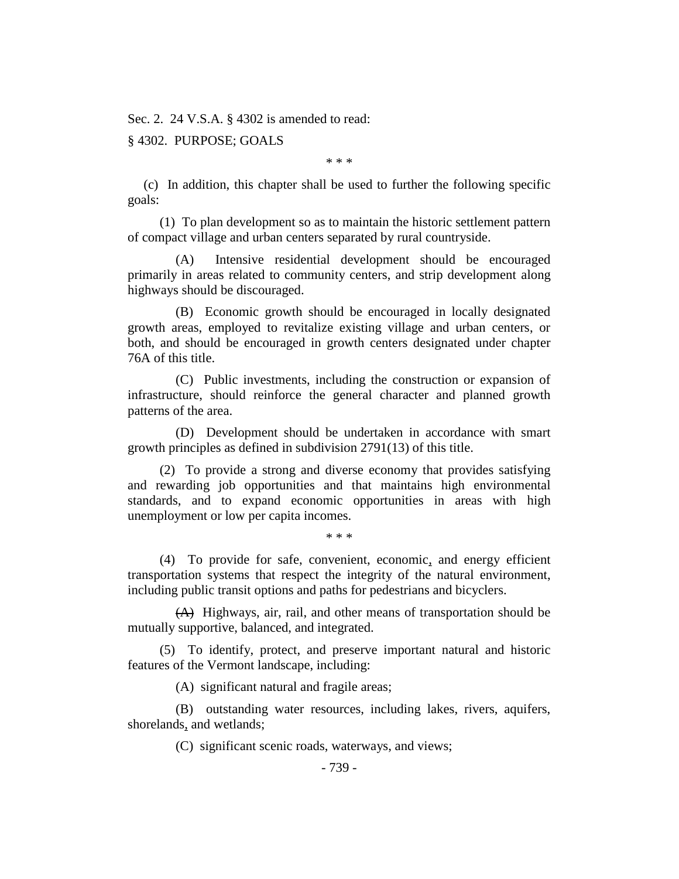Sec. 2. 24 V.S.A. § 4302 is amended to read:

§ 4302. PURPOSE; GOALS

\* \* \*

(c) In addition, this chapter shall be used to further the following specific goals:

(1) To plan development so as to maintain the historic settlement pattern of compact village and urban centers separated by rural countryside.

(A) Intensive residential development should be encouraged primarily in areas related to community centers, and strip development along highways should be discouraged.

(B) Economic growth should be encouraged in locally designated growth areas, employed to revitalize existing village and urban centers, or both, and should be encouraged in growth centers designated under chapter 76A of this title.

(C) Public investments, including the construction or expansion of infrastructure, should reinforce the general character and planned growth patterns of the area.

(D) Development should be undertaken in accordance with smart growth principles as defined in subdivision 2791(13) of this title.

(2) To provide a strong and diverse economy that provides satisfying and rewarding job opportunities and that maintains high environmental standards, and to expand economic opportunities in areas with high unemployment or low per capita incomes.

\* \* \*

(4) To provide for safe, convenient, economic, and energy efficient transportation systems that respect the integrity of the natural environment, including public transit options and paths for pedestrians and bicyclers.

~~(A)~~ Highways, air, rail, and other means of transportation should be mutually supportive, balanced, and integrated.

(5) To identify, protect, and preserve important natural and historic features of the Vermont landscape, including:

(A) significant natural and fragile areas;

(B) outstanding water resources, including lakes, rivers, aquifers, shorelands, and wetlands;

(C) significant scenic roads, waterways, and views;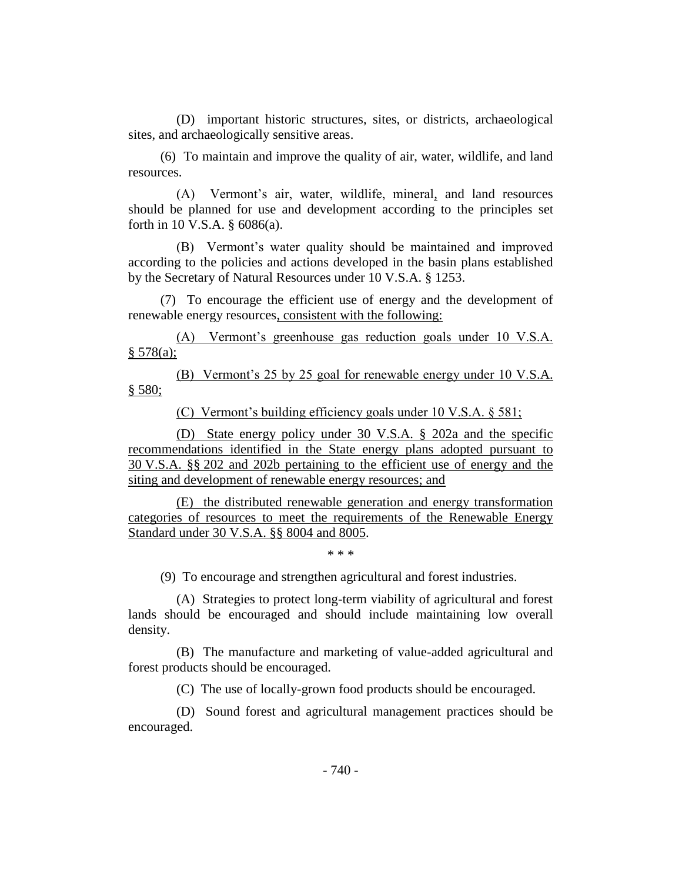(D) important historic structures, sites, or districts, archaeological sites, and archaeologically sensitive areas.

(6) To maintain and improve the quality of air, water, wildlife, and land resources.

(A) Vermont's air, water, wildlife, mineral, and land resources should be planned for use and development according to the principles set forth in 10 V.S.A. § 6086(a).

(B) Vermont's water quality should be maintained and improved according to the policies and actions developed in the basin plans established by the Secretary of Natural Resources under 10 V.S.A. § 1253.

(7) To encourage the efficient use of energy and the development of renewable energy resources, consistent with the following:

(A) Vermont's greenhouse gas reduction goals under 10 V.S.A. § 578(a);

(B) Vermont's 25 by 25 goal for renewable energy under 10 V.S.A. § 580;

(C) Vermont's building efficiency goals under 10 V.S.A. § 581;

(D) State energy policy under 30 V.S.A. § 202a and the specific recommendations identified in the State energy plans adopted pursuant to 30 V.S.A. §§ 202 and 202b pertaining to the efficient use of energy and the siting and development of renewable energy resources; and

(E) the distributed renewable generation and energy transformation categories of resources to meet the requirements of the Renewable Energy Standard under 30 V.S.A. §§ 8004 and 8005.

\* \* \*

(9) To encourage and strengthen agricultural and forest industries.

(A) Strategies to protect long-term viability of agricultural and forest lands should be encouraged and should include maintaining low overall density.

(B) The manufacture and marketing of value-added agricultural and forest products should be encouraged.

(C) The use of locally-grown food products should be encouraged.

(D) Sound forest and agricultural management practices should be encouraged.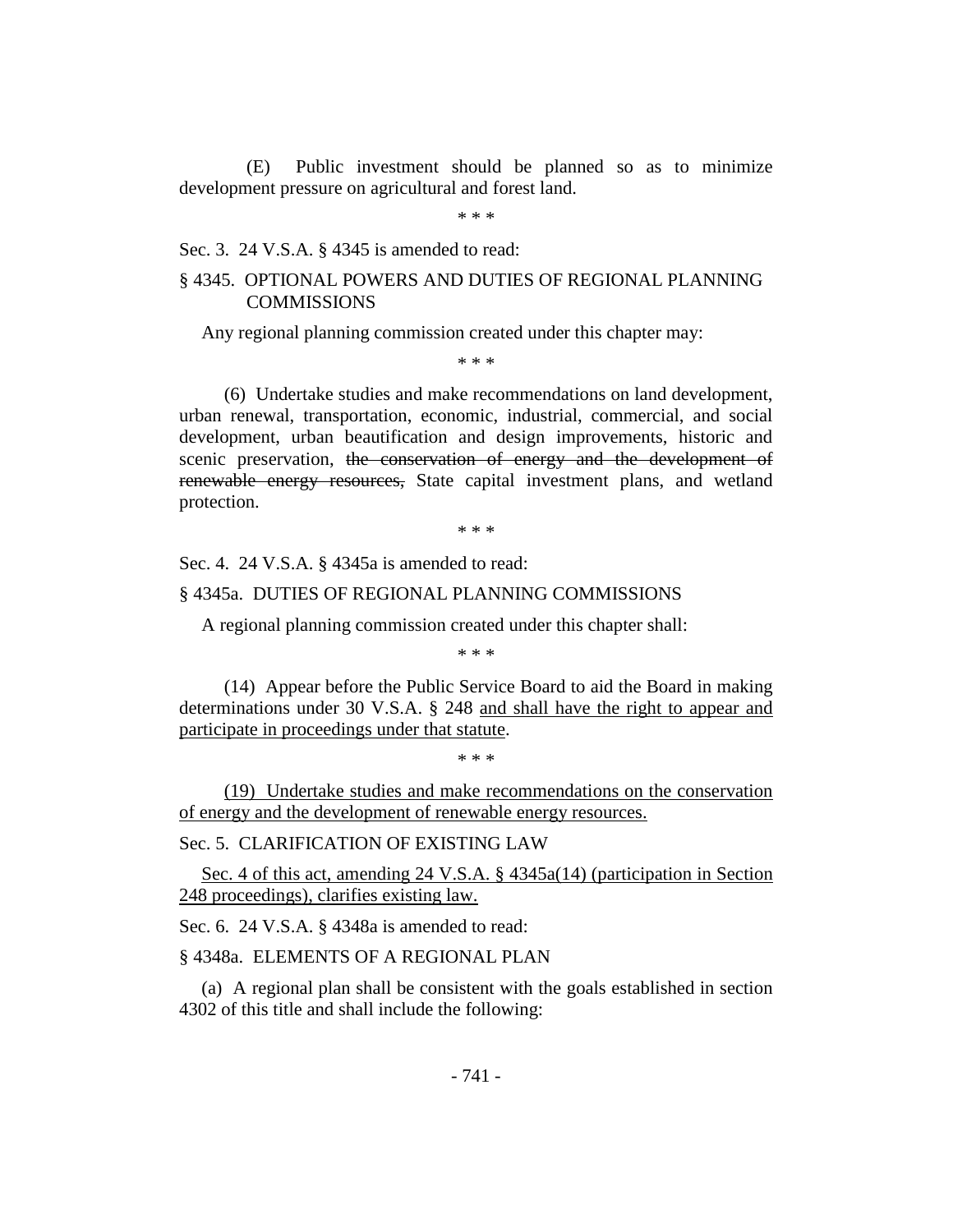(E) Public investment should be planned so as to minimize development pressure on agricultural and forest land.

\* \* \*

Sec. 3. 24 V.S.A. § 4345 is amended to read:

§ 4345. OPTIONAL POWERS AND DUTIES OF REGIONAL PLANNING COMMISSIONS

Any regional planning commission created under this chapter may:

\* \* \*

(6) Undertake studies and make recommendations on land development, urban renewal, transportation, economic, industrial, commercial, and social development, urban beautification and design improvements, historic and scenic preservation, ~~the conservation of energy and the development of renewable energy resources,~~ State capital investment plans, and wetland protection.

\* \* \*

Sec. 4. 24 V.S.A. § 4345a is amended to read:

§ 4345a. DUTIES OF REGIONAL PLANNING COMMISSIONS

A regional planning commission created under this chapter shall:

\* \* \*

(14) Appear before the Public Service Board to aid the Board in making determinations under 30 V.S.A. § 248 <u>and shall have the right to appear and participate in proceedings under that statute</u>.

\* \* \*

<u>(19) Undertake studies and make recommendations on the conservation of energy and the development of renewable energy resources.</u>

Sec. 5. CLARIFICATION OF EXISTING LAW

<u>Sec. 4 of this act, amending 24 V.S.A. § 4345a(14) (participation in Section 248 proceedings), clarifies existing law.</u>

Sec. 6. 24 V.S.A. § 4348a is amended to read:

§ 4348a. ELEMENTS OF A REGIONAL PLAN

(a) A regional plan shall be consistent with the goals established in section 4302 of this title and shall include the following: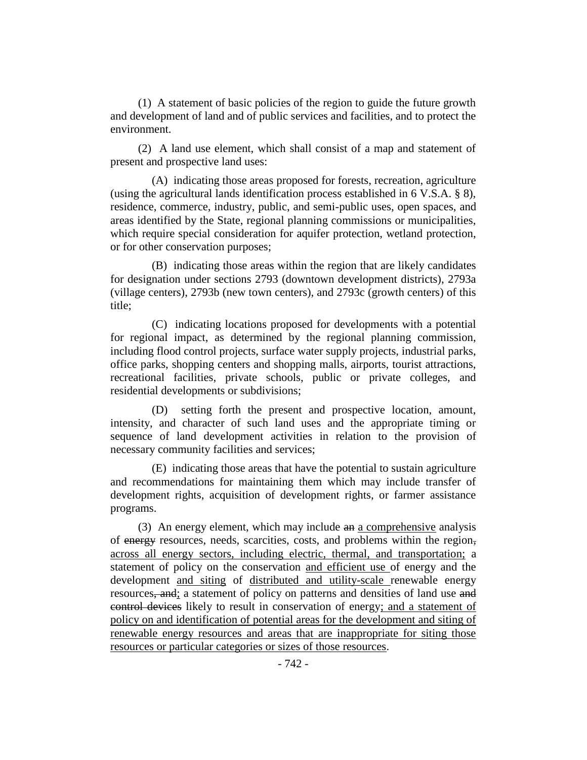(1) A statement of basic policies of the region to guide the future growth and development of land and of public services and facilities, and to protect the environment.

(2) A land use element, which shall consist of a map and statement of present and prospective land uses:

(A) indicating those areas proposed for forests, recreation, agriculture (using the agricultural lands identification process established in 6 V.S.A. § 8), residence, commerce, industry, public, and semi-public uses, open spaces, and areas identified by the State, regional planning commissions or municipalities, which require special consideration for aquifer protection, wetland protection, or for other conservation purposes;

(B) indicating those areas within the region that are likely candidates for designation under sections 2793 (downtown development districts), 2793a (village centers), 2793b (new town centers), and 2793c (growth centers) of this title;

(C) indicating locations proposed for developments with a potential for regional impact, as determined by the regional planning commission, including flood control projects, surface water supply projects, industrial parks, office parks, shopping centers and shopping malls, airports, tourist attractions, recreational facilities, private schools, public or private colleges, and residential developments or subdivisions;

(D) setting forth the present and prospective location, amount, intensity, and character of such land uses and the appropriate timing or sequence of land development activities in relation to the provision of necessary community facilities and services;

(E) indicating those areas that have the potential to sustain agriculture and recommendations for maintaining them which may include transfer of development rights, acquisition of development rights, or farmer assistance programs.

(3) An energy element, which may include ~~an~~ <u>a comprehensive</u> analysis of ~~energy~~ resources, needs, scarcities, costs, and problems within the region~~,~~ <u>across all energy sectors, including electric, thermal, and transportation;</u> a statement of policy on the conservation <u>and efficient use</u> of energy and the development <u>and siting</u> of <u>distributed and utility-scale</u> renewable energy resources~~, and~~<u>;</u> a statement of policy on patterns and densities of land use ~~and control devices~~ likely to result in conservation of energy<u>; and a statement of policy on and identification of potential areas for the development and siting of renewable energy resources and areas that are inappropriate for siting those resources or particular categories or sizes of those resources</u>.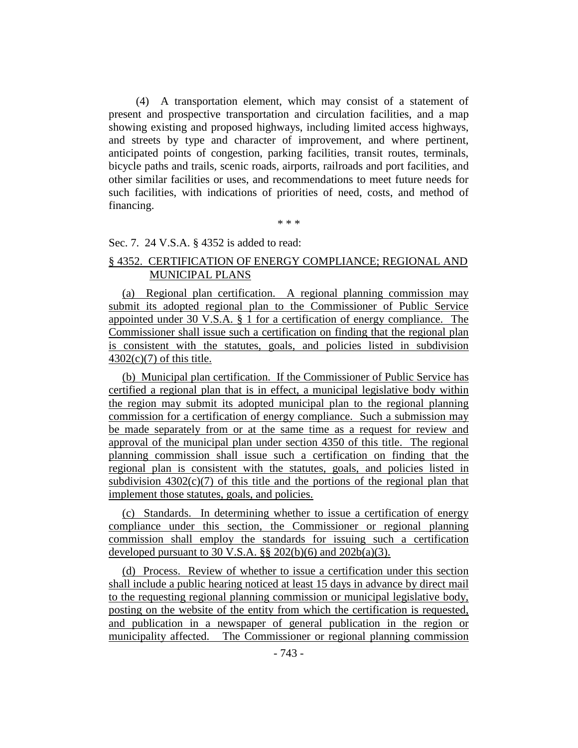(4) A transportation element, which may consist of a statement of present and prospective transportation and circulation facilities, and a map showing existing and proposed highways, including limited access highways, and streets by type and character of improvement, and where pertinent, anticipated points of congestion, parking facilities, transit routes, terminals, bicycle paths and trails, scenic roads, airports, railroads and port facilities, and other similar facilities or uses, and recommendations to meet future needs for such facilities, with indications of priorities of need, costs, and method of financing.

\* \* \*

Sec. 7. 24 V.S.A. § 4352 is added to read:

§ 4352. CERTIFICATION OF ENERGY COMPLIANCE; REGIONAL AND MUNICIPAL PLANS

(a) Regional plan certification. A regional planning commission may submit its adopted regional plan to the Commissioner of Public Service appointed under 30 V.S.A. § 1 for a certification of energy compliance. The Commissioner shall issue such a certification on finding that the regional plan is consistent with the statutes, goals, and policies listed in subdivision 4302(c)(7) of this title.

(b) Municipal plan certification. If the Commissioner of Public Service has certified a regional plan that is in effect, a municipal legislative body within the region may submit its adopted municipal plan to the regional planning commission for a certification of energy compliance. Such a submission may be made separately from or at the same time as a request for review and approval of the municipal plan under section 4350 of this title. The regional planning commission shall issue such a certification on finding that the regional plan is consistent with the statutes, goals, and policies listed in subdivision 4302(c)(7) of this title and the portions of the regional plan that implement those statutes, goals, and policies.

(c) Standards. In determining whether to issue a certification of energy compliance under this section, the Commissioner or regional planning commission shall employ the standards for issuing such a certification developed pursuant to 30 V.S.A. §§ 202(b)(6) and 202b(a)(3).

(d) Process. Review of whether to issue a certification under this section shall include a public hearing noticed at least 15 days in advance by direct mail to the requesting regional planning commission or municipal legislative body, posting on the website of the entity from which the certification is requested, and publication in a newspaper of general publication in the region or municipality affected. The Commissioner or regional planning commission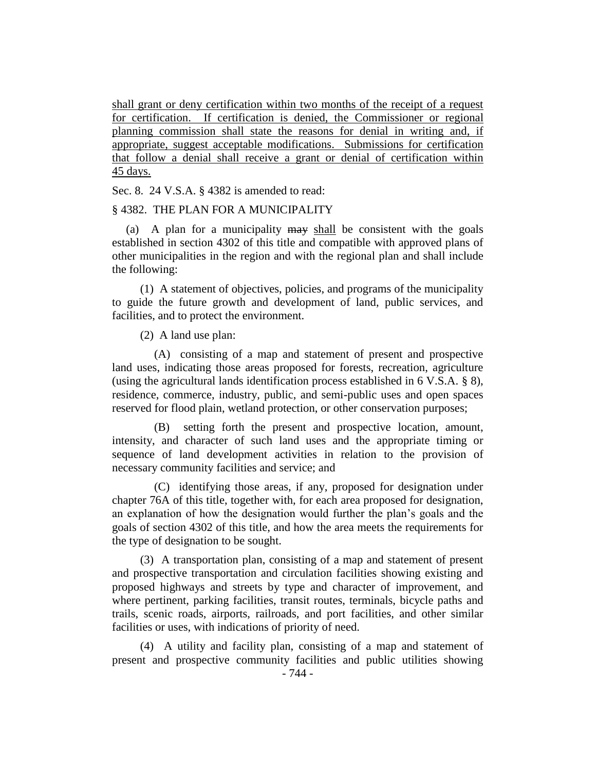<u>shall grant or deny certification within two months of the receipt of a request for certification. If certification is denied, the Commissioner or regional planning commission shall state the reasons for denial in writing and, if appropriate, suggest acceptable modifications. Submissions for certification that follow a denial shall receive a grant or denial of certification within 45 days.</u>

Sec. 8. 24 V.S.A. § 4382 is amended to read:

§ 4382. THE PLAN FOR A MUNICIPALITY

(a) A plan for a municipality ~~may~~ <u>shall</u> be consistent with the goals established in section 4302 of this title and compatible with approved plans of other municipalities in the region and with the regional plan and shall include the following:

(1) A statement of objectives, policies, and programs of the municipality to guide the future growth and development of land, public services, and facilities, and to protect the environment.

(2) A land use plan:

(A) consisting of a map and statement of present and prospective land uses, indicating those areas proposed for forests, recreation, agriculture (using the agricultural lands identification process established in 6 V.S.A. § 8), residence, commerce, industry, public, and semi-public uses and open spaces reserved for flood plain, wetland protection, or other conservation purposes;

(B) setting forth the present and prospective location, amount, intensity, and character of such land uses and the appropriate timing or sequence of land development activities in relation to the provision of necessary community facilities and service; and

(C) identifying those areas, if any, proposed for designation under chapter 76A of this title, together with, for each area proposed for designation, an explanation of how the designation would further the plan's goals and the goals of section 4302 of this title, and how the area meets the requirements for the type of designation to be sought.

(3) A transportation plan, consisting of a map and statement of present and prospective transportation and circulation facilities showing existing and proposed highways and streets by type and character of improvement, and where pertinent, parking facilities, transit routes, terminals, bicycle paths and trails, scenic roads, airports, railroads, and port facilities, and other similar facilities or uses, with indications of priority of need.

(4) A utility and facility plan, consisting of a map and statement of present and prospective community facilities and public utilities showing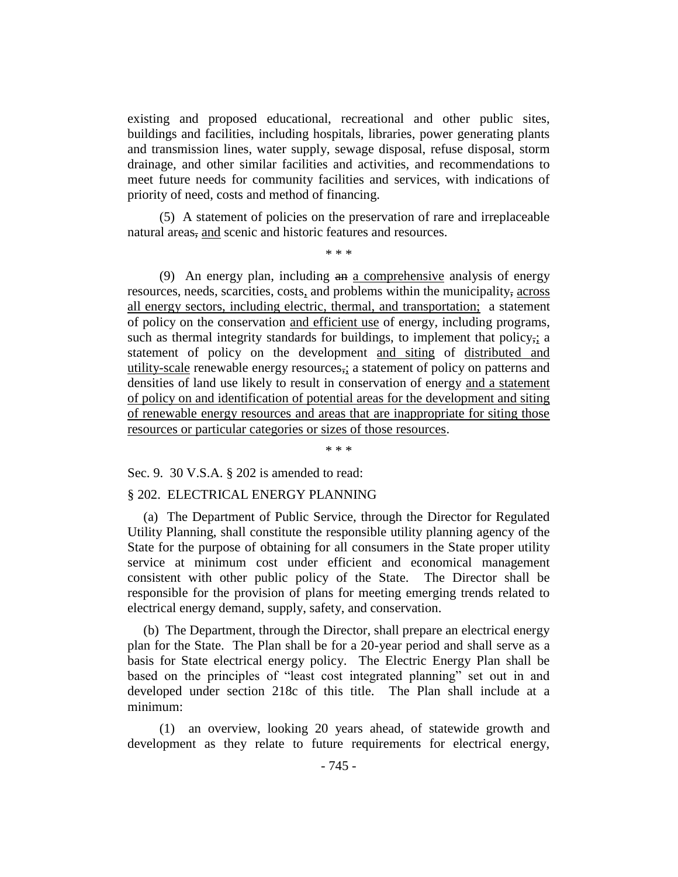existing and proposed educational, recreational and other public sites, buildings and facilities, including hospitals, libraries, power generating plants and transmission lines, water supply, sewage disposal, refuse disposal, storm drainage, and other similar facilities and activities, and recommendations to meet future needs for community facilities and services, with indications of priority of need, costs and method of financing.

(5) A statement of policies on the preservation of rare and irreplaceable natural areas~~,~~ <u>and</u> scenic and historic features and resources.

\* \* \*

(9) An energy plan, including ~~an~~ <u>a comprehensive</u> analysis of energy resources, needs, scarcities, costs<u>,</u> and problems within the municipality~~,~~ <u>across all energy sectors, including electric, thermal, and transportation;</u> a statement of policy on the conservation <u>and efficient use</u> of energy, including programs, such as thermal integrity standards for buildings, to implement that policy~~,~~<u>;</u> a statement of policy on the development <u>and siting</u> of <u>distributed and utility-scale</u> renewable energy resources~~,~~<u>;</u> a statement of policy on patterns and densities of land use likely to result in conservation of energy <u>and a statement of policy on and identification of potential areas for the development and siting of renewable energy resources and areas that are inappropriate for siting those resources or particular categories or sizes of those resources</u>.

\* \* \*

Sec. 9. 30 V.S.A. § 202 is amended to read:

§ 202. ELECTRICAL ENERGY PLANNING

(a) The Department of Public Service, through the Director for Regulated Utility Planning, shall constitute the responsible utility planning agency of the State for the purpose of obtaining for all consumers in the State proper utility service at minimum cost under efficient and economical management consistent with other public policy of the State. The Director shall be responsible for the provision of plans for meeting emerging trends related to electrical energy demand, supply, safety, and conservation.

(b) The Department, through the Director, shall prepare an electrical energy plan for the State. The Plan shall be for a 20-year period and shall serve as a basis for State electrical energy policy. The Electric Energy Plan shall be based on the principles of "least cost integrated planning" set out in and developed under section 218c of this title. The Plan shall include at a minimum:

(1) an overview, looking 20 years ahead, of statewide growth and development as they relate to future requirements for electrical energy,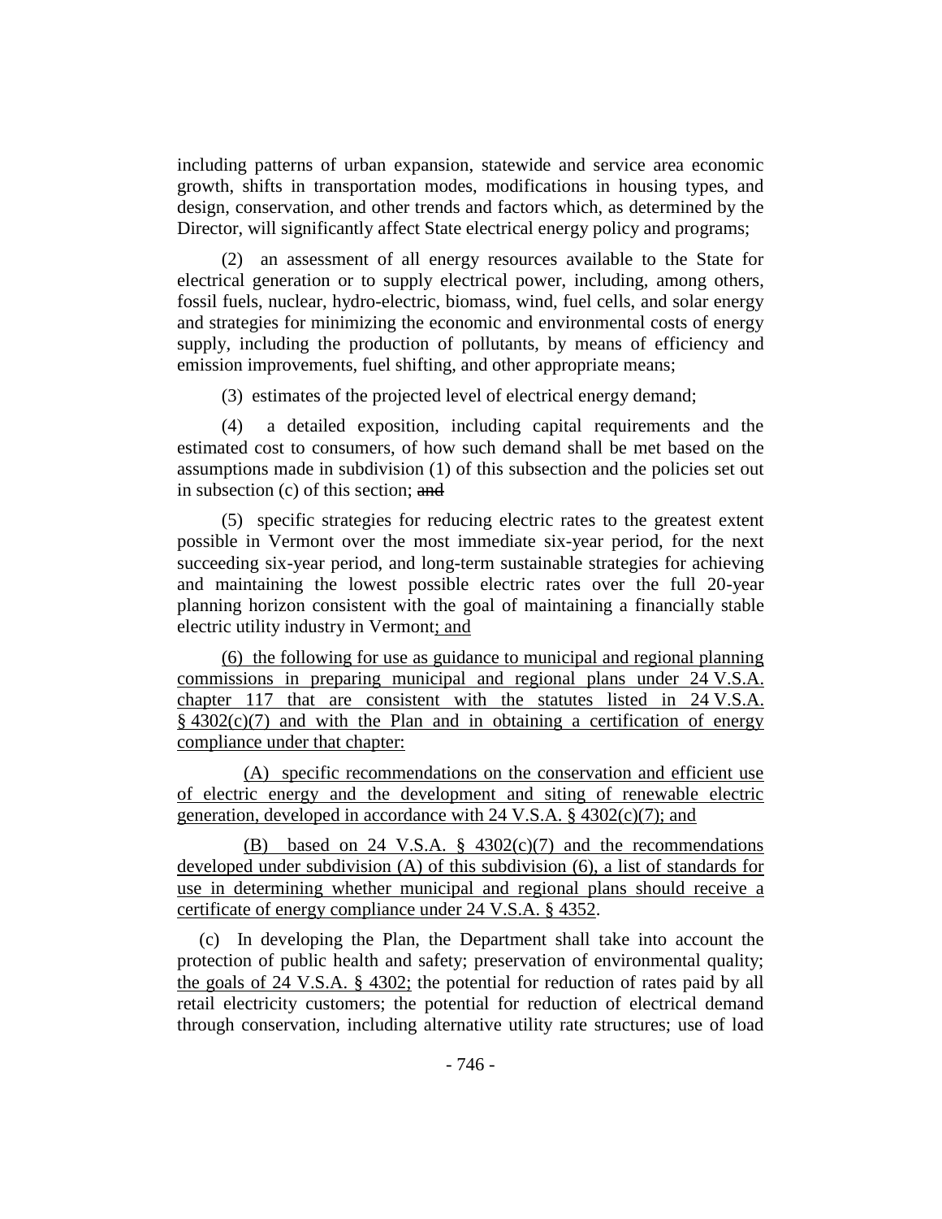including patterns of urban expansion, statewide and service area economic growth, shifts in transportation modes, modifications in housing types, and design, conservation, and other trends and factors which, as determined by the Director, will significantly affect State electrical energy policy and programs;

(2) an assessment of all energy resources available to the State for electrical generation or to supply electrical power, including, among others, fossil fuels, nuclear, hydro-electric, biomass, wind, fuel cells, and solar energy and strategies for minimizing the economic and environmental costs of energy supply, including the production of pollutants, by means of efficiency and emission improvements, fuel shifting, and other appropriate means;

(3) estimates of the projected level of electrical energy demand;

(4) a detailed exposition, including capital requirements and the estimated cost to consumers, of how such demand shall be met based on the assumptions made in subdivision (1) of this subsection and the policies set out in subsection (c) of this section; ~~and~~

(5) specific strategies for reducing electric rates to the greatest extent possible in Vermont over the most immediate six-year period, for the next succeeding six-year period, and long-term sustainable strategies for achieving and maintaining the lowest possible electric rates over the full 20-year planning horizon consistent with the goal of maintaining a financially stable electric utility industry in Vermont<u>; and</u>

<u>(6) the following for use as guidance to municipal and regional planning commissions in preparing municipal and regional plans under 24 V.S.A. chapter 117 that are consistent with the statutes listed in 24 V.S.A. § 4302(c)(7) and with the Plan and in obtaining a certification of energy compliance under that chapter:</u>

<u>(A) specific recommendations on the conservation and efficient use of electric energy and the development and siting of renewable electric generation, developed in accordance with 24 V.S.A. § 4302(c)(7); and</u>

<u>(B) based on 24 V.S.A. § 4302(c)(7) and the recommendations developed under subdivision (A) of this subdivision (6), a list of standards for use in determining whether municipal and regional plans should receive a certificate of energy compliance under 24 V.S.A. § 4352</u>.

(c) In developing the Plan, the Department shall take into account the protection of public health and safety; preservation of environmental quality; <u>the goals of 24 V.S.A. § 4302;</u> the potential for reduction of rates paid by all retail electricity customers; the potential for reduction of electrical demand through conservation, including alternative utility rate structures; use of load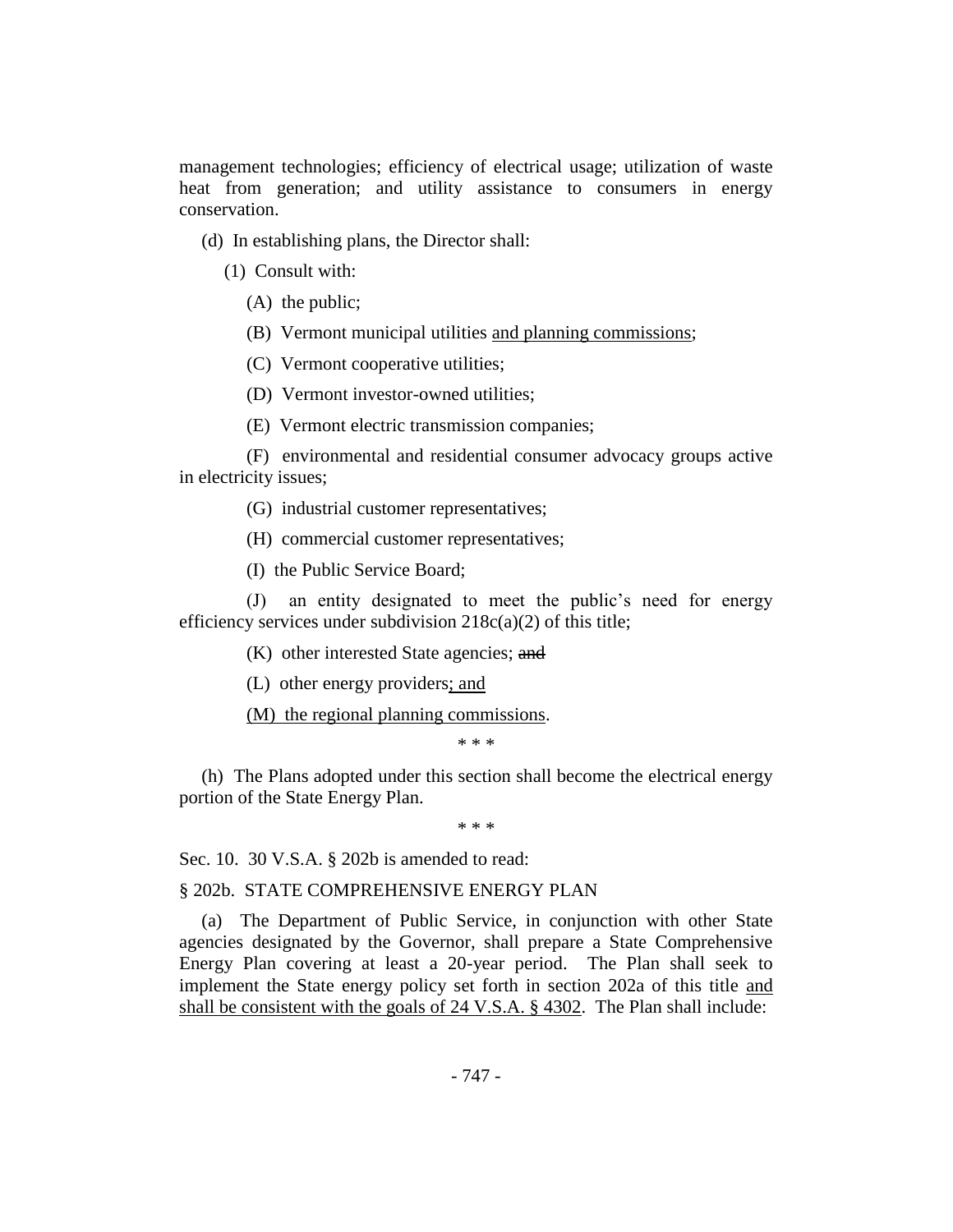management technologies; efficiency of electrical usage; utilization of waste heat from generation; and utility assistance to consumers in energy conservation.

(d) In establishing plans, the Director shall:

(1) Consult with:

(A) the public;

(B) Vermont municipal utilities <u>and planning commissions</u>;

(C) Vermont cooperative utilities;

(D) Vermont investor-owned utilities;

(E) Vermont electric transmission companies;

(F) environmental and residential consumer advocacy groups active in electricity issues;

(G) industrial customer representatives;

(H) commercial customer representatives;

(I) the Public Service Board;

(J) an entity designated to meet the public's need for energy efficiency services under subdivision 218c(a)(2) of this title;

(K) other interested State agencies; ~~and~~

(L) other energy providers<u>; and</u>

<u>(M) the regional planning commissions</u>.

\* \* \*

(h) The Plans adopted under this section shall become the electrical energy portion of the State Energy Plan.

\* \* \*

Sec. 10. 30 V.S.A. § 202b is amended to read:

§ 202b. STATE COMPREHENSIVE ENERGY PLAN

(a) The Department of Public Service, in conjunction with other State agencies designated by the Governor, shall prepare a State Comprehensive Energy Plan covering at least a 20-year period. The Plan shall seek to implement the State energy policy set forth in section 202a of this title <u>and shall be consistent with the goals of 24 V.S.A. § 4302</u>. The Plan shall include: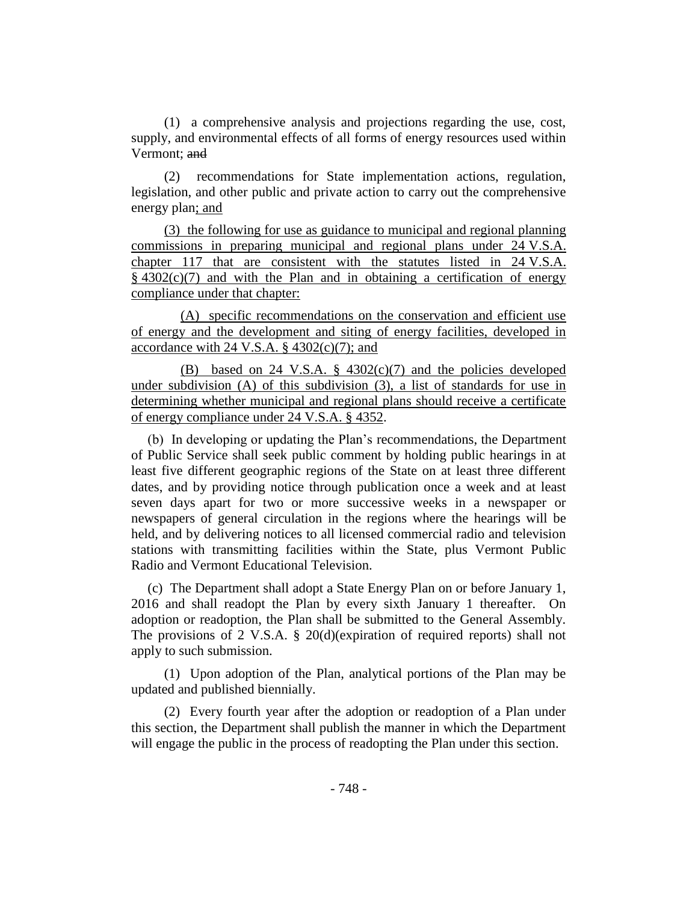(1) a comprehensive analysis and projections regarding the use, cost, supply, and environmental effects of all forms of energy resources used within Vermont; ~~and~~

(2) recommendations for State implementation actions, regulation, legislation, and other public and private action to carry out the comprehensive energy plan<u>; and</u>

<u>(3) the following for use as guidance to municipal and regional planning commissions in preparing municipal and regional plans under 24 V.S.A. chapter 117 that are consistent with the statutes listed in 24 V.S.A. § 4302(c)(7) and with the Plan and in obtaining a certification of energy compliance under that chapter:</u>

<u>(A) specific recommendations on the conservation and efficient use of energy and the development and siting of energy facilities, developed in accordance with 24 V.S.A. § 4302(c)(7); and</u>

<u>(B) based on 24 V.S.A. § 4302(c)(7) and the policies developed under subdivision (A) of this subdivision (3), a list of standards for use in determining whether municipal and regional plans should receive a certificate of energy compliance under 24 V.S.A. § 4352</u>.

(b) In developing or updating the Plan's recommendations, the Department of Public Service shall seek public comment by holding public hearings in at least five different geographic regions of the State on at least three different dates, and by providing notice through publication once a week and at least seven days apart for two or more successive weeks in a newspaper or newspapers of general circulation in the regions where the hearings will be held, and by delivering notices to all licensed commercial radio and television stations with transmitting facilities within the State, plus Vermont Public Radio and Vermont Educational Television.

(c) The Department shall adopt a State Energy Plan on or before January 1, 2016 and shall readopt the Plan by every sixth January 1 thereafter. On adoption or readoption, the Plan shall be submitted to the General Assembly. The provisions of 2 V.S.A. § 20(d)(expiration of required reports) shall not apply to such submission.

(1) Upon adoption of the Plan, analytical portions of the Plan may be updated and published biennially.

(2) Every fourth year after the adoption or readoption of a Plan under this section, the Department shall publish the manner in which the Department will engage the public in the process of readopting the Plan under this section.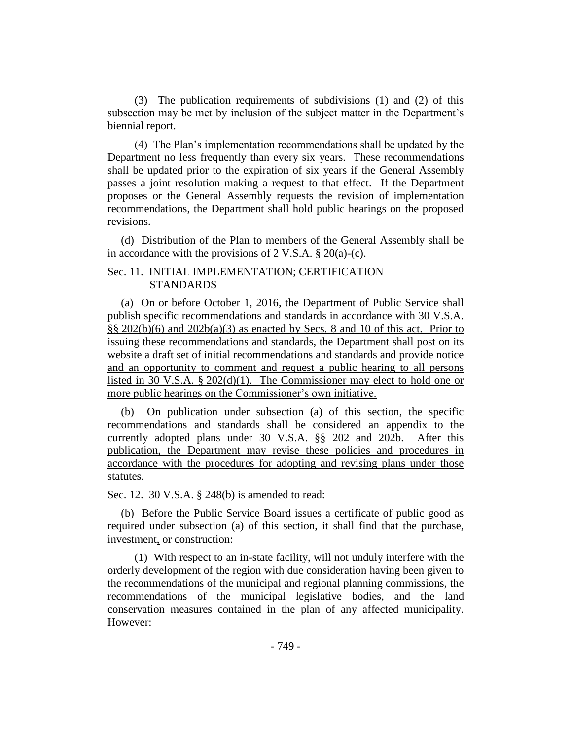(3) The publication requirements of subdivisions (1) and (2) of this subsection may be met by inclusion of the subject matter in the Department's biennial report.

(4) The Plan's implementation recommendations shall be updated by the Department no less frequently than every six years. These recommendations shall be updated prior to the expiration of six years if the General Assembly passes a joint resolution making a request to that effect. If the Department proposes or the General Assembly requests the revision of implementation recommendations, the Department shall hold public hearings on the proposed revisions.

(d) Distribution of the Plan to members of the General Assembly shall be in accordance with the provisions of 2 V.S.A. § 20(a)-(c).

Sec. 11. INITIAL IMPLEMENTATION; CERTIFICATION STANDARDS

(a) On or before October 1, 2016, the Department of Public Service shall publish specific recommendations and standards in accordance with 30 V.S.A. §§ 202(b)(6) and 202b(a)(3) as enacted by Secs. 8 and 10 of this act. Prior to issuing these recommendations and standards, the Department shall post on its website a draft set of initial recommendations and standards and provide notice and an opportunity to comment and request a public hearing to all persons listed in 30 V.S.A. § 202(d)(1). The Commissioner may elect to hold one or more public hearings on the Commissioner's own initiative.

(b) On publication under subsection (a) of this section, the specific recommendations and standards shall be considered an appendix to the currently adopted plans under 30 V.S.A. §§ 202 and 202b. After this publication, the Department may revise these policies and procedures in accordance with the procedures for adopting and revising plans under those statutes.

Sec. 12. 30 V.S.A. § 248(b) is amended to read:

(b) Before the Public Service Board issues a certificate of public good as required under subsection (a) of this section, it shall find that the purchase, investment, or construction:

(1) With respect to an in-state facility, will not unduly interfere with the orderly development of the region with due consideration having been given to the recommendations of the municipal and regional planning commissions, the recommendations of the municipal legislative bodies, and the land conservation measures contained in the plan of any affected municipality. However: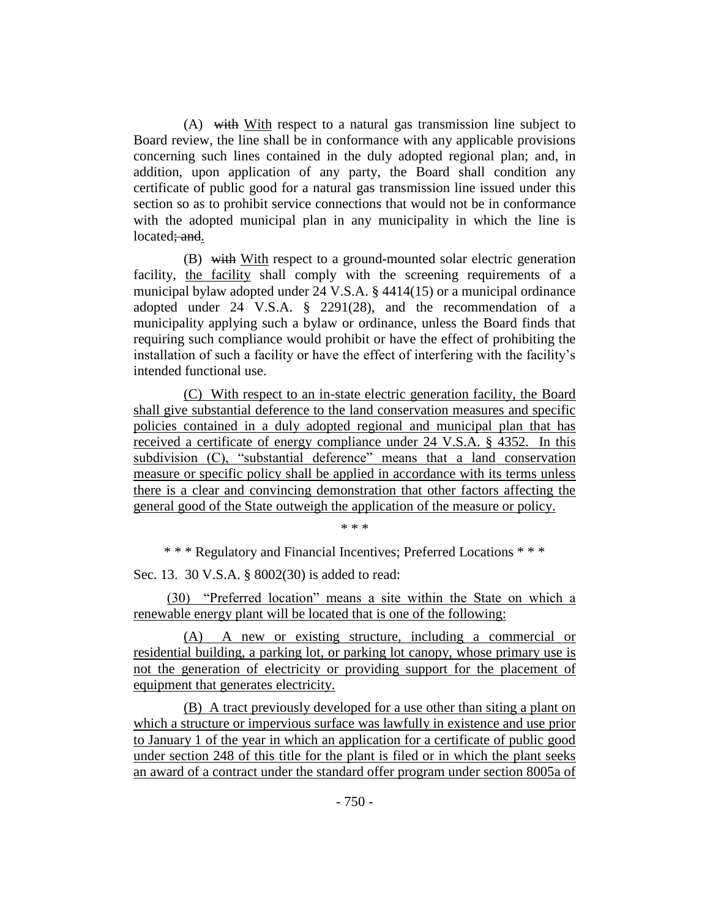(A) ~~with~~ With respect to a natural gas transmission line subject to Board review, the line shall be in conformance with any applicable provisions concerning such lines contained in the duly adopted regional plan; and, in addition, upon application of any party, the Board shall condition any certificate of public good for a natural gas transmission line issued under this section so as to prohibit service connections that would not be in conformance with the adopted municipal plan in any municipality in which the line is located~~; and~~.

(B) ~~with~~ With respect to a ground-mounted solar electric generation facility, the facility shall comply with the screening requirements of a municipal bylaw adopted under 24 V.S.A. § 4414(15) or a municipal ordinance adopted under 24 V.S.A. § 2291(28), and the recommendation of a municipality applying such a bylaw or ordinance, unless the Board finds that requiring such compliance would prohibit or have the effect of prohibiting the installation of such a facility or have the effect of interfering with the facility's intended functional use.

<u>(C) With respect to an in-state electric generation facility, the Board shall give substantial deference to the land conservation measures and specific policies contained in a duly adopted regional and municipal plan that has received a certificate of energy compliance under 24 V.S.A. § 4352. In this subdivision (C), "substantial deference" means that a land conservation measure or specific policy shall be applied in accordance with its terms unless there is a clear and convincing demonstration that other factors affecting the general good of the State outweigh the application of the measure or policy.</u>

\* \* \*

\* \* \* Regulatory and Financial Incentives; Preferred Locations \* \* \*

Sec. 13. 30 V.S.A. § 8002(30) is added to read:

<u>(30) "Preferred location" means a site within the State on which a renewable energy plant will be located that is one of the following:</u>

<u>(A) A new or existing structure, including a commercial or residential building, a parking lot, or parking lot canopy, whose primary use is not the generation of electricity or providing support for the placement of equipment that generates electricity.</u>

<u>(B) A tract previously developed for a use other than siting a plant on which a structure or impervious surface was lawfully in existence and use prior to January 1 of the year in which an application for a certificate of public good under section 248 of this title for the plant is filed or in which the plant seeks an award of a contract under the standard offer program under section 8005a of</u>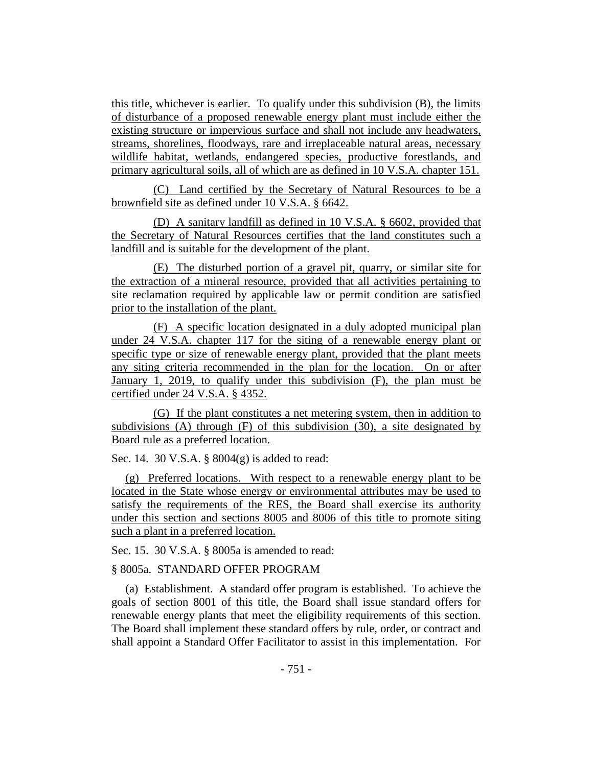this title, whichever is earlier. To qualify under this subdivision (B), the limits of disturbance of a proposed renewable energy plant must include either the existing structure or impervious surface and shall not include any headwaters, streams, shorelines, floodways, rare and irreplaceable natural areas, necessary wildlife habitat, wetlands, endangered species, productive forestlands, and primary agricultural soils, all of which are as defined in 10 V.S.A. chapter 151.

(C) Land certified by the Secretary of Natural Resources to be a brownfield site as defined under 10 V.S.A. § 6642.

(D) A sanitary landfill as defined in 10 V.S.A. § 6602, provided that the Secretary of Natural Resources certifies that the land constitutes such a landfill and is suitable for the development of the plant.

(E) The disturbed portion of a gravel pit, quarry, or similar site for the extraction of a mineral resource, provided that all activities pertaining to site reclamation required by applicable law or permit condition are satisfied prior to the installation of the plant.

(F) A specific location designated in a duly adopted municipal plan under 24 V.S.A. chapter 117 for the siting of a renewable energy plant or specific type or size of renewable energy plant, provided that the plant meets any siting criteria recommended in the plan for the location. On or after January 1, 2019, to qualify under this subdivision (F), the plan must be certified under 24 V.S.A. § 4352.

(G) If the plant constitutes a net metering system, then in addition to subdivisions (A) through (F) of this subdivision (30), a site designated by Board rule as a preferred location.

Sec. 14. 30 V.S.A. § 8004(g) is added to read:

(g) Preferred locations. With respect to a renewable energy plant to be located in the State whose energy or environmental attributes may be used to satisfy the requirements of the RES, the Board shall exercise its authority under this section and sections 8005 and 8006 of this title to promote siting such a plant in a preferred location.

Sec. 15. 30 V.S.A. § 8005a is amended to read:

§ 8005a. STANDARD OFFER PROGRAM

(a) Establishment. A standard offer program is established. To achieve the goals of section 8001 of this title, the Board shall issue standard offers for renewable energy plants that meet the eligibility requirements of this section. The Board shall implement these standard offers by rule, order, or contract and shall appoint a Standard Offer Facilitator to assist in this implementation. For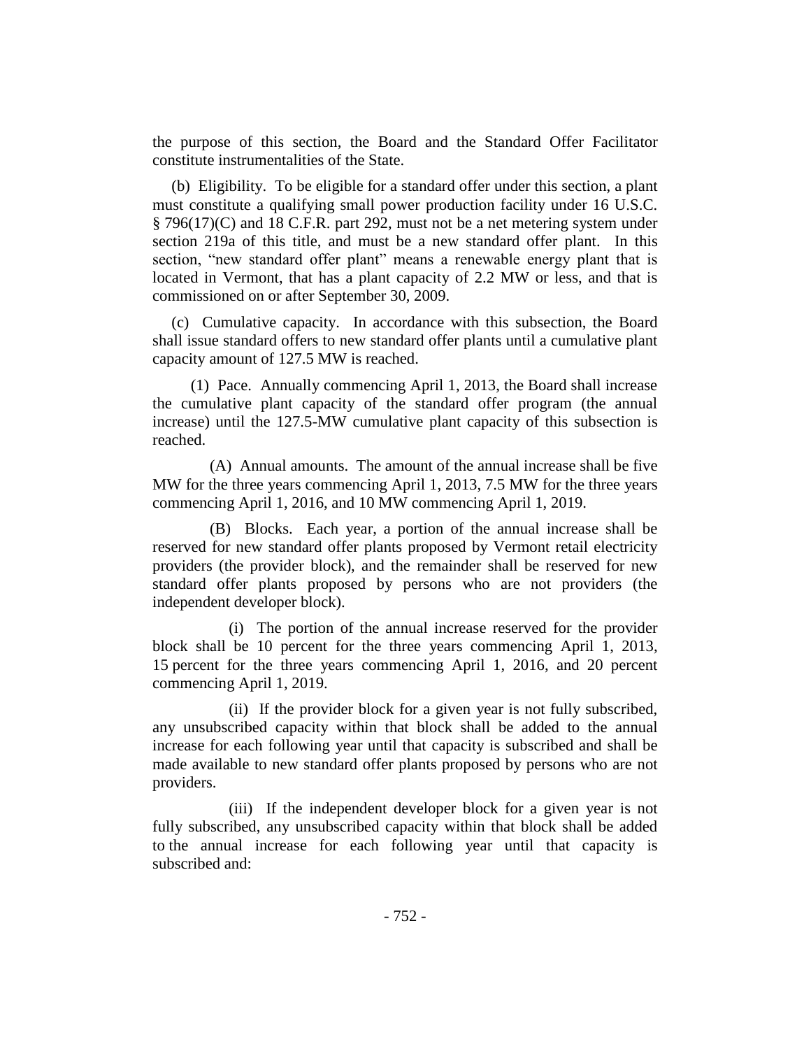the purpose of this section, the Board and the Standard Offer Facilitator constitute instrumentalities of the State.

(b) Eligibility. To be eligible for a standard offer under this section, a plant must constitute a qualifying small power production facility under 16 U.S.C. § 796(17)(C) and 18 C.F.R. part 292, must not be a net metering system under section 219a of this title, and must be a new standard offer plant. In this section, "new standard offer plant" means a renewable energy plant that is located in Vermont, that has a plant capacity of 2.2 MW or less, and that is commissioned on or after September 30, 2009.

(c) Cumulative capacity. In accordance with this subsection, the Board shall issue standard offers to new standard offer plants until a cumulative plant capacity amount of 127.5 MW is reached.

(1) Pace. Annually commencing April 1, 2013, the Board shall increase the cumulative plant capacity of the standard offer program (the annual increase) until the 127.5-MW cumulative plant capacity of this subsection is reached.

(A) Annual amounts. The amount of the annual increase shall be five MW for the three years commencing April 1, 2013, 7.5 MW for the three years commencing April 1, 2016, and 10 MW commencing April 1, 2019.

(B) Blocks. Each year, a portion of the annual increase shall be reserved for new standard offer plants proposed by Vermont retail electricity providers (the provider block), and the remainder shall be reserved for new standard offer plants proposed by persons who are not providers (the independent developer block).

(i) The portion of the annual increase reserved for the provider block shall be 10 percent for the three years commencing April 1, 2013, 15 percent for the three years commencing April 1, 2016, and 20 percent commencing April 1, 2019.

(ii) If the provider block for a given year is not fully subscribed, any unsubscribed capacity within that block shall be added to the annual increase for each following year until that capacity is subscribed and shall be made available to new standard offer plants proposed by persons who are not providers.

(iii) If the independent developer block for a given year is not fully subscribed, any unsubscribed capacity within that block shall be added to the annual increase for each following year until that capacity is subscribed and: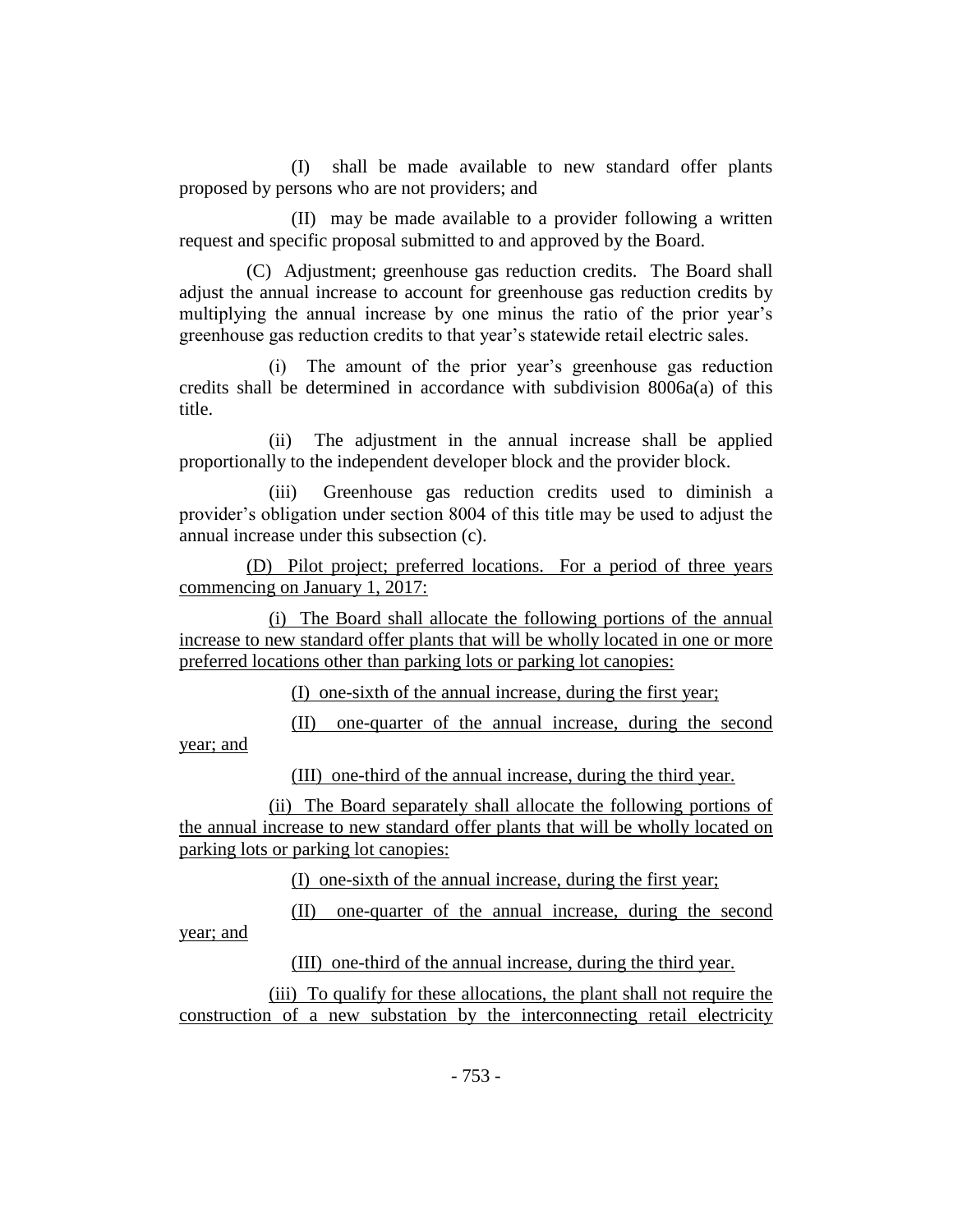(I) shall be made available to new standard offer plants proposed by persons who are not providers; and

(II) may be made available to a provider following a written request and specific proposal submitted to and approved by the Board.

(C) Adjustment; greenhouse gas reduction credits. The Board shall adjust the annual increase to account for greenhouse gas reduction credits by multiplying the annual increase by one minus the ratio of the prior year's greenhouse gas reduction credits to that year's statewide retail electric sales.

(i) The amount of the prior year's greenhouse gas reduction credits shall be determined in accordance with subdivision 8006a(a) of this title.

(ii) The adjustment in the annual increase shall be applied proportionally to the independent developer block and the provider block.

(iii) Greenhouse gas reduction credits used to diminish a provider's obligation under section 8004 of this title may be used to adjust the annual increase under this subsection (c).

<u>(D) Pilot project; preferred locations. For a period of three years commencing on January 1, 2017:</u>

<u>(i) The Board shall allocate the following portions of the annual increase to new standard offer plants that will be wholly located in one or more preferred locations other than parking lots or parking lot canopies:</u>

<u>(I) one-sixth of the annual increase, during the first year;</u>

<u>(II) one-quarter of the annual increase, during the second year; and</u>

<u>(III) one-third of the annual increase, during the third year.</u>

<u>(ii) The Board separately shall allocate the following portions of the annual increase to new standard offer plants that will be wholly located on parking lots or parking lot canopies:</u>

<u>(I) one-sixth of the annual increase, during the first year;</u>

<u>(II) one-quarter of the annual increase, during the second year; and</u>

<u>(III) one-third of the annual increase, during the third year.</u>

<u>(iii) To qualify for these allocations, the plant shall not require the construction of a new substation by the interconnecting retail electricity</u>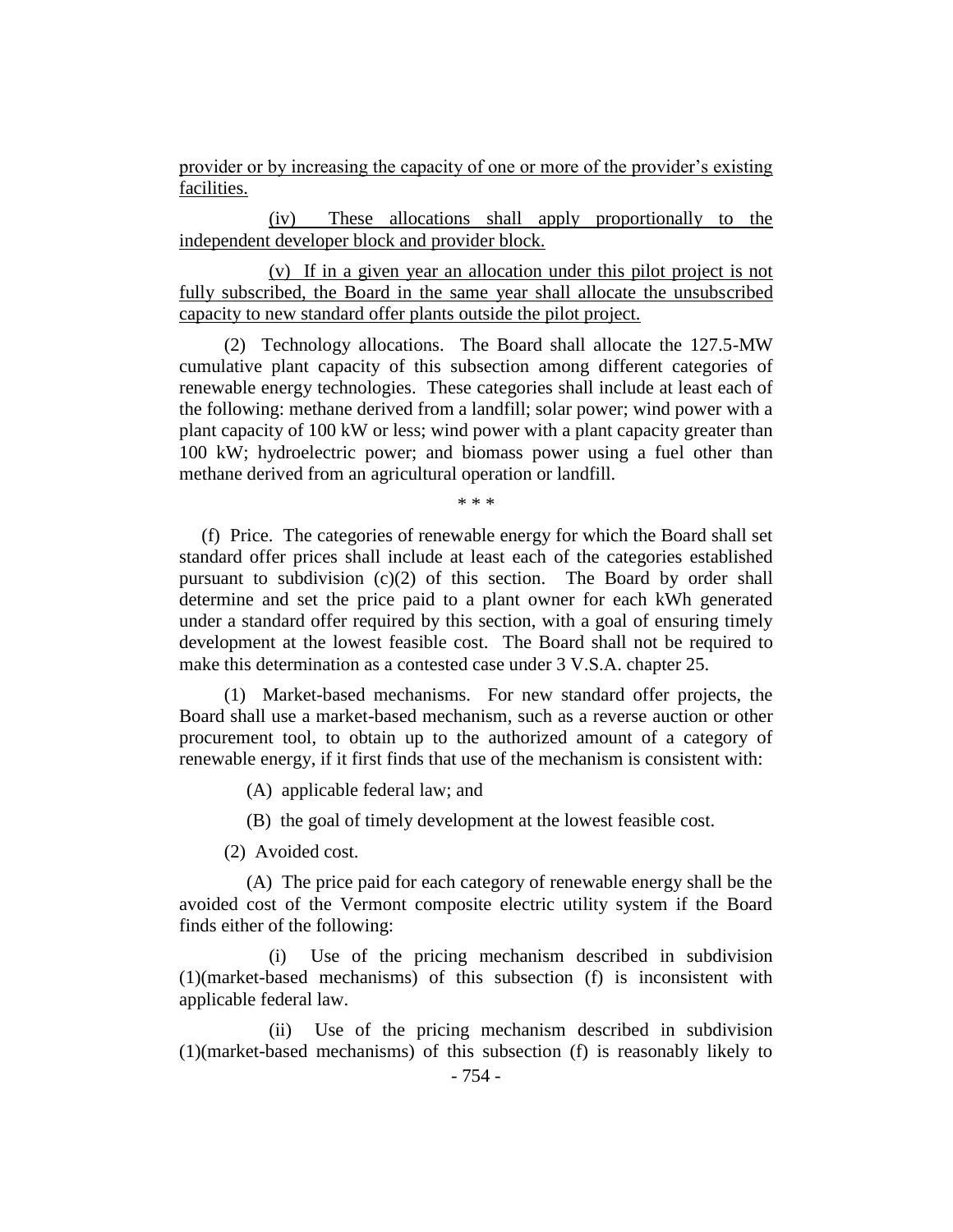provider or by increasing the capacity of one or more of the provider's existing facilities.

(iv) These allocations shall apply proportionally to the independent developer block and provider block.

(v) If in a given year an allocation under this pilot project is not fully subscribed, the Board in the same year shall allocate the unsubscribed capacity to new standard offer plants outside the pilot project.

(2) Technology allocations. The Board shall allocate the 127.5-MW cumulative plant capacity of this subsection among different categories of renewable energy technologies. These categories shall include at least each of the following: methane derived from a landfill; solar power; wind power with a plant capacity of 100 kW or less; wind power with a plant capacity greater than 100 kW; hydroelectric power; and biomass power using a fuel other than methane derived from an agricultural operation or landfill.

* * *

(f) Price. The categories of renewable energy for which the Board shall set standard offer prices shall include at least each of the categories established pursuant to subdivision (c)(2) of this section. The Board by order shall determine and set the price paid to a plant owner for each kWh generated under a standard offer required by this section, with a goal of ensuring timely development at the lowest feasible cost. The Board shall not be required to make this determination as a contested case under 3 V.S.A. chapter 25.

(1) Market-based mechanisms. For new standard offer projects, the Board shall use a market-based mechanism, such as a reverse auction or other procurement tool, to obtain up to the authorized amount of a category of renewable energy, if it first finds that use of the mechanism is consistent with:

(A) applicable federal law; and

(B) the goal of timely development at the lowest feasible cost.

(2) Avoided cost.

(A) The price paid for each category of renewable energy shall be the avoided cost of the Vermont composite electric utility system if the Board finds either of the following:

(i) Use of the pricing mechanism described in subdivision (1)(market-based mechanisms) of this subsection (f) is inconsistent with applicable federal law.

(ii) Use of the pricing mechanism described in subdivision (1)(market-based mechanisms) of this subsection (f) is reasonably likely to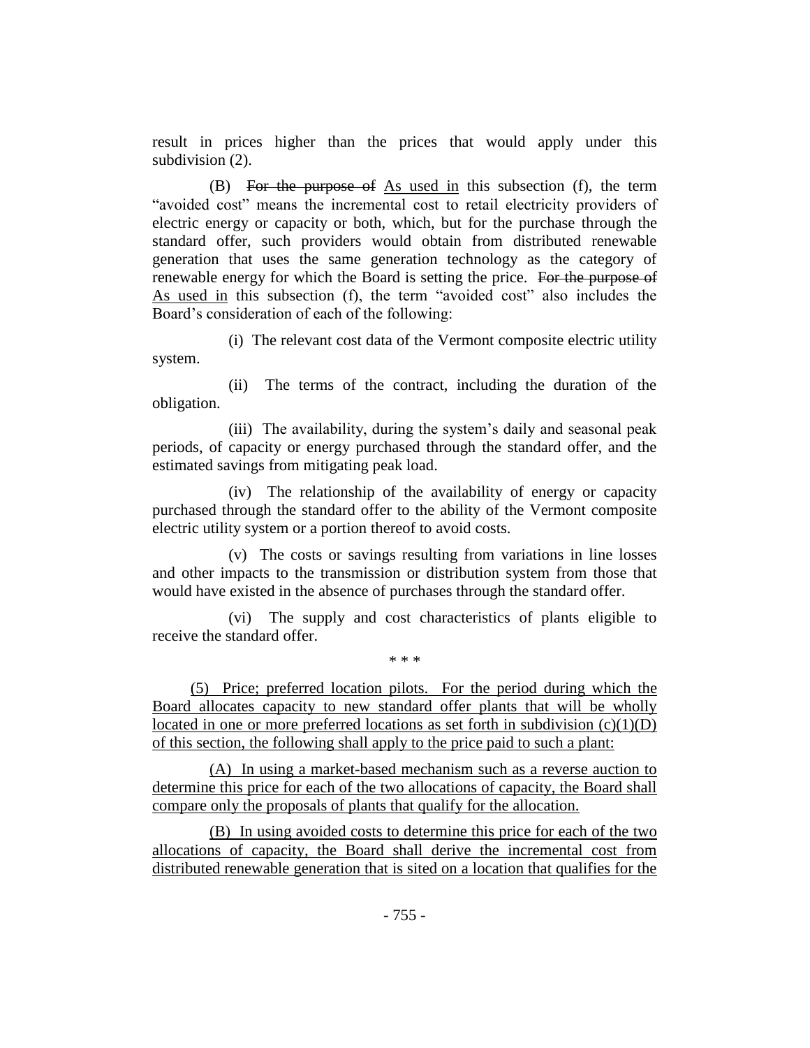result in prices higher than the prices that would apply under this subdivision (2).

(B) ~~For the purpose of~~ As used in this subsection (f), the term "avoided cost" means the incremental cost to retail electricity providers of electric energy or capacity or both, which, but for the purchase through the standard offer, such providers would obtain from distributed renewable generation that uses the same generation technology as the category of renewable energy for which the Board is setting the price. ~~For the purpose of~~ As used in this subsection (f), the term "avoided cost" also includes the Board's consideration of each of the following:

(i) The relevant cost data of the Vermont composite electric utility system.

(ii) The terms of the contract, including the duration of the obligation.

(iii) The availability, during the system's daily and seasonal peak periods, of capacity or energy purchased through the standard offer, and the estimated savings from mitigating peak load.

(iv) The relationship of the availability of energy or capacity purchased through the standard offer to the ability of the Vermont composite electric utility system or a portion thereof to avoid costs.

(v) The costs or savings resulting from variations in line losses and other impacts to the transmission or distribution system from those that would have existed in the absence of purchases through the standard offer.

(vi) The supply and cost characteristics of plants eligible to receive the standard offer.

\* \* \*

(5) Price; preferred location pilots. For the period during which the Board allocates capacity to new standard offer plants that will be wholly located in one or more preferred locations as set forth in subdivision (c)(1)(D) of this section, the following shall apply to the price paid to such a plant:

(A) In using a market-based mechanism such as a reverse auction to determine this price for each of the two allocations of capacity, the Board shall compare only the proposals of plants that qualify for the allocation.

(B) In using avoided costs to determine this price for each of the two allocations of capacity, the Board shall derive the incremental cost from distributed renewable generation that is sited on a location that qualifies for the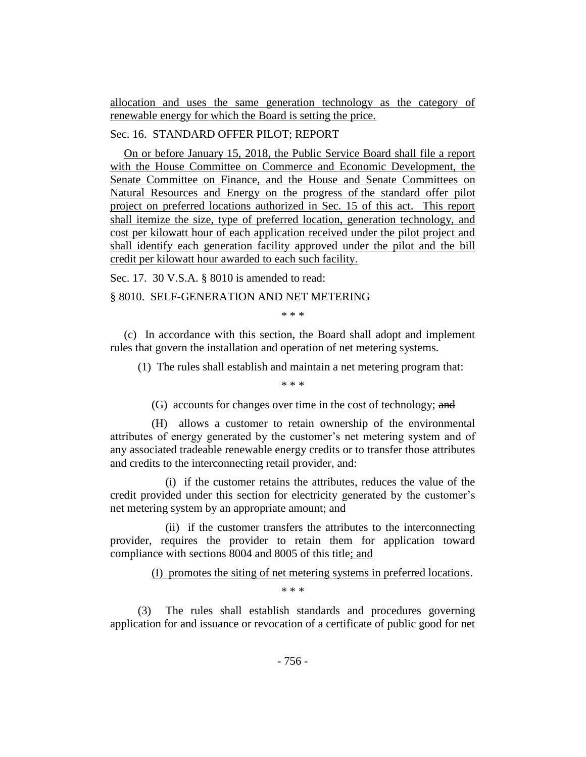allocation and uses the same generation technology as the category of renewable energy for which the Board is setting the price.

Sec. 16. STANDARD OFFER PILOT; REPORT

On or before January 15, 2018, the Public Service Board shall file a report with the House Committee on Commerce and Economic Development, the Senate Committee on Finance, and the House and Senate Committees on Natural Resources and Energy on the progress of the standard offer pilot project on preferred locations authorized in Sec. 15 of this act. This report shall itemize the size, type of preferred location, generation technology, and cost per kilowatt hour of each application received under the pilot project and shall identify each generation facility approved under the pilot and the bill credit per kilowatt hour awarded to each such facility.

Sec. 17. 30 V.S.A. § 8010 is amended to read:

§ 8010. SELF-GENERATION AND NET METERING

\* \* \*

(c) In accordance with this section, the Board shall adopt and implement rules that govern the installation and operation of net metering systems.

(1) The rules shall establish and maintain a net metering program that:

\* \* \*

(G) accounts for changes over time in the cost of technology; ~~and~~

(H) allows a customer to retain ownership of the environmental attributes of energy generated by the customer's net metering system and of any associated tradeable renewable energy credits or to transfer those attributes and credits to the interconnecting retail provider, and:

(i) if the customer retains the attributes, reduces the value of the credit provided under this section for electricity generated by the customer's net metering system by an appropriate amount; and

(ii) if the customer transfers the attributes to the interconnecting provider, requires the provider to retain them for application toward compliance with sections 8004 and 8005 of this title; and

(I) promotes the siting of net metering systems in preferred locations.

\* \* \*

(3) The rules shall establish standards and procedures governing application for and issuance or revocation of a certificate of public good for net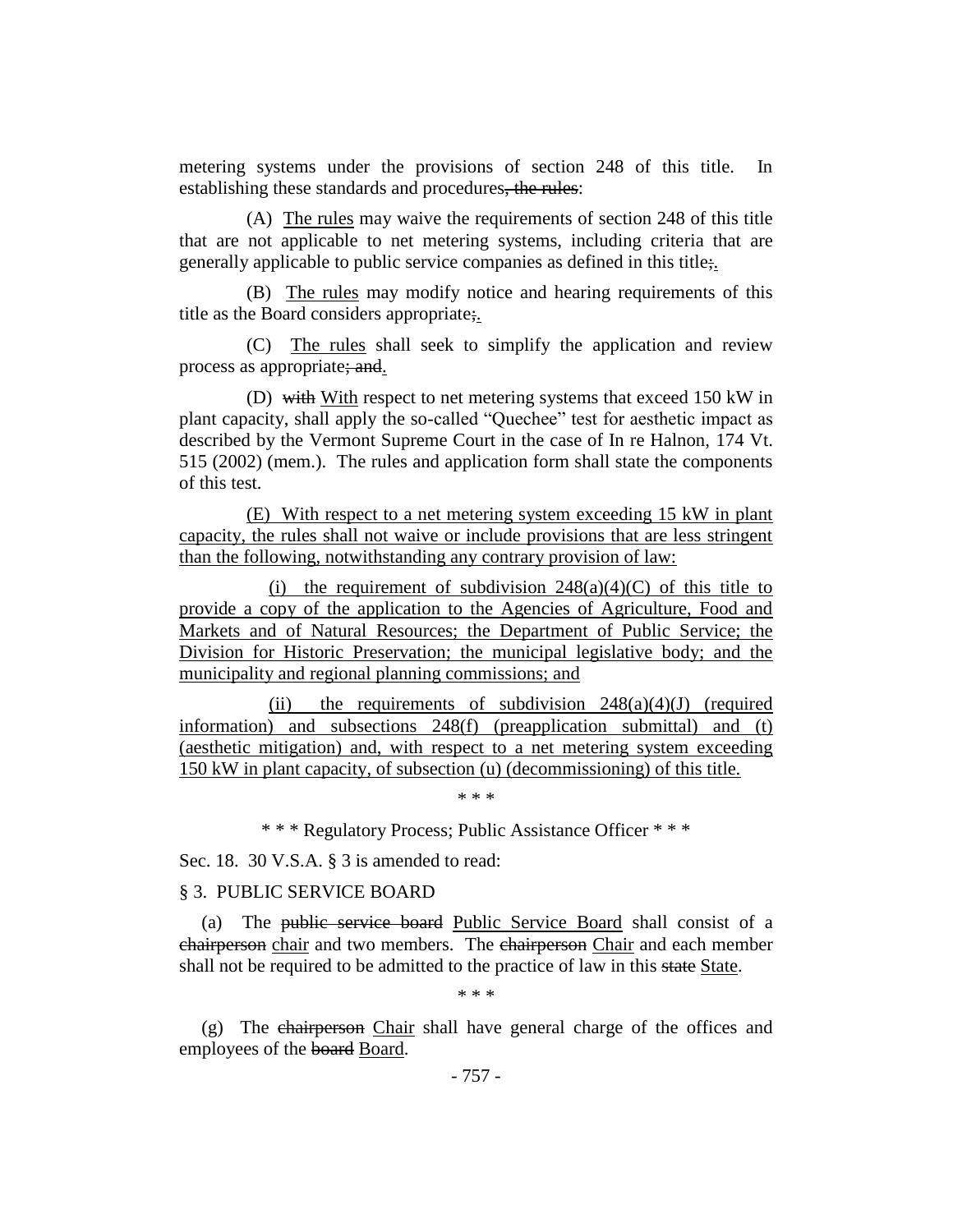metering systems under the provisions of section 248 of this title. In establishing these standards and procedures~~, the rules~~:

(A) <u>The rules</u> may waive the requirements of section 248 of this title that are not applicable to net metering systems, including criteria that are generally applicable to public service companies as defined in this title~~;~~<u>.</u>

(B) <u>The rules</u> may modify notice and hearing requirements of this title as the Board considers appropriate~~;~~<u>.</u>

(C) <u>The rules</u> shall seek to simplify the application and review process as appropriate~~; and~~<u>.</u>

(D) ~~with~~ <u>With</u> respect to net metering systems that exceed 150 kW in plant capacity, shall apply the so-called "Quechee" test for aesthetic impact as described by the Vermont Supreme Court in the case of In re Halnon, 174 Vt. 515 (2002) (mem.). The rules and application form shall state the components of this test.

<u>(E) With respect to a net metering system exceeding 15 kW in plant capacity, the rules shall not waive or include provisions that are less stringent than the following, notwithstanding any contrary provision of law:</u>

<u>(i) the requirement of subdivision 248(a)(4)(C) of this title to provide a copy of the application to the Agencies of Agriculture, Food and Markets and of Natural Resources; the Department of Public Service; the Division for Historic Preservation; the municipal legislative body; and the municipality and regional planning commissions; and</u>

<u>(ii) the requirements of subdivision 248(a)(4)(J) (required information) and subsections 248(f) (preapplication submittal) and (t) (aesthetic mitigation) and, with respect to a net metering system exceeding 150 kW in plant capacity, of subsection (u) (decommissioning) of this title.</u>

\* \* \*

\* \* \* Regulatory Process; Public Assistance Officer \* \* \*

Sec. 18. 30 V.S.A. § 3 is amended to read:

§ 3. PUBLIC SERVICE BOARD

(a) The ~~public service board~~ <u>Public Service Board</u> shall consist of a ~~chairperson~~ <u>chair</u> and two members. The ~~chairperson~~ <u>Chair</u> and each member shall not be required to be admitted to the practice of law in this ~~state~~ <u>State</u>.

\* \* \*

(g) The ~~chairperson~~ <u>Chair</u> shall have general charge of the offices and employees of the ~~board~~ <u>Board</u>.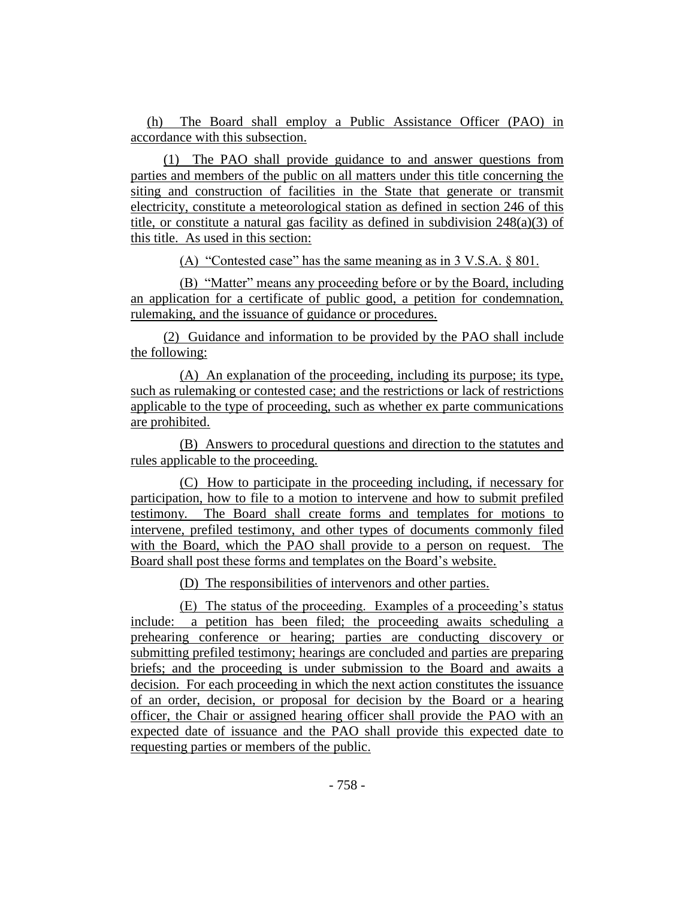(h) The Board shall employ a Public Assistance Officer (PAO) in accordance with this subsection.

(1) The PAO shall provide guidance to and answer questions from parties and members of the public on all matters under this title concerning the siting and construction of facilities in the State that generate or transmit electricity, constitute a meteorological station as defined in section 246 of this title, or constitute a natural gas facility as defined in subdivision 248(a)(3) of this title. As used in this section:

(A) "Contested case" has the same meaning as in 3 V.S.A. § 801.

(B) "Matter" means any proceeding before or by the Board, including an application for a certificate of public good, a petition for condemnation, rulemaking, and the issuance of guidance or procedures.

(2) Guidance and information to be provided by the PAO shall include the following:

(A) An explanation of the proceeding, including its purpose; its type, such as rulemaking or contested case; and the restrictions or lack of restrictions applicable to the type of proceeding, such as whether ex parte communications are prohibited.

(B) Answers to procedural questions and direction to the statutes and rules applicable to the proceeding.

(C) How to participate in the proceeding including, if necessary for participation, how to file to a motion to intervene and how to submit prefiled testimony. The Board shall create forms and templates for motions to intervene, prefiled testimony, and other types of documents commonly filed with the Board, which the PAO shall provide to a person on request. The Board shall post these forms and templates on the Board's website.

(D) The responsibilities of intervenors and other parties.

(E) The status of the proceeding. Examples of a proceeding's status include: a petition has been filed; the proceeding awaits scheduling a prehearing conference or hearing; parties are conducting discovery or submitting prefiled testimony; hearings are concluded and parties are preparing briefs; and the proceeding is under submission to the Board and awaits a decision. For each proceeding in which the next action constitutes the issuance of an order, decision, or proposal for decision by the Board or a hearing officer, the Chair or assigned hearing officer shall provide the PAO with an expected date of issuance and the PAO shall provide this expected date to requesting parties or members of the public.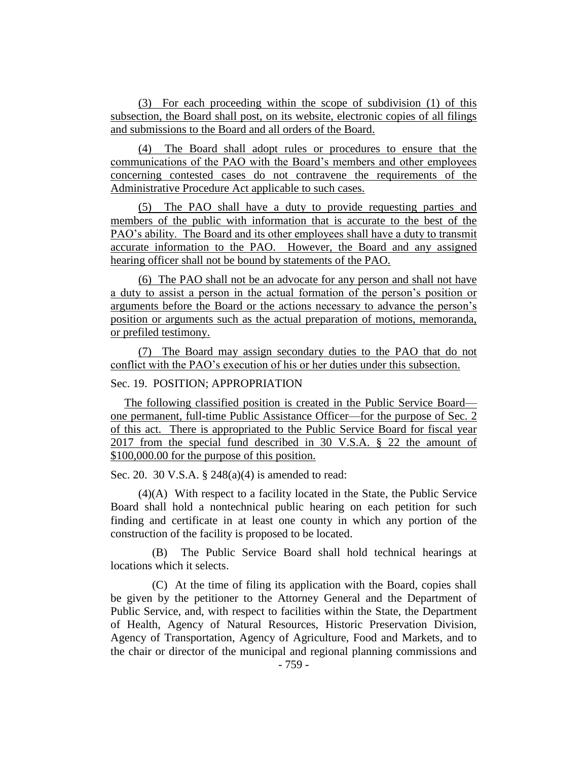(3) For each proceeding within the scope of subdivision (1) of this subsection, the Board shall post, on its website, electronic copies of all filings and submissions to the Board and all orders of the Board.

(4) The Board shall adopt rules or procedures to ensure that the communications of the PAO with the Board's members and other employees concerning contested cases do not contravene the requirements of the Administrative Procedure Act applicable to such cases.

(5) The PAO shall have a duty to provide requesting parties and members of the public with information that is accurate to the best of the PAO's ability. The Board and its other employees shall have a duty to transmit accurate information to the PAO. However, the Board and any assigned hearing officer shall not be bound by statements of the PAO.

(6) The PAO shall not be an advocate for any person and shall not have a duty to assist a person in the actual formation of the person's position or arguments before the Board or the actions necessary to advance the person's position or arguments such as the actual preparation of motions, memoranda, or prefiled testimony.

(7) The Board may assign secondary duties to the PAO that do not conflict with the PAO's execution of his or her duties under this subsection.

Sec. 19. POSITION; APPROPRIATION

The following classified position is created in the Public Service Board—one permanent, full-time Public Assistance Officer—for the purpose of Sec. 2 of this act. There is appropriated to the Public Service Board for fiscal year 2017 from the special fund described in 30 V.S.A. § 22 the amount of $100,000.00 for the purpose of this position.

Sec. 20. 30 V.S.A. § 248(a)(4) is amended to read:

(4)(A) With respect to a facility located in the State, the Public Service Board shall hold a nontechnical public hearing on each petition for such finding and certificate in at least one county in which any portion of the construction of the facility is proposed to be located.

(B) The Public Service Board shall hold technical hearings at locations which it selects.

(C) At the time of filing its application with the Board, copies shall be given by the petitioner to the Attorney General and the Department of Public Service, and, with respect to facilities within the State, the Department of Health, Agency of Natural Resources, Historic Preservation Division, Agency of Transportation, Agency of Agriculture, Food and Markets, and to the chair or director of the municipal and regional planning commissions and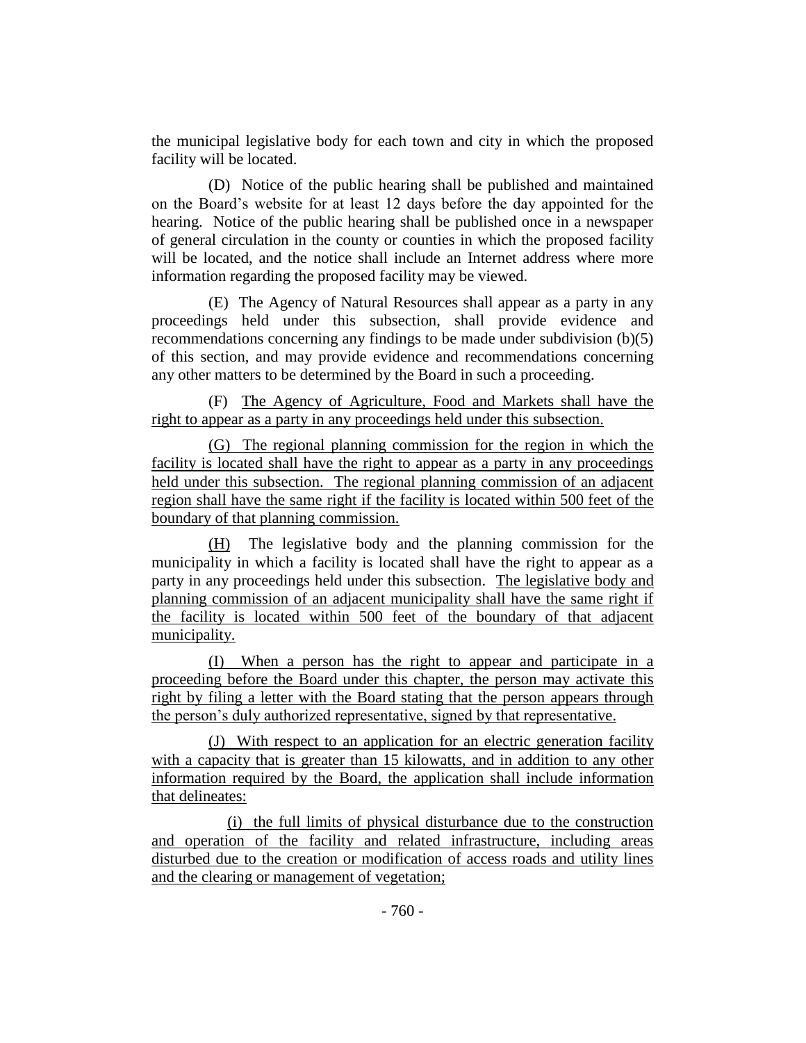the municipal legislative body for each town and city in which the proposed facility will be located.

(D) Notice of the public hearing shall be published and maintained on the Board's website for at least 12 days before the day appointed for the hearing. Notice of the public hearing shall be published once in a newspaper of general circulation in the county or counties in which the proposed facility will be located, and the notice shall include an Internet address where more information regarding the proposed facility may be viewed.

(E) The Agency of Natural Resources shall appear as a party in any proceedings held under this subsection, shall provide evidence and recommendations concerning any findings to be made under subdivision (b)(5) of this section, and may provide evidence and recommendations concerning any other matters to be determined by the Board in such a proceeding.

(F) The Agency of Agriculture, Food and Markets shall have the right to appear as a party in any proceedings held under this subsection.

(G) The regional planning commission for the region in which the facility is located shall have the right to appear as a party in any proceedings held under this subsection. The regional planning commission of an adjacent region shall have the same right if the facility is located within 500 feet of the boundary of that planning commission.

(H) The legislative body and the planning commission for the municipality in which a facility is located shall have the right to appear as a party in any proceedings held under this subsection. The legislative body and planning commission of an adjacent municipality shall have the same right if the facility is located within 500 feet of the boundary of that adjacent municipality.

(I) When a person has the right to appear and participate in a proceeding before the Board under this chapter, the person may activate this right by filing a letter with the Board stating that the person appears through the person's duly authorized representative, signed by that representative.

(J) With respect to an application for an electric generation facility with a capacity that is greater than 15 kilowatts, and in addition to any other information required by the Board, the application shall include information that delineates:

(i) the full limits of physical disturbance due to the construction and operation of the facility and related infrastructure, including areas disturbed due to the creation or modification of access roads and utility lines and the clearing or management of vegetation;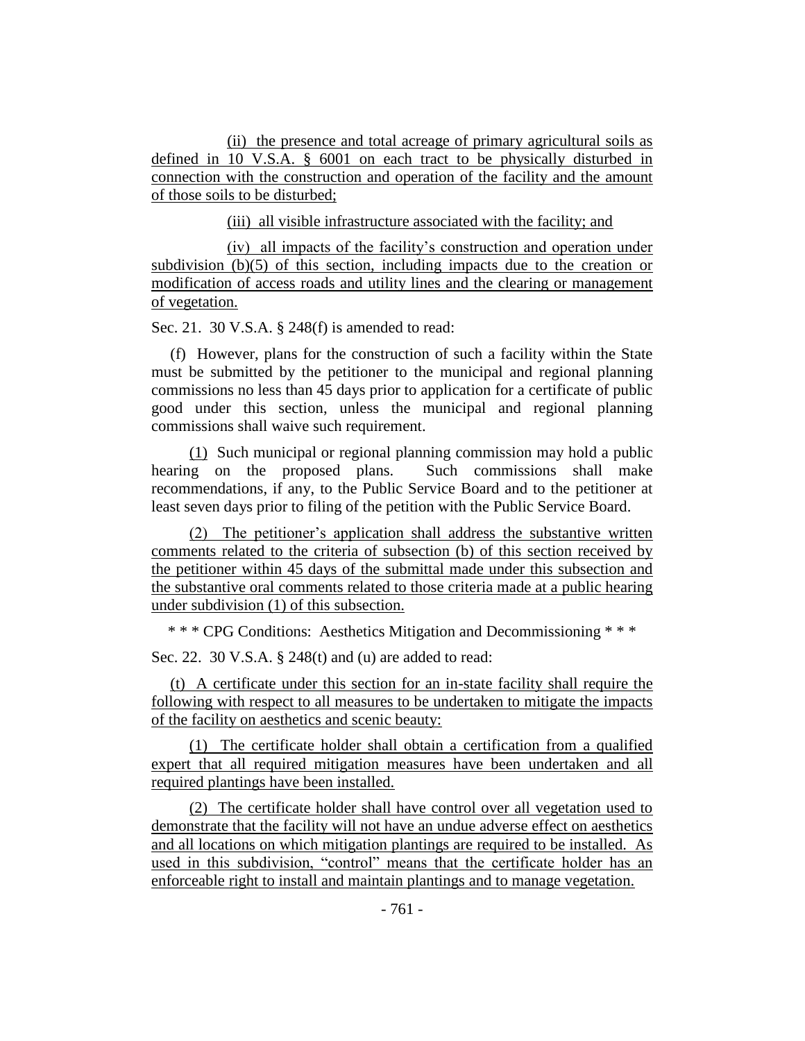(ii) the presence and total acreage of primary agricultural soils as defined in 10 V.S.A. § 6001 on each tract to be physically disturbed in connection with the construction and operation of the facility and the amount of those soils to be disturbed;

(iii) all visible infrastructure associated with the facility; and

(iv) all impacts of the facility's construction and operation under subdivision (b)(5) of this section, including impacts due to the creation or modification of access roads and utility lines and the clearing or management of vegetation.

Sec. 21. 30 V.S.A. § 248(f) is amended to read:

(f) However, plans for the construction of such a facility within the State must be submitted by the petitioner to the municipal and regional planning commissions no less than 45 days prior to application for a certificate of public good under this section, unless the municipal and regional planning commissions shall waive such requirement.

(1) Such municipal or regional planning commission may hold a public hearing on the proposed plans. Such commissions shall make recommendations, if any, to the Public Service Board and to the petitioner at least seven days prior to filing of the petition with the Public Service Board.

(2) The petitioner's application shall address the substantive written comments related to the criteria of subsection (b) of this section received by the petitioner within 45 days of the submittal made under this subsection and the substantive oral comments related to those criteria made at a public hearing under subdivision (1) of this subsection.

\* \* \* CPG Conditions: Aesthetics Mitigation and Decommissioning \* \* \*

Sec. 22. 30 V.S.A. § 248(t) and (u) are added to read:

(t) A certificate under this section for an in-state facility shall require the following with respect to all measures to be undertaken to mitigate the impacts of the facility on aesthetics and scenic beauty:

(1) The certificate holder shall obtain a certification from a qualified expert that all required mitigation measures have been undertaken and all required plantings have been installed.

(2) The certificate holder shall have control over all vegetation used to demonstrate that the facility will not have an undue adverse effect on aesthetics and all locations on which mitigation plantings are required to be installed. As used in this subdivision, "control" means that the certificate holder has an enforceable right to install and maintain plantings and to manage vegetation.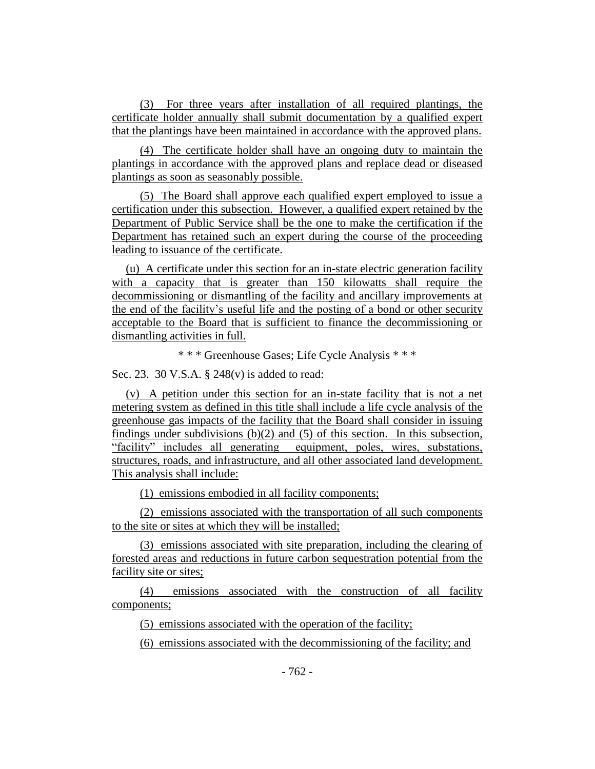(3) For three years after installation of all required plantings, the certificate holder annually shall submit documentation by a qualified expert that the plantings have been maintained in accordance with the approved plans.

(4) The certificate holder shall have an ongoing duty to maintain the plantings in accordance with the approved plans and replace dead or diseased plantings as soon as seasonably possible.

(5) The Board shall approve each qualified expert employed to issue a certification under this subsection. However, a qualified expert retained by the Department of Public Service shall be the one to make the certification if the Department has retained such an expert during the course of the proceeding leading to issuance of the certificate.

(u) A certificate under this section for an in-state electric generation facility with a capacity that is greater than 150 kilowatts shall require the decommissioning or dismantling of the facility and ancillary improvements at the end of the facility's useful life and the posting of a bond or other security acceptable to the Board that is sufficient to finance the decommissioning or dismantling activities in full.

\* \* \* Greenhouse Gases; Life Cycle Analysis \* \* \*

Sec. 23. 30 V.S.A. § 248(v) is added to read:

(v) A petition under this section for an in-state facility that is not a net metering system as defined in this title shall include a life cycle analysis of the greenhouse gas impacts of the facility that the Board shall consider in issuing findings under subdivisions (b)(2) and (5) of this section. In this subsection, "facility" includes all generating equipment, poles, wires, substations, structures, roads, and infrastructure, and all other associated land development. This analysis shall include:

(1) emissions embodied in all facility components;

(2) emissions associated with the transportation of all such components to the site or sites at which they will be installed;

(3) emissions associated with site preparation, including the clearing of forested areas and reductions in future carbon sequestration potential from the facility site or sites;

(4) emissions associated with the construction of all facility components;

(5) emissions associated with the operation of the facility;

(6) emissions associated with the decommissioning of the facility; and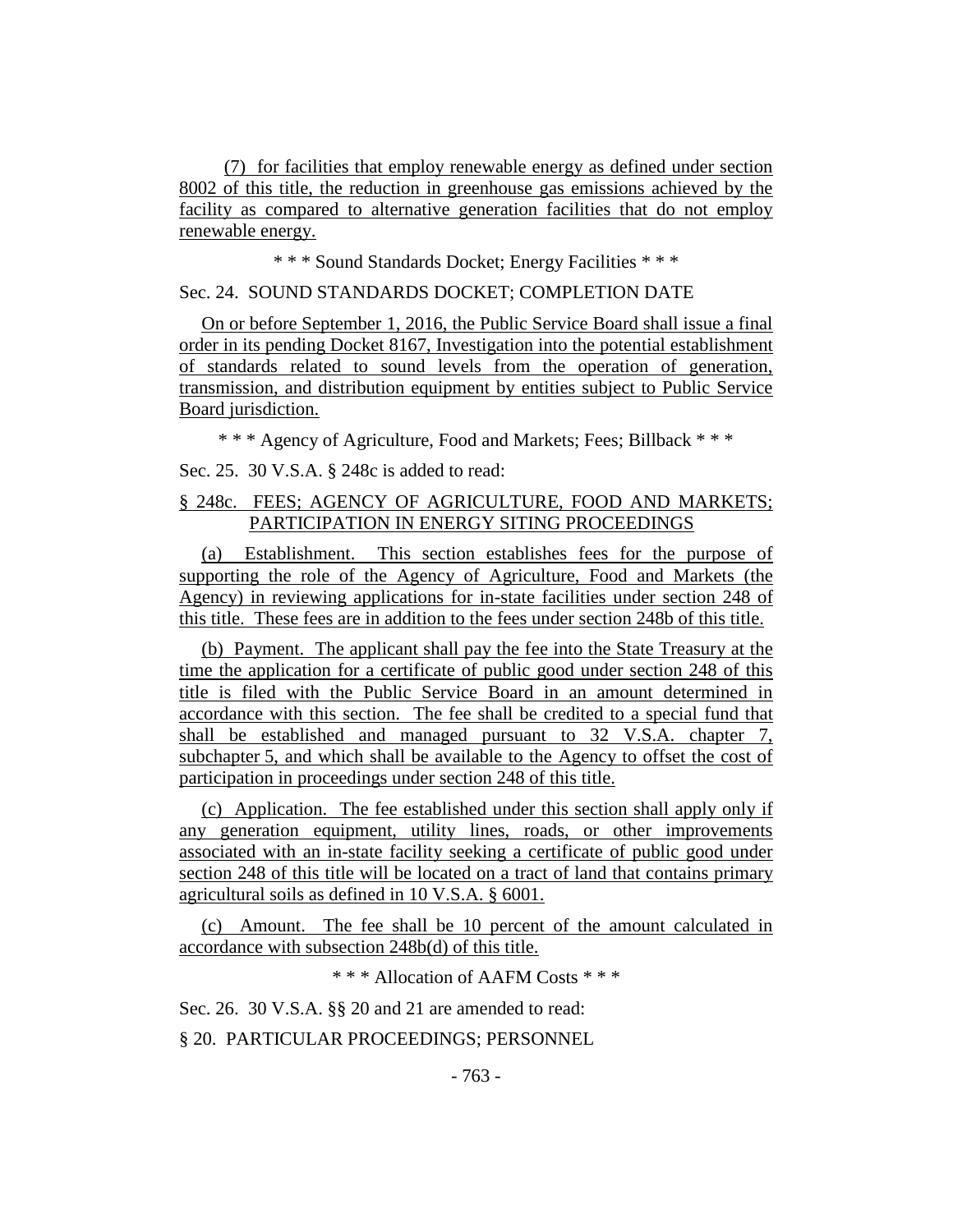(7) for facilities that employ renewable energy as defined under section 8002 of this title, the reduction in greenhouse gas emissions achieved by the facility as compared to alternative generation facilities that do not employ renewable energy.

\* \* \* Sound Standards Docket; Energy Facilities \* \* \*

Sec. 24. SOUND STANDARDS DOCKET; COMPLETION DATE

On or before September 1, 2016, the Public Service Board shall issue a final order in its pending Docket 8167, Investigation into the potential establishment of standards related to sound levels from the operation of generation, transmission, and distribution equipment by entities subject to Public Service Board jurisdiction.

\* \* \* Agency of Agriculture, Food and Markets; Fees; Billback \* \* \*

Sec. 25. 30 V.S.A. § 248c is added to read:

§ 248c. FEES; AGENCY OF AGRICULTURE, FOOD AND MARKETS; PARTICIPATION IN ENERGY SITING PROCEEDINGS

(a) Establishment. This section establishes fees for the purpose of supporting the role of the Agency of Agriculture, Food and Markets (the Agency) in reviewing applications for in-state facilities under section 248 of this title. These fees are in addition to the fees under section 248b of this title.

(b) Payment. The applicant shall pay the fee into the State Treasury at the time the application for a certificate of public good under section 248 of this title is filed with the Public Service Board in an amount determined in accordance with this section. The fee shall be credited to a special fund that shall be established and managed pursuant to 32 V.S.A. chapter 7, subchapter 5, and which shall be available to the Agency to offset the cost of participation in proceedings under section 248 of this title.

(c) Application. The fee established under this section shall apply only if any generation equipment, utility lines, roads, or other improvements associated with an in-state facility seeking a certificate of public good under section 248 of this title will be located on a tract of land that contains primary agricultural soils as defined in 10 V.S.A. § 6001.

(c) Amount. The fee shall be 10 percent of the amount calculated in accordance with subsection 248b(d) of this title.

\* \* \* Allocation of AAFM Costs \* \* \*

Sec. 26. 30 V.S.A. §§ 20 and 21 are amended to read:

§ 20. PARTICULAR PROCEEDINGS; PERSONNEL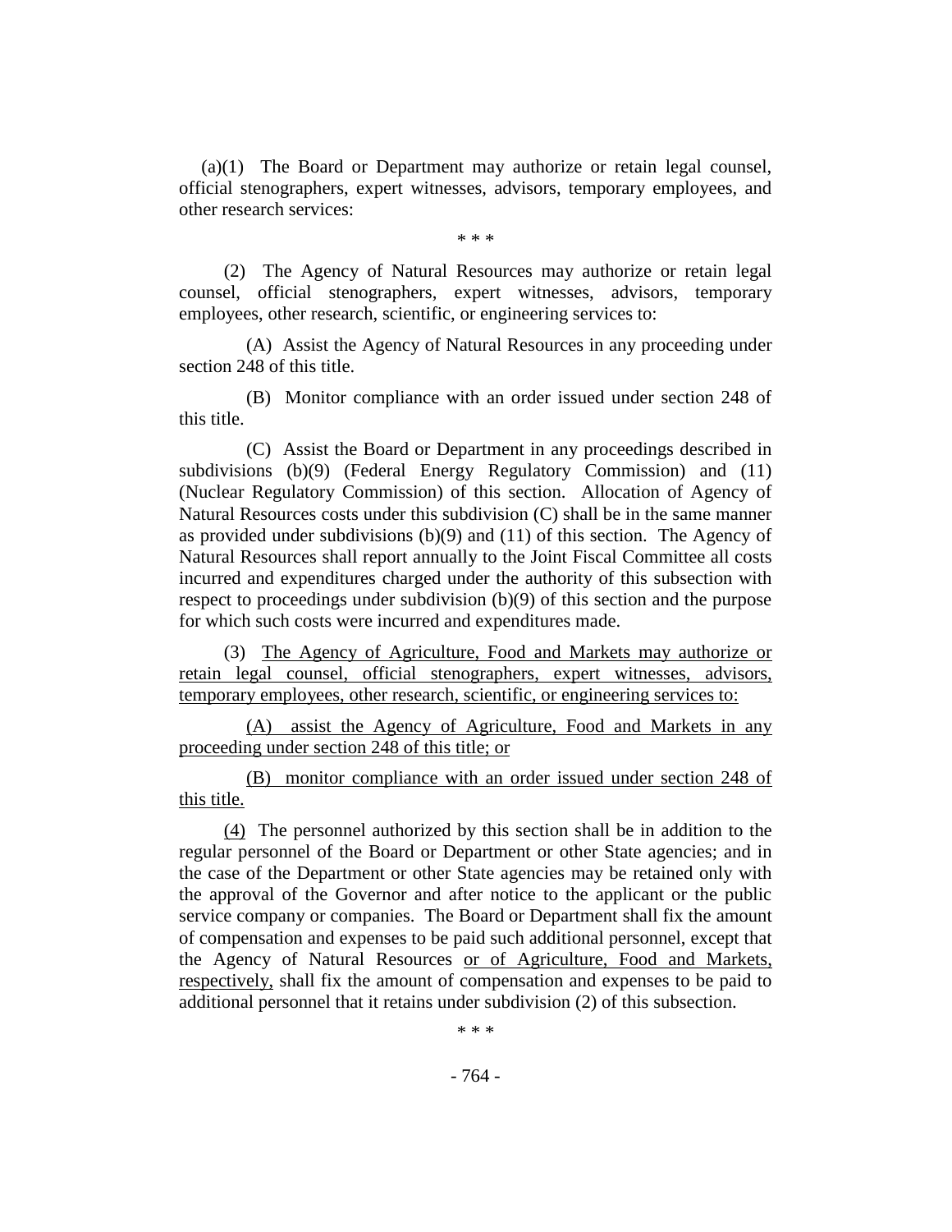(a)(1) The Board or Department may authorize or retain legal counsel, official stenographers, expert witnesses, advisors, temporary employees, and other research services:

\* \* \*

(2) The Agency of Natural Resources may authorize or retain legal counsel, official stenographers, expert witnesses, advisors, temporary employees, other research, scientific, or engineering services to:

(A) Assist the Agency of Natural Resources in any proceeding under section 248 of this title.

(B) Monitor compliance with an order issued under section 248 of this title.

(C) Assist the Board or Department in any proceedings described in subdivisions (b)(9) (Federal Energy Regulatory Commission) and (11) (Nuclear Regulatory Commission) of this section. Allocation of Agency of Natural Resources costs under this subdivision (C) shall be in the same manner as provided under subdivisions (b)(9) and (11) of this section. The Agency of Natural Resources shall report annually to the Joint Fiscal Committee all costs incurred and expenditures charged under the authority of this subsection with respect to proceedings under subdivision (b)(9) of this section and the purpose for which such costs were incurred and expenditures made.

(3) <u>The Agency of Agriculture, Food and Markets may authorize or retain legal counsel, official stenographers, expert witnesses, advisors, temporary employees, other research, scientific, or engineering services to:</u>

<u>(A) assist the Agency of Agriculture, Food and Markets in any proceeding under section 248 of this title; or</u>

<u>(B) monitor compliance with an order issued under section 248 of this title.</u>

<u>(4)</u> The personnel authorized by this section shall be in addition to the regular personnel of the Board or Department or other State agencies; and in the case of the Department or other State agencies may be retained only with the approval of the Governor and after notice to the applicant or the public service company or companies. The Board or Department shall fix the amount of compensation and expenses to be paid such additional personnel, except that the Agency of Natural Resources <u>or of Agriculture, Food and Markets, respectively,</u> shall fix the amount of compensation and expenses to be paid to additional personnel that it retains under subdivision (2) of this subsection.

\* \* \*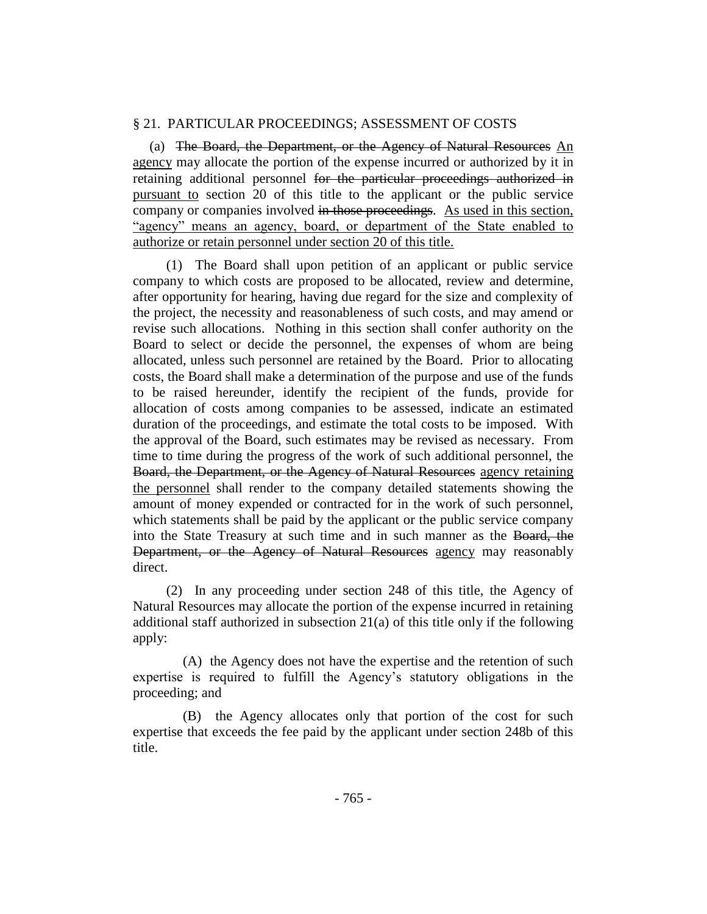§ 21. PARTICULAR PROCEEDINGS; ASSESSMENT OF COSTS

(a) ~~The Board, the Department, or the Agency of Natural Resources~~ <u>An agency</u> may allocate the portion of the expense incurred or authorized by it in retaining additional personnel ~~for the particular proceedings authorized in~~ <u>pursuant to</u> section 20 of this title to the applicant or the public service company or companies involved ~~in those proceedings~~. <u>As used in this section, "agency" means an agency, board, or department of the State enabled to authorize or retain personnel under section 20 of this title.</u>

(1) The Board shall upon petition of an applicant or public service company to which costs are proposed to be allocated, review and determine, after opportunity for hearing, having due regard for the size and complexity of the project, the necessity and reasonableness of such costs, and may amend or revise such allocations. Nothing in this section shall confer authority on the Board to select or decide the personnel, the expenses of whom are being allocated, unless such personnel are retained by the Board. Prior to allocating costs, the Board shall make a determination of the purpose and use of the funds to be raised hereunder, identify the recipient of the funds, provide for allocation of costs among companies to be assessed, indicate an estimated duration of the proceedings, and estimate the total costs to be imposed. With the approval of the Board, such estimates may be revised as necessary. From time to time during the progress of the work of such additional personnel, the ~~Board, the Department, or the Agency of Natural Resources~~ <u>agency retaining the personnel</u> shall render to the company detailed statements showing the amount of money expended or contracted for in the work of such personnel, which statements shall be paid by the applicant or the public service company into the State Treasury at such time and in such manner as the ~~Board, the Department, or the Agency of Natural Resources~~ <u>agency</u> may reasonably direct.

(2) In any proceeding under section 248 of this title, the Agency of Natural Resources may allocate the portion of the expense incurred in retaining additional staff authorized in subsection 21(a) of this title only if the following apply:

(A) the Agency does not have the expertise and the retention of such expertise is required to fulfill the Agency's statutory obligations in the proceeding; and

(B) the Agency allocates only that portion of the cost for such expertise that exceeds the fee paid by the applicant under section 248b of this title.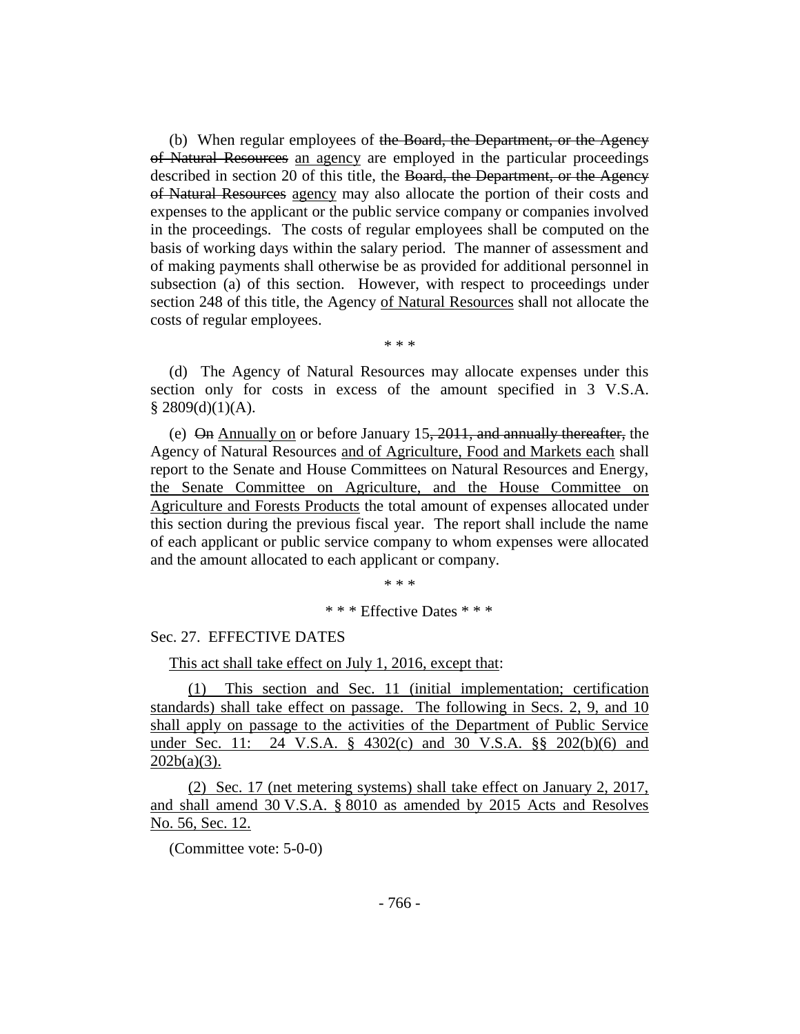(b) When regular employees of ~~the Board, the Department, or the Agency of Natural Resources~~ an agency are employed in the particular proceedings described in section 20 of this title, the ~~Board, the Department, or the Agency of Natural Resources~~ agency may also allocate the portion of their costs and expenses to the applicant or the public service company or companies involved in the proceedings. The costs of regular employees shall be computed on the basis of working days within the salary period. The manner of assessment and of making payments shall otherwise be as provided for additional personnel in subsection (a) of this section. However, with respect to proceedings under section 248 of this title, the Agency of Natural Resources shall not allocate the costs of regular employees.

\* \* \*

(d) The Agency of Natural Resources may allocate expenses under this section only for costs in excess of the amount specified in 3 V.S.A. § 2809(d)(1)(A).

(e) ~~On~~ Annually on or before January 15~~, 2011, and annually thereafter,~~ the Agency of Natural Resources and of Agriculture, Food and Markets each shall report to the Senate and House Committees on Natural Resources and Energy, the Senate Committee on Agriculture, and the House Committee on Agriculture and Forests Products the total amount of expenses allocated under this section during the previous fiscal year. The report shall include the name of each applicant or public service company to whom expenses were allocated and the amount allocated to each applicant or company.

\* \* \*

\* \* \* Effective Dates \* \* \*

Sec. 27. EFFECTIVE DATES

This act shall take effect on July 1, 2016, except that:

(1) This section and Sec. 11 (initial implementation; certification standards) shall take effect on passage. The following in Secs. 2, 9, and 10 shall apply on passage to the activities of the Department of Public Service under Sec. 11: 24 V.S.A. § 4302(c) and 30 V.S.A. §§ 202(b)(6) and 202b(a)(3).

(2) Sec. 17 (net metering systems) shall take effect on January 2, 2017, and shall amend 30 V.S.A. § 8010 as amended by 2015 Acts and Resolves No. 56, Sec. 12.

(Committee vote: 5-0-0)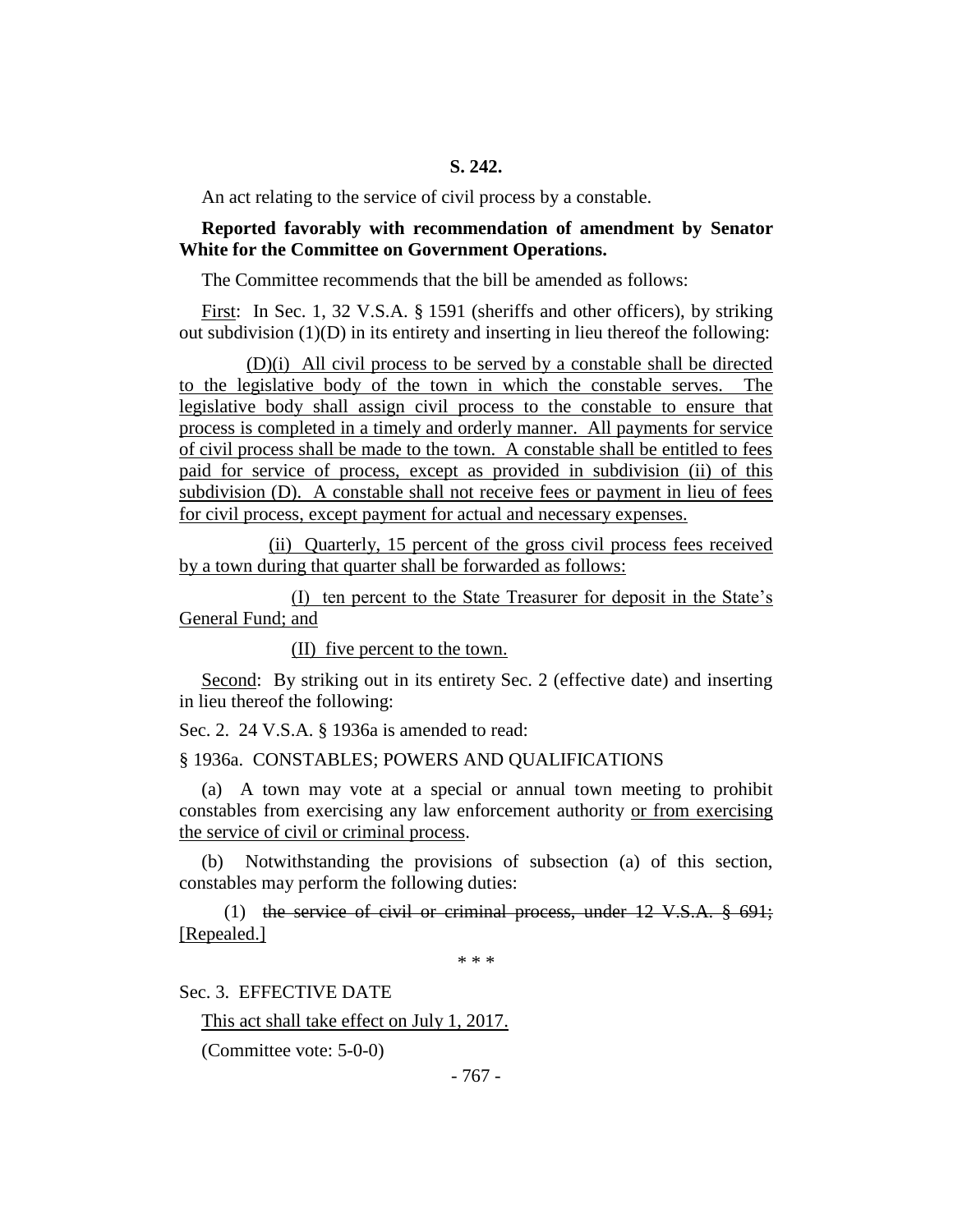**S. 242.**

An act relating to the service of civil process by a constable.

**Reported favorably with recommendation of amendment by Senator White for the Committee on Government Operations.**

The Committee recommends that the bill be amended as follows:

First: In Sec. 1, 32 V.S.A. § 1591 (sheriffs and other officers), by striking out subdivision (1)(D) in its entirety and inserting in lieu thereof the following:

(D)(i) All civil process to be served by a constable shall be directed to the legislative body of the town in which the constable serves. The legislative body shall assign civil process to the constable to ensure that process is completed in a timely and orderly manner. All payments for service of civil process shall be made to the town. A constable shall be entitled to fees paid for service of process, except as provided in subdivision (ii) of this subdivision (D). A constable shall not receive fees or payment in lieu of fees for civil process, except payment for actual and necessary expenses.

(ii) Quarterly, 15 percent of the gross civil process fees received by a town during that quarter shall be forwarded as follows:

(I) ten percent to the State Treasurer for deposit in the State's General Fund; and

(II) five percent to the town.

Second: By striking out in its entirety Sec. 2 (effective date) and inserting in lieu thereof the following:

Sec. 2. 24 V.S.A. § 1936a is amended to read:

§ 1936a. CONSTABLES; POWERS AND QUALIFICATIONS

(a) A town may vote at a special or annual town meeting to prohibit constables from exercising any law enforcement authority or from exercising the service of civil or criminal process.

(b) Notwithstanding the provisions of subsection (a) of this section, constables may perform the following duties:

(1) ~~the service of civil or criminal process, under 12 V.S.A. § 691;~~ [Repealed.]

\* \* \*

Sec. 3. EFFECTIVE DATE

This act shall take effect on July 1, 2017.

(Committee vote: 5-0-0)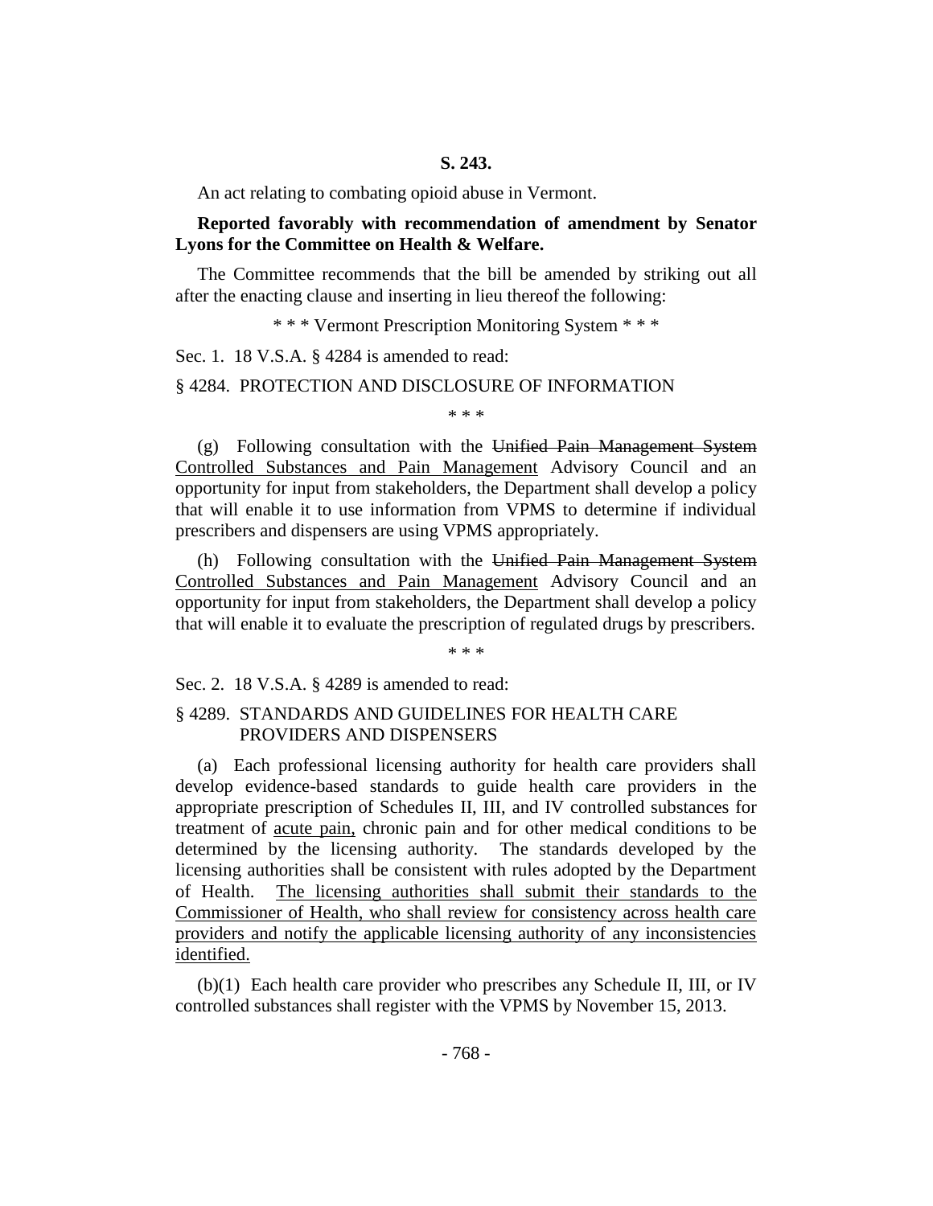**S. 243.**

An act relating to combating opioid abuse in Vermont.

**Reported favorably with recommendation of amendment by Senator Lyons for the Committee on Health & Welfare.**

The Committee recommends that the bill be amended by striking out all after the enacting clause and inserting in lieu thereof the following:

\* \* \* Vermont Prescription Monitoring System \* \* \*

Sec. 1. 18 V.S.A. § 4284 is amended to read:

§ 4284. PROTECTION AND DISCLOSURE OF INFORMATION

\* \* \*

(g) Following consultation with the ~~Unified Pain Management System~~ Controlled Substances and Pain Management Advisory Council and an opportunity for input from stakeholders, the Department shall develop a policy that will enable it to use information from VPMS to determine if individual prescribers and dispensers are using VPMS appropriately.

(h) Following consultation with the ~~Unified Pain Management System~~ Controlled Substances and Pain Management Advisory Council and an opportunity for input from stakeholders, the Department shall develop a policy that will enable it to evaluate the prescription of regulated drugs by prescribers.

\* \* \*

Sec. 2. 18 V.S.A. § 4289 is amended to read:

§ 4289. STANDARDS AND GUIDELINES FOR HEALTH CARE PROVIDERS AND DISPENSERS

(a) Each professional licensing authority for health care providers shall develop evidence-based standards to guide health care providers in the appropriate prescription of Schedules II, III, and IV controlled substances for treatment of acute pain, chronic pain and for other medical conditions to be determined by the licensing authority. The standards developed by the licensing authorities shall be consistent with rules adopted by the Department of Health. The licensing authorities shall submit their standards to the Commissioner of Health, who shall review for consistency across health care providers and notify the applicable licensing authority of any inconsistencies identified.

(b)(1) Each health care provider who prescribes any Schedule II, III, or IV controlled substances shall register with the VPMS by November 15, 2013.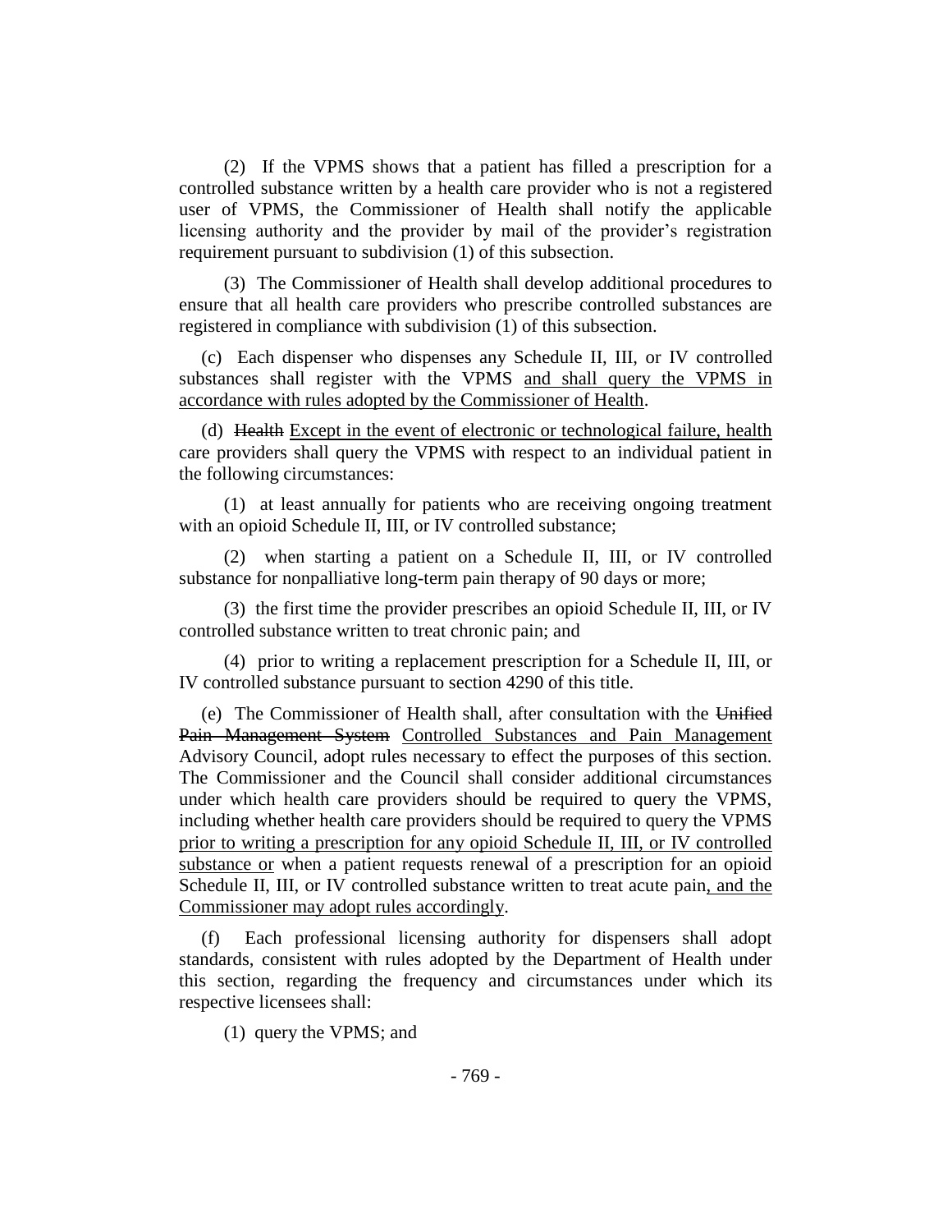(2) If the VPMS shows that a patient has filled a prescription for a controlled substance written by a health care provider who is not a registered user of VPMS, the Commissioner of Health shall notify the applicable licensing authority and the provider by mail of the provider's registration requirement pursuant to subdivision (1) of this subsection.

(3) The Commissioner of Health shall develop additional procedures to ensure that all health care providers who prescribe controlled substances are registered in compliance with subdivision (1) of this subsection.

(c) Each dispenser who dispenses any Schedule II, III, or IV controlled substances shall register with the VPMS <u>and shall query the VPMS in accordance with rules adopted by the Commissioner of Health</u>.

(d) ~~Health~~ <u>Except in the event of electronic or technological failure, health</u> care providers shall query the VPMS with respect to an individual patient in the following circumstances:

(1) at least annually for patients who are receiving ongoing treatment with an opioid Schedule II, III, or IV controlled substance;

(2) when starting a patient on a Schedule II, III, or IV controlled substance for nonpalliative long-term pain therapy of 90 days or more;

(3) the first time the provider prescribes an opioid Schedule II, III, or IV controlled substance written to treat chronic pain; and

(4) prior to writing a replacement prescription for a Schedule II, III, or IV controlled substance pursuant to section 4290 of this title.

(e) The Commissioner of Health shall, after consultation with the ~~Unified Pain Management System~~ <u>Controlled Substances and Pain Management</u> Advisory Council, adopt rules necessary to effect the purposes of this section. The Commissioner and the Council shall consider additional circumstances under which health care providers should be required to query the VPMS, including whether health care providers should be required to query the VPMS <u>prior to writing a prescription for any opioid Schedule II, III, or IV controlled substance or</u> when a patient requests renewal of a prescription for an opioid Schedule II, III, or IV controlled substance written to treat acute pain<u>, and the Commissioner may adopt rules accordingly</u>.

(f) Each professional licensing authority for dispensers shall adopt standards, consistent with rules adopted by the Department of Health under this section, regarding the frequency and circumstances under which its respective licensees shall:

(1) query the VPMS; and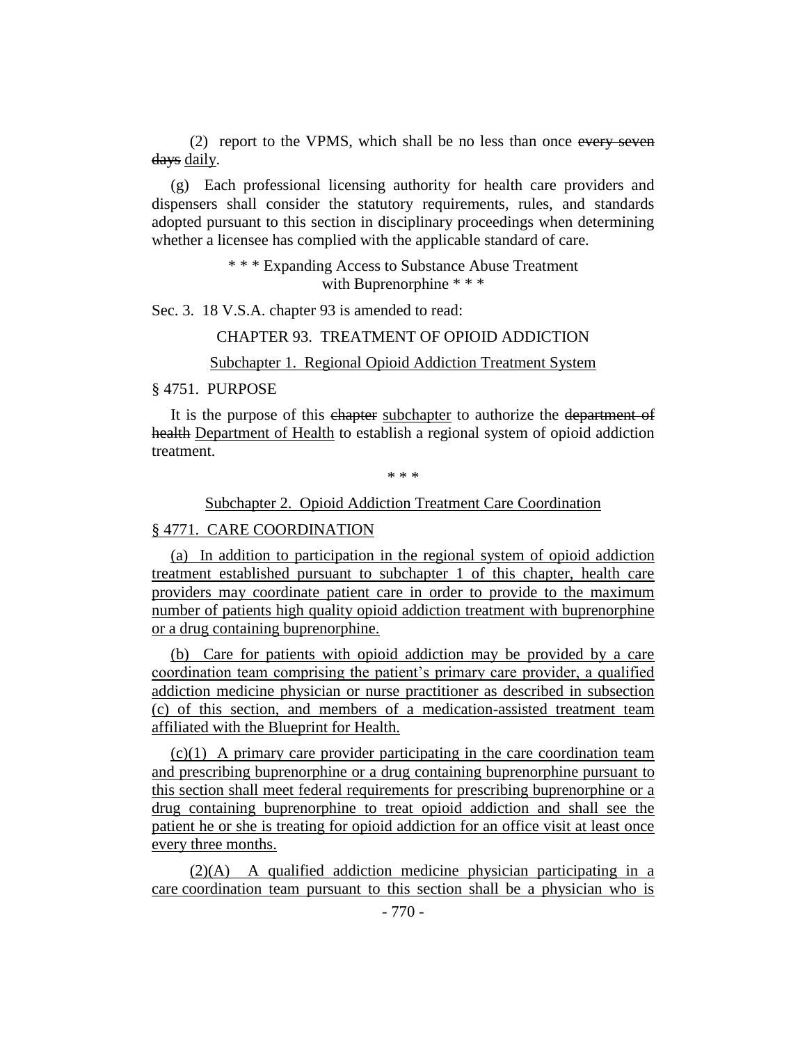(2) report to the VPMS, which shall be no less than once ~~every seven days~~ daily.

(g) Each professional licensing authority for health care providers and dispensers shall consider the statutory requirements, rules, and standards adopted pursuant to this section in disciplinary proceedings when determining whether a licensee has complied with the applicable standard of care.

\* \* \* Expanding Access to Substance Abuse Treatment with Buprenorphine \* \* \*

Sec. 3. 18 V.S.A. chapter 93 is amended to read:

CHAPTER 93. TREATMENT OF OPIOID ADDICTION

Subchapter 1. Regional Opioid Addiction Treatment System

§ 4751. PURPOSE

It is the purpose of this ~~chapter~~ subchapter to authorize the ~~department of health~~ Department of Health to establish a regional system of opioid addiction treatment.

\* \* \*

Subchapter 2. Opioid Addiction Treatment Care Coordination

§ 4771. CARE COORDINATION

(a) In addition to participation in the regional system of opioid addiction treatment established pursuant to subchapter 1 of this chapter, health care providers may coordinate patient care in order to provide to the maximum number of patients high quality opioid addiction treatment with buprenorphine or a drug containing buprenorphine.

(b) Care for patients with opioid addiction may be provided by a care coordination team comprising the patient's primary care provider, a qualified addiction medicine physician or nurse practitioner as described in subsection (c) of this section, and members of a medication-assisted treatment team affiliated with the Blueprint for Health.

(c)(1) A primary care provider participating in the care coordination team and prescribing buprenorphine or a drug containing buprenorphine pursuant to this section shall meet federal requirements for prescribing buprenorphine or a drug containing buprenorphine to treat opioid addiction and shall see the patient he or she is treating for opioid addiction for an office visit at least once every three months.

(2)(A) A qualified addiction medicine physician participating in a care coordination team pursuant to this section shall be a physician who is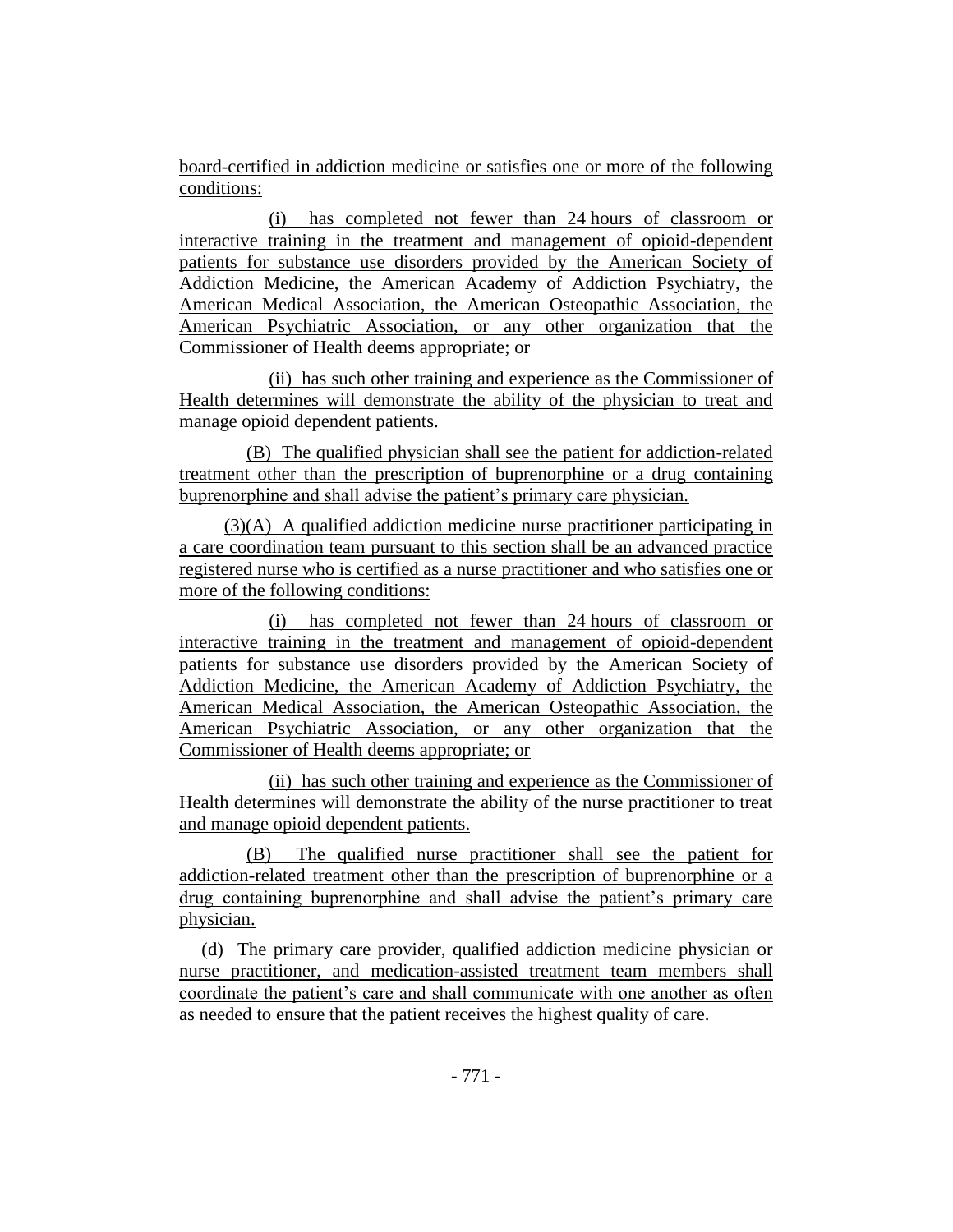board-certified in addiction medicine or satisfies one or more of the following conditions:

(i) has completed not fewer than 24 hours of classroom or interactive training in the treatment and management of opioid-dependent patients for substance use disorders provided by the American Society of Addiction Medicine, the American Academy of Addiction Psychiatry, the American Medical Association, the American Osteopathic Association, the American Psychiatric Association, or any other organization that the Commissioner of Health deems appropriate; or

(ii) has such other training and experience as the Commissioner of Health determines will demonstrate the ability of the physician to treat and manage opioid dependent patients.

(B) The qualified physician shall see the patient for addiction-related treatment other than the prescription of buprenorphine or a drug containing buprenorphine and shall advise the patient's primary care physician.

(3)(A) A qualified addiction medicine nurse practitioner participating in a care coordination team pursuant to this section shall be an advanced practice registered nurse who is certified as a nurse practitioner and who satisfies one or more of the following conditions:

(i) has completed not fewer than 24 hours of classroom or interactive training in the treatment and management of opioid-dependent patients for substance use disorders provided by the American Society of Addiction Medicine, the American Academy of Addiction Psychiatry, the American Medical Association, the American Osteopathic Association, the American Psychiatric Association, or any other organization that the Commissioner of Health deems appropriate; or

(ii) has such other training and experience as the Commissioner of Health determines will demonstrate the ability of the nurse practitioner to treat and manage opioid dependent patients.

(B) The qualified nurse practitioner shall see the patient for addiction-related treatment other than the prescription of buprenorphine or a drug containing buprenorphine and shall advise the patient's primary care physician.

(d) The primary care provider, qualified addiction medicine physician or nurse practitioner, and medication-assisted treatment team members shall coordinate the patient's care and shall communicate with one another as often as needed to ensure that the patient receives the highest quality of care.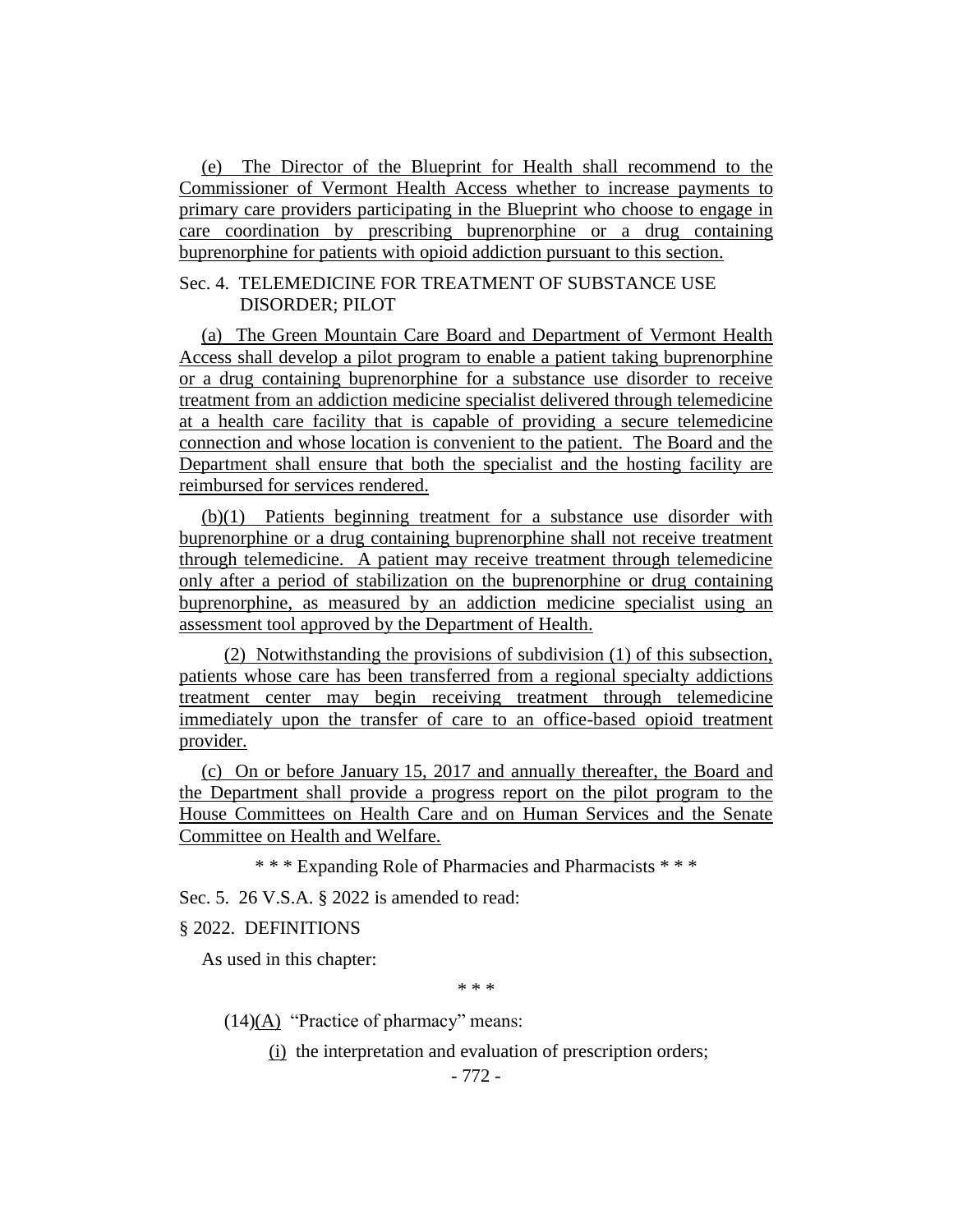(e) The Director of the Blueprint for Health shall recommend to the Commissioner of Vermont Health Access whether to increase payments to primary care providers participating in the Blueprint who choose to engage in care coordination by prescribing buprenorphine or a drug containing buprenorphine for patients with opioid addiction pursuant to this section.

Sec. 4. TELEMEDICINE FOR TREATMENT OF SUBSTANCE USE DISORDER; PILOT

(a) The Green Mountain Care Board and Department of Vermont Health Access shall develop a pilot program to enable a patient taking buprenorphine or a drug containing buprenorphine for a substance use disorder to receive treatment from an addiction medicine specialist delivered through telemedicine at a health care facility that is capable of providing a secure telemedicine connection and whose location is convenient to the patient. The Board and the Department shall ensure that both the specialist and the hosting facility are reimbursed for services rendered.

(b)(1) Patients beginning treatment for a substance use disorder with buprenorphine or a drug containing buprenorphine shall not receive treatment through telemedicine. A patient may receive treatment through telemedicine only after a period of stabilization on the buprenorphine or drug containing buprenorphine, as measured by an addiction medicine specialist using an assessment tool approved by the Department of Health.

(2) Notwithstanding the provisions of subdivision (1) of this subsection, patients whose care has been transferred from a regional specialty addictions treatment center may begin receiving treatment through telemedicine immediately upon the transfer of care to an office-based opioid treatment provider.

(c) On or before January 15, 2017 and annually thereafter, the Board and the Department shall provide a progress report on the pilot program to the House Committees on Health Care and on Human Services and the Senate Committee on Health and Welfare.

\* \* \* Expanding Role of Pharmacies and Pharmacists \* \* \*

Sec. 5. 26 V.S.A. § 2022 is amended to read:

§ 2022. DEFINITIONS

As used in this chapter:

\* \* \*

(14)(A) "Practice of pharmacy" means:

(i) the interpretation and evaluation of prescription orders;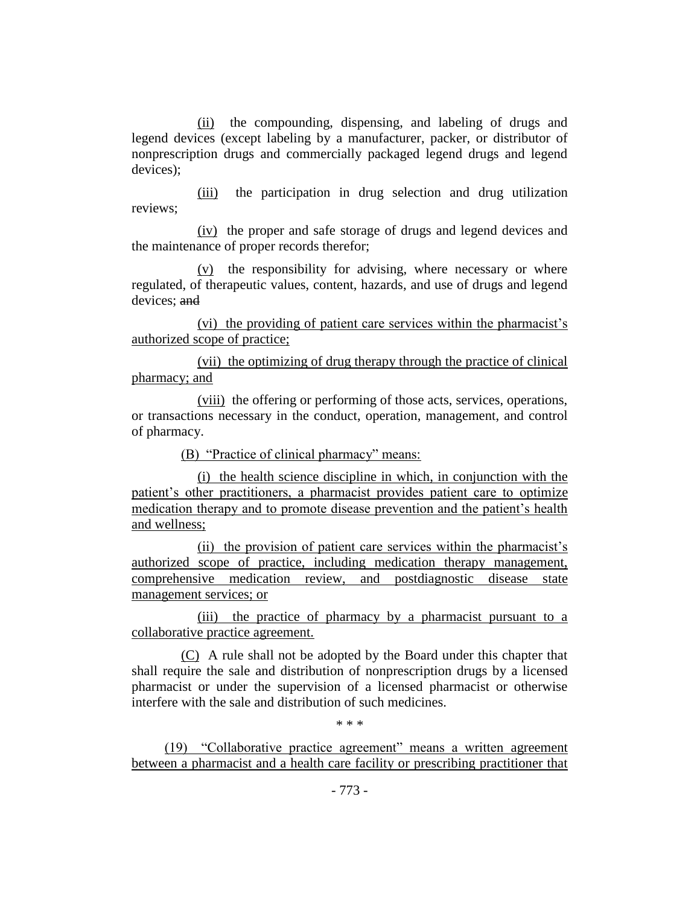(ii) the compounding, dispensing, and labeling of drugs and legend devices (except labeling by a manufacturer, packer, or distributor of nonprescription drugs and commercially packaged legend drugs and legend devices);

(iii) the participation in drug selection and drug utilization reviews;

(iv) the proper and safe storage of drugs and legend devices and the maintenance of proper records therefor;

(v) the responsibility for advising, where necessary or where regulated, of therapeutic values, content, hazards, and use of drugs and legend devices; ~~and~~

(vi) the providing of patient care services within the pharmacist's authorized scope of practice;

(vii) the optimizing of drug therapy through the practice of clinical pharmacy; and

(viii) the offering or performing of those acts, services, operations, or transactions necessary in the conduct, operation, management, and control of pharmacy.

(B) "Practice of clinical pharmacy" means:

(i) the health science discipline in which, in conjunction with the patient's other practitioners, a pharmacist provides patient care to optimize medication therapy and to promote disease prevention and the patient's health and wellness;

(ii) the provision of patient care services within the pharmacist's authorized scope of practice, including medication therapy management, comprehensive medication review, and postdiagnostic disease state management services; or

(iii) the practice of pharmacy by a pharmacist pursuant to a collaborative practice agreement.

(C) A rule shall not be adopted by the Board under this chapter that shall require the sale and distribution of nonprescription drugs by a licensed pharmacist or under the supervision of a licensed pharmacist or otherwise interfere with the sale and distribution of such medicines.

\* \* \*

(19) "Collaborative practice agreement" means a written agreement between a pharmacist and a health care facility or prescribing practitioner that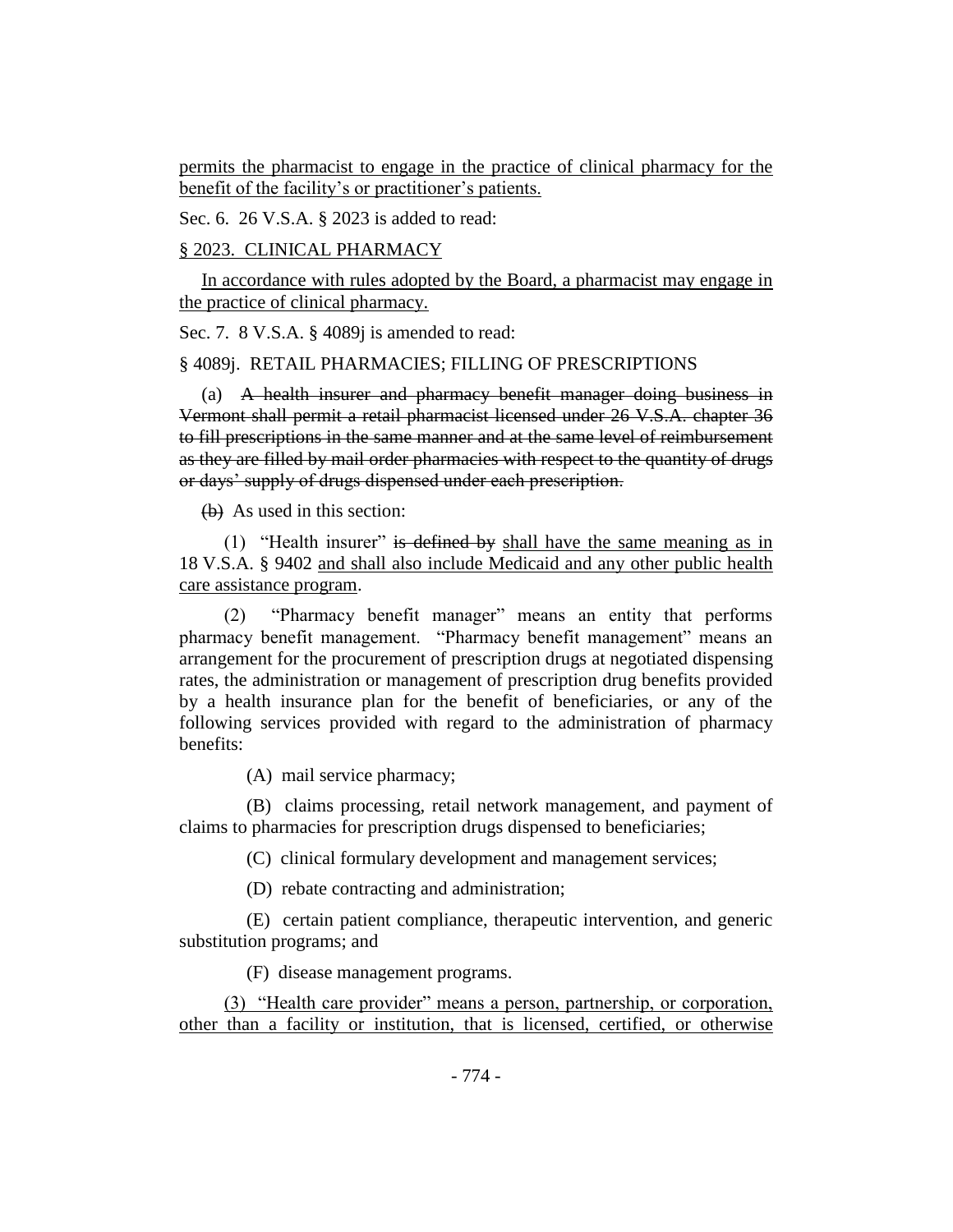permits the pharmacist to engage in the practice of clinical pharmacy for the benefit of the facility's or practitioner's patients.

Sec. 6. 26 V.S.A. § 2023 is added to read:

§ 2023. CLINICAL PHARMACY

In accordance with rules adopted by the Board, a pharmacist may engage in the practice of clinical pharmacy.

Sec. 7. 8 V.S.A. § 4089j is amended to read:

§ 4089j. RETAIL PHARMACIES; FILLING OF PRESCRIPTIONS

(a) ~~A health insurer and pharmacy benefit manager doing business in Vermont shall permit a retail pharmacist licensed under 26 V.S.A. chapter 36 to fill prescriptions in the same manner and at the same level of reimbursement as they are filled by mail order pharmacies with respect to the quantity of drugs or days' supply of drugs dispensed under each prescription.~~

~~(b)~~ As used in this section:

(1) "Health insurer" ~~is defined by~~ shall have the same meaning as in 18 V.S.A. § 9402 and shall also include Medicaid and any other public health care assistance program.

(2) "Pharmacy benefit manager" means an entity that performs pharmacy benefit management. "Pharmacy benefit management" means an arrangement for the procurement of prescription drugs at negotiated dispensing rates, the administration or management of prescription drug benefits provided by a health insurance plan for the benefit of beneficiaries, or any of the following services provided with regard to the administration of pharmacy benefits:

(A) mail service pharmacy;

(B) claims processing, retail network management, and payment of claims to pharmacies for prescription drugs dispensed to beneficiaries;

(C) clinical formulary development and management services;

(D) rebate contracting and administration;

(E) certain patient compliance, therapeutic intervention, and generic substitution programs; and

(F) disease management programs.

(3) "Health care provider" means a person, partnership, or corporation, other than a facility or institution, that is licensed, certified, or otherwise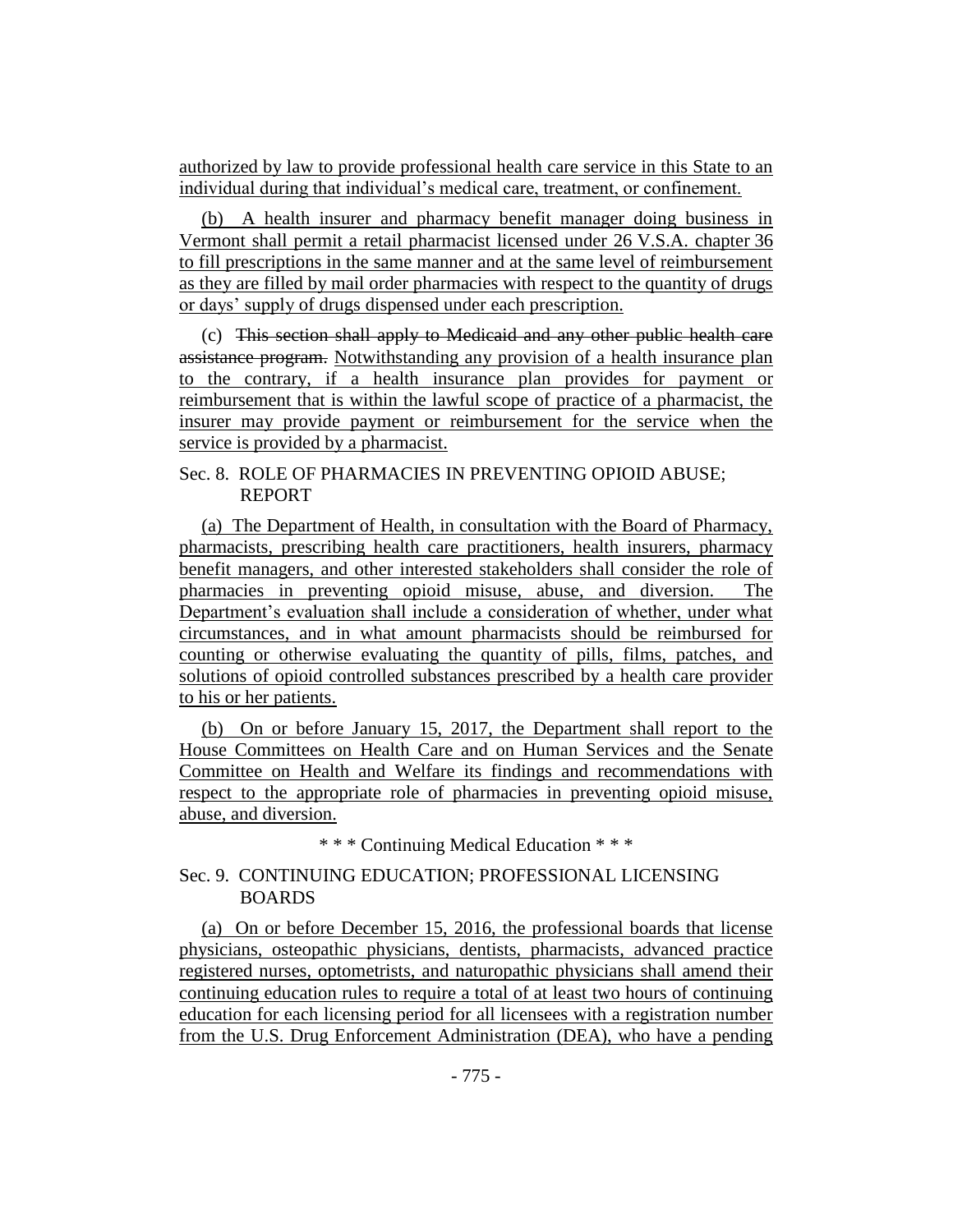authorized by law to provide professional health care service in this State to an individual during that individual's medical care, treatment, or confinement.

(b) A health insurer and pharmacy benefit manager doing business in Vermont shall permit a retail pharmacist licensed under 26 V.S.A. chapter 36 to fill prescriptions in the same manner and at the same level of reimbursement as they are filled by mail order pharmacies with respect to the quantity of drugs or days' supply of drugs dispensed under each prescription.

(c) ~~This section shall apply to Medicaid and any other public health care assistance program.~~ Notwithstanding any provision of a health insurance plan to the contrary, if a health insurance plan provides for payment or reimbursement that is within the lawful scope of practice of a pharmacist, the insurer may provide payment or reimbursement for the service when the service is provided by a pharmacist.

Sec. 8. ROLE OF PHARMACIES IN PREVENTING OPIOID ABUSE; REPORT

(a) The Department of Health, in consultation with the Board of Pharmacy, pharmacists, prescribing health care practitioners, health insurers, pharmacy benefit managers, and other interested stakeholders shall consider the role of pharmacies in preventing opioid misuse, abuse, and diversion. The Department's evaluation shall include a consideration of whether, under what circumstances, and in what amount pharmacists should be reimbursed for counting or otherwise evaluating the quantity of pills, films, patches, and solutions of opioid controlled substances prescribed by a health care provider to his or her patients.

(b) On or before January 15, 2017, the Department shall report to the House Committees on Health Care and on Human Services and the Senate Committee on Health and Welfare its findings and recommendations with respect to the appropriate role of pharmacies in preventing opioid misuse, abuse, and diversion.

\* \* \* Continuing Medical Education \* \* \*

Sec. 9. CONTINUING EDUCATION; PROFESSIONAL LICENSING BOARDS

(a) On or before December 15, 2016, the professional boards that license physicians, osteopathic physicians, dentists, pharmacists, advanced practice registered nurses, optometrists, and naturopathic physicians shall amend their continuing education rules to require a total of at least two hours of continuing education for each licensing period for all licensees with a registration number from the U.S. Drug Enforcement Administration (DEA), who have a pending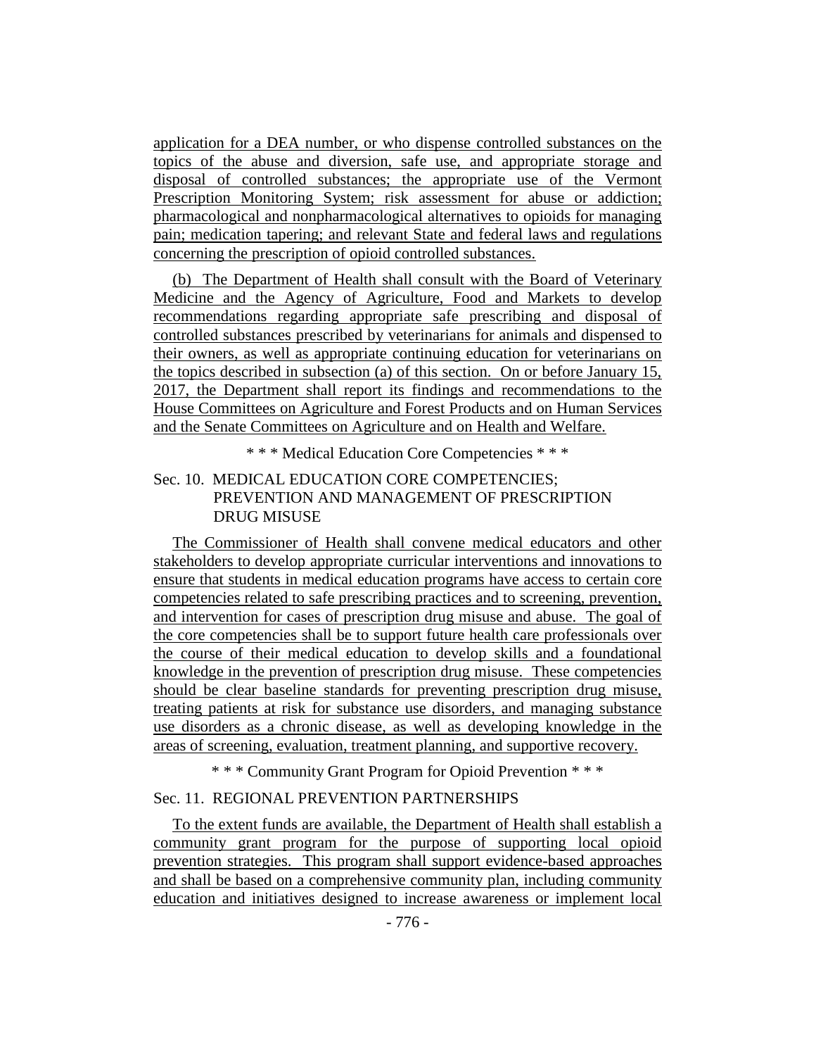application for a DEA number, or who dispense controlled substances on the topics of the abuse and diversion, safe use, and appropriate storage and disposal of controlled substances; the appropriate use of the Vermont Prescription Monitoring System; risk assessment for abuse or addiction; pharmacological and nonpharmacological alternatives to opioids for managing pain; medication tapering; and relevant State and federal laws and regulations concerning the prescription of opioid controlled substances.

(b) The Department of Health shall consult with the Board of Veterinary Medicine and the Agency of Agriculture, Food and Markets to develop recommendations regarding appropriate safe prescribing and disposal of controlled substances prescribed by veterinarians for animals and dispensed to their owners, as well as appropriate continuing education for veterinarians on the topics described in subsection (a) of this section. On or before January 15, 2017, the Department shall report its findings and recommendations to the House Committees on Agriculture and Forest Products and on Human Services and the Senate Committees on Agriculture and on Health and Welfare.

\* \* \* Medical Education Core Competencies \* \* \*

Sec. 10. MEDICAL EDUCATION CORE COMPETENCIES; PREVENTION AND MANAGEMENT OF PRESCRIPTION DRUG MISUSE

The Commissioner of Health shall convene medical educators and other stakeholders to develop appropriate curricular interventions and innovations to ensure that students in medical education programs have access to certain core competencies related to safe prescribing practices and to screening, prevention, and intervention for cases of prescription drug misuse and abuse. The goal of the core competencies shall be to support future health care professionals over the course of their medical education to develop skills and a foundational knowledge in the prevention of prescription drug misuse. These competencies should be clear baseline standards for preventing prescription drug misuse, treating patients at risk for substance use disorders, and managing substance use disorders as a chronic disease, as well as developing knowledge in the areas of screening, evaluation, treatment planning, and supportive recovery.

\* \* \* Community Grant Program for Opioid Prevention \* \* \*

Sec. 11. REGIONAL PREVENTION PARTNERSHIPS

To the extent funds are available, the Department of Health shall establish a community grant program for the purpose of supporting local opioid prevention strategies. This program shall support evidence-based approaches and shall be based on a comprehensive community plan, including community education and initiatives designed to increase awareness or implement local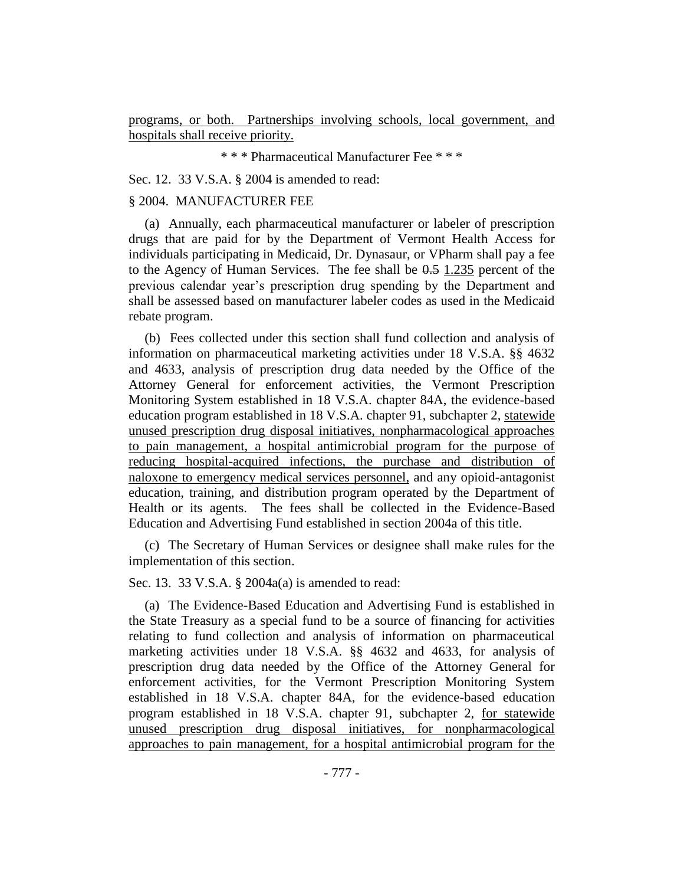programs, or both. Partnerships involving schools, local government, and hospitals shall receive priority.

\* \* \* Pharmaceutical Manufacturer Fee \* \* \*

Sec. 12. 33 V.S.A. § 2004 is amended to read:

§ 2004. MANUFACTURER FEE

(a) Annually, each pharmaceutical manufacturer or labeler of prescription drugs that are paid for by the Department of Vermont Health Access for individuals participating in Medicaid, Dr. Dynasaur, or VPharm shall pay a fee to the Agency of Human Services. The fee shall be ~~0.5~~ 1.235 percent of the previous calendar year's prescription drug spending by the Department and shall be assessed based on manufacturer labeler codes as used in the Medicaid rebate program.

(b) Fees collected under this section shall fund collection and analysis of information on pharmaceutical marketing activities under 18 V.S.A. §§ 4632 and 4633, analysis of prescription drug data needed by the Office of the Attorney General for enforcement activities, the Vermont Prescription Monitoring System established in 18 V.S.A. chapter 84A, the evidence-based education program established in 18 V.S.A. chapter 91, subchapter 2, statewide unused prescription drug disposal initiatives, nonpharmacological approaches to pain management, a hospital antimicrobial program for the purpose of reducing hospital-acquired infections, the purchase and distribution of naloxone to emergency medical services personnel, and any opioid-antagonist education, training, and distribution program operated by the Department of Health or its agents. The fees shall be collected in the Evidence-Based Education and Advertising Fund established in section 2004a of this title.

(c) The Secretary of Human Services or designee shall make rules for the implementation of this section.

Sec. 13. 33 V.S.A. § 2004a(a) is amended to read:

(a) The Evidence-Based Education and Advertising Fund is established in the State Treasury as a special fund to be a source of financing for activities relating to fund collection and analysis of information on pharmaceutical marketing activities under 18 V.S.A. §§ 4632 and 4633, for analysis of prescription drug data needed by the Office of the Attorney General for enforcement activities, for the Vermont Prescription Monitoring System established in 18 V.S.A. chapter 84A, for the evidence-based education program established in 18 V.S.A. chapter 91, subchapter 2, for statewide unused prescription drug disposal initiatives, for nonpharmacological approaches to pain management, for a hospital antimicrobial program for the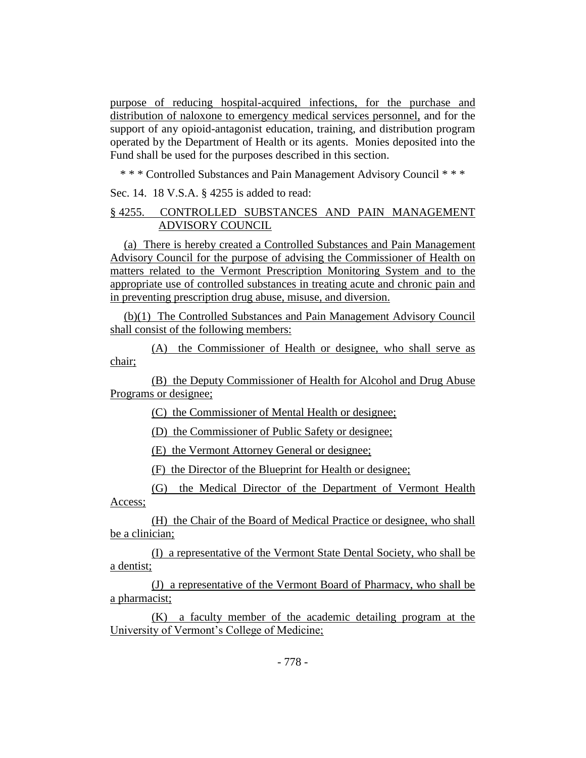purpose of reducing hospital-acquired infections, for the purchase and distribution of naloxone to emergency medical services personnel, and for the support of any opioid-antagonist education, training, and distribution program operated by the Department of Health or its agents. Monies deposited into the Fund shall be used for the purposes described in this section.

\* \* \* Controlled Substances and Pain Management Advisory Council \* \* \*

Sec. 14. 18 V.S.A. § 4255 is added to read:

§ 4255. CONTROLLED SUBSTANCES AND PAIN MANAGEMENT ADVISORY COUNCIL

(a) There is hereby created a Controlled Substances and Pain Management Advisory Council for the purpose of advising the Commissioner of Health on matters related to the Vermont Prescription Monitoring System and to the appropriate use of controlled substances in treating acute and chronic pain and in preventing prescription drug abuse, misuse, and diversion.

(b)(1) The Controlled Substances and Pain Management Advisory Council shall consist of the following members:

(A) the Commissioner of Health or designee, who shall serve as chair;

(B) the Deputy Commissioner of Health for Alcohol and Drug Abuse Programs or designee;

(C) the Commissioner of Mental Health or designee;

(D) the Commissioner of Public Safety or designee;

(E) the Vermont Attorney General or designee;

(F) the Director of the Blueprint for Health or designee;

(G) the Medical Director of the Department of Vermont Health Access;

(H) the Chair of the Board of Medical Practice or designee, who shall be a clinician;

(I) a representative of the Vermont State Dental Society, who shall be a dentist;

(J) a representative of the Vermont Board of Pharmacy, who shall be a pharmacist;

(K) a faculty member of the academic detailing program at the University of Vermont's College of Medicine;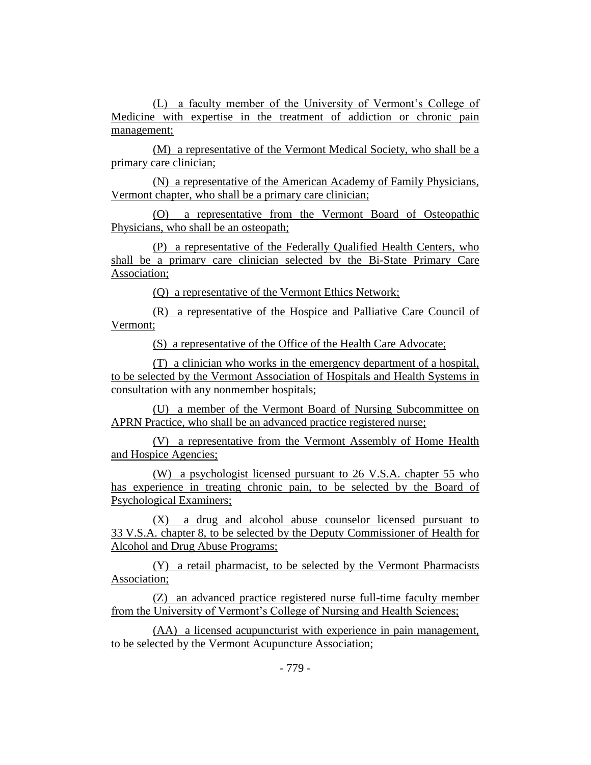(L) a faculty member of the University of Vermont's College of Medicine with expertise in the treatment of addiction or chronic pain management;

(M) a representative of the Vermont Medical Society, who shall be a primary care clinician;

(N) a representative of the American Academy of Family Physicians, Vermont chapter, who shall be a primary care clinician;

(O) a representative from the Vermont Board of Osteopathic Physicians, who shall be an osteopath;

(P) a representative of the Federally Qualified Health Centers, who shall be a primary care clinician selected by the Bi-State Primary Care Association;

(Q) a representative of the Vermont Ethics Network;

(R) a representative of the Hospice and Palliative Care Council of Vermont;

(S) a representative of the Office of the Health Care Advocate;

(T) a clinician who works in the emergency department of a hospital, to be selected by the Vermont Association of Hospitals and Health Systems in consultation with any nonmember hospitals;

(U) a member of the Vermont Board of Nursing Subcommittee on APRN Practice, who shall be an advanced practice registered nurse;

(V) a representative from the Vermont Assembly of Home Health and Hospice Agencies;

(W) a psychologist licensed pursuant to 26 V.S.A. chapter 55 who has experience in treating chronic pain, to be selected by the Board of Psychological Examiners;

(X) a drug and alcohol abuse counselor licensed pursuant to 33 V.S.A. chapter 8, to be selected by the Deputy Commissioner of Health for Alcohol and Drug Abuse Programs;

(Y) a retail pharmacist, to be selected by the Vermont Pharmacists Association;

(Z) an advanced practice registered nurse full-time faculty member from the University of Vermont's College of Nursing and Health Sciences;

(AA) a licensed acupuncturist with experience in pain management, to be selected by the Vermont Acupuncture Association;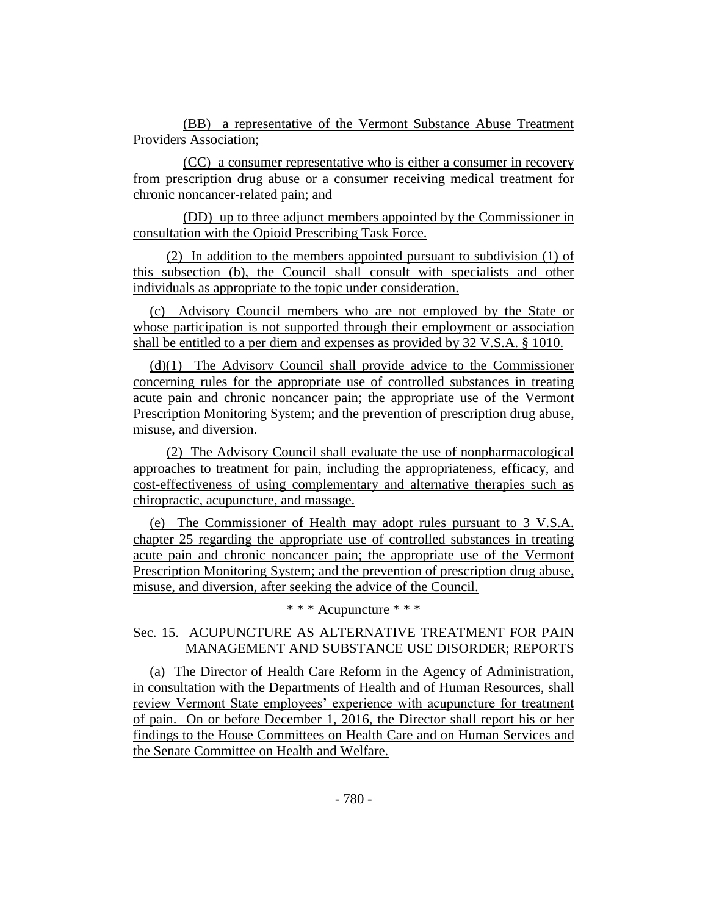(BB) a representative of the Vermont Substance Abuse Treatment Providers Association;

(CC) a consumer representative who is either a consumer in recovery from prescription drug abuse or a consumer receiving medical treatment for chronic noncancer-related pain; and

(DD) up to three adjunct members appointed by the Commissioner in consultation with the Opioid Prescribing Task Force.

(2) In addition to the members appointed pursuant to subdivision (1) of this subsection (b), the Council shall consult with specialists and other individuals as appropriate to the topic under consideration.

(c) Advisory Council members who are not employed by the State or whose participation is not supported through their employment or association shall be entitled to a per diem and expenses as provided by 32 V.S.A. § 1010.

(d)(1) The Advisory Council shall provide advice to the Commissioner concerning rules for the appropriate use of controlled substances in treating acute pain and chronic noncancer pain; the appropriate use of the Vermont Prescription Monitoring System; and the prevention of prescription drug abuse, misuse, and diversion.

(2) The Advisory Council shall evaluate the use of nonpharmacological approaches to treatment for pain, including the appropriateness, efficacy, and cost-effectiveness of using complementary and alternative therapies such as chiropractic, acupuncture, and massage.

(e) The Commissioner of Health may adopt rules pursuant to 3 V.S.A. chapter 25 regarding the appropriate use of controlled substances in treating acute pain and chronic noncancer pain; the appropriate use of the Vermont Prescription Monitoring System; and the prevention of prescription drug abuse, misuse, and diversion, after seeking the advice of the Council.

\* \* \* Acupuncture \* \* \*

Sec. 15. ACUPUNCTURE AS ALTERNATIVE TREATMENT FOR PAIN MANAGEMENT AND SUBSTANCE USE DISORDER; REPORTS

(a) The Director of Health Care Reform in the Agency of Administration, in consultation with the Departments of Health and of Human Resources, shall review Vermont State employees' experience with acupuncture for treatment of pain. On or before December 1, 2016, the Director shall report his or her findings to the House Committees on Health Care and on Human Services and the Senate Committee on Health and Welfare.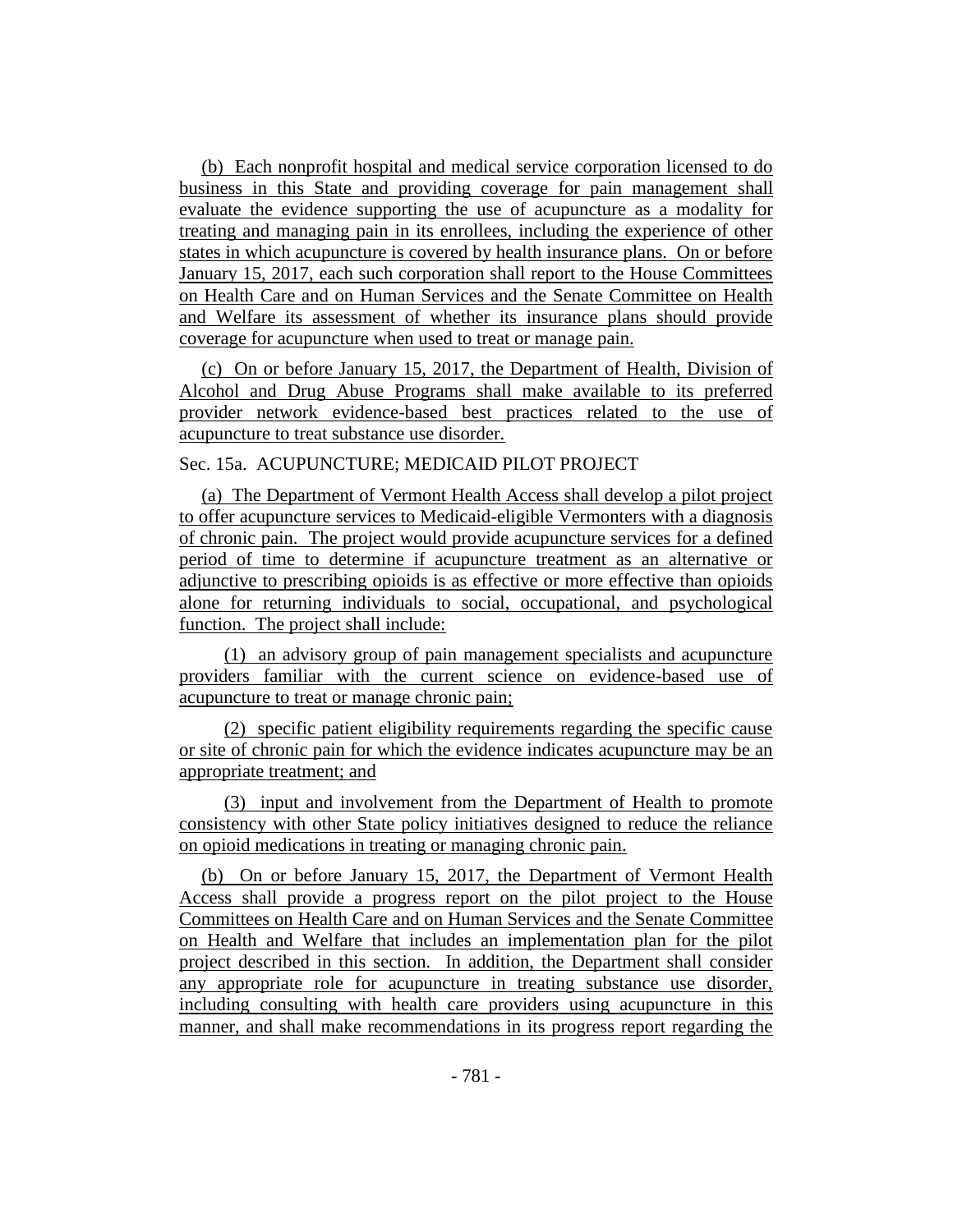(b) Each nonprofit hospital and medical service corporation licensed to do business in this State and providing coverage for pain management shall evaluate the evidence supporting the use of acupuncture as a modality for treating and managing pain in its enrollees, including the experience of other states in which acupuncture is covered by health insurance plans. On or before January 15, 2017, each such corporation shall report to the House Committees on Health Care and on Human Services and the Senate Committee on Health and Welfare its assessment of whether its insurance plans should provide coverage for acupuncture when used to treat or manage pain.

(c) On or before January 15, 2017, the Department of Health, Division of Alcohol and Drug Abuse Programs shall make available to its preferred provider network evidence-based best practices related to the use of acupuncture to treat substance use disorder.

Sec. 15a. ACUPUNCTURE; MEDICAID PILOT PROJECT

(a) The Department of Vermont Health Access shall develop a pilot project to offer acupuncture services to Medicaid-eligible Vermonters with a diagnosis of chronic pain. The project would provide acupuncture services for a defined period of time to determine if acupuncture treatment as an alternative or adjunctive to prescribing opioids is as effective or more effective than opioids alone for returning individuals to social, occupational, and psychological function. The project shall include:

(1) an advisory group of pain management specialists and acupuncture providers familiar with the current science on evidence-based use of acupuncture to treat or manage chronic pain;

(2) specific patient eligibility requirements regarding the specific cause or site of chronic pain for which the evidence indicates acupuncture may be an appropriate treatment; and

(3) input and involvement from the Department of Health to promote consistency with other State policy initiatives designed to reduce the reliance on opioid medications in treating or managing chronic pain.

(b) On or before January 15, 2017, the Department of Vermont Health Access shall provide a progress report on the pilot project to the House Committees on Health Care and on Human Services and the Senate Committee on Health and Welfare that includes an implementation plan for the pilot project described in this section. In addition, the Department shall consider any appropriate role for acupuncture in treating substance use disorder, including consulting with health care providers using acupuncture in this manner, and shall make recommendations in its progress report regarding the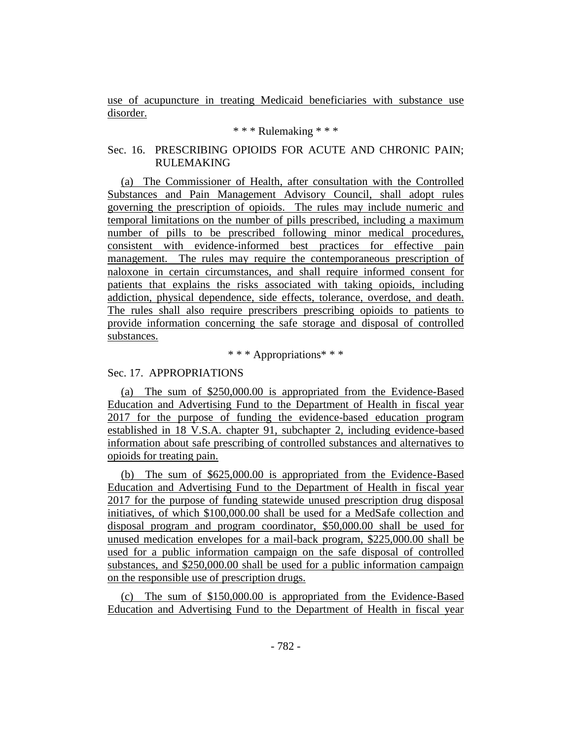use of acupuncture in treating Medicaid beneficiaries with substance use disorder.

\* \* \* Rulemaking \* \* \*

Sec. 16. PRESCRIBING OPIOIDS FOR ACUTE AND CHRONIC PAIN; RULEMAKING

(a) The Commissioner of Health, after consultation with the Controlled Substances and Pain Management Advisory Council, shall adopt rules governing the prescription of opioids. The rules may include numeric and temporal limitations on the number of pills prescribed, including a maximum number of pills to be prescribed following minor medical procedures, consistent with evidence-informed best practices for effective pain management. The rules may require the contemporaneous prescription of naloxone in certain circumstances, and shall require informed consent for patients that explains the risks associated with taking opioids, including addiction, physical dependence, side effects, tolerance, overdose, and death. The rules shall also require prescribers prescribing opioids to patients to provide information concerning the safe storage and disposal of controlled substances.

\* \* \* Appropriations\* \* \*

Sec. 17. APPROPRIATIONS

(a) The sum of $250,000.00 is appropriated from the Evidence-Based Education and Advertising Fund to the Department of Health in fiscal year 2017 for the purpose of funding the evidence-based education program established in 18 V.S.A. chapter 91, subchapter 2, including evidence-based information about safe prescribing of controlled substances and alternatives to opioids for treating pain.

(b) The sum of $625,000.00 is appropriated from the Evidence-Based Education and Advertising Fund to the Department of Health in fiscal year 2017 for the purpose of funding statewide unused prescription drug disposal initiatives, of which $100,000.00 shall be used for a MedSafe collection and disposal program and program coordinator, $50,000.00 shall be used for unused medication envelopes for a mail-back program, $225,000.00 shall be used for a public information campaign on the safe disposal of controlled substances, and $250,000.00 shall be used for a public information campaign on the responsible use of prescription drugs.

(c) The sum of $150,000.00 is appropriated from the Evidence-Based Education and Advertising Fund to the Department of Health in fiscal year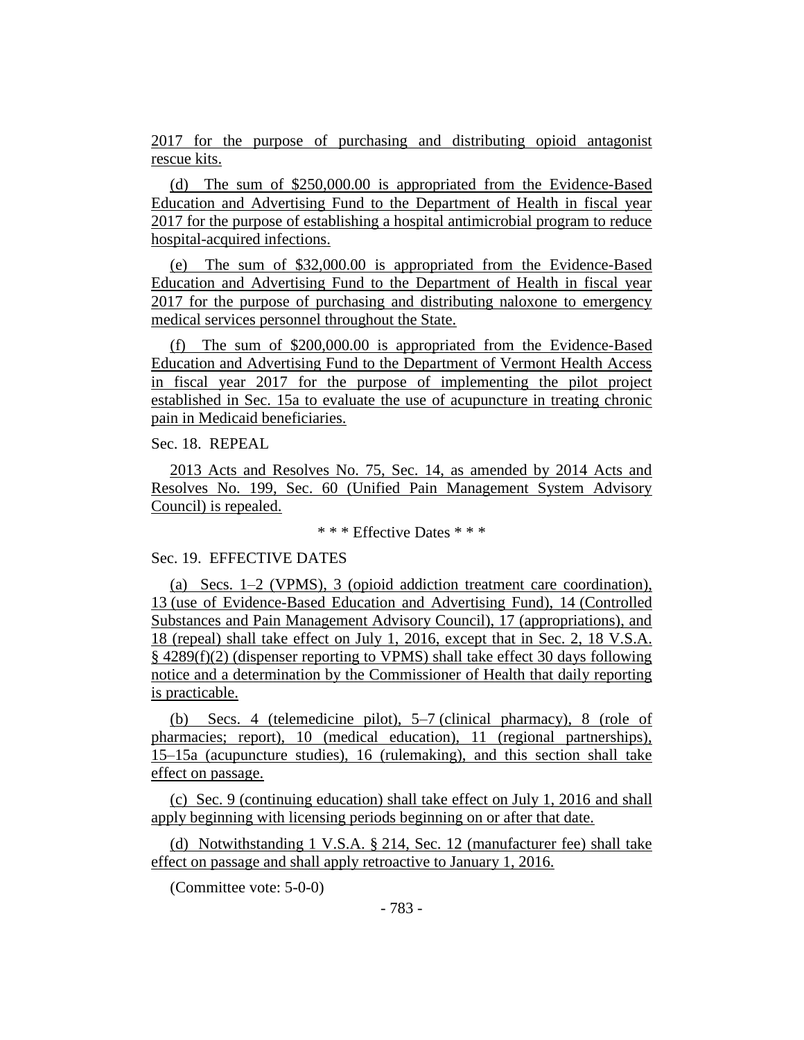2017 for the purpose of purchasing and distributing opioid antagonist rescue kits.

(d) The sum of $250,000.00 is appropriated from the Evidence-Based Education and Advertising Fund to the Department of Health in fiscal year 2017 for the purpose of establishing a hospital antimicrobial program to reduce hospital-acquired infections.

(e) The sum of $32,000.00 is appropriated from the Evidence-Based Education and Advertising Fund to the Department of Health in fiscal year 2017 for the purpose of purchasing and distributing naloxone to emergency medical services personnel throughout the State.

(f) The sum of $200,000.00 is appropriated from the Evidence-Based Education and Advertising Fund to the Department of Vermont Health Access in fiscal year 2017 for the purpose of implementing the pilot project established in Sec. 15a to evaluate the use of acupuncture in treating chronic pain in Medicaid beneficiaries.

Sec. 18. REPEAL

2013 Acts and Resolves No. 75, Sec. 14, as amended by 2014 Acts and Resolves No. 199, Sec. 60 (Unified Pain Management System Advisory Council) is repealed.

\* \* \* Effective Dates \* \* \*

Sec. 19. EFFECTIVE DATES

(a) Secs. 1–2 (VPMS), 3 (opioid addiction treatment care coordination), 13 (use of Evidence-Based Education and Advertising Fund), 14 (Controlled Substances and Pain Management Advisory Council), 17 (appropriations), and 18 (repeal) shall take effect on July 1, 2016, except that in Sec. 2, 18 V.S.A. § 4289(f)(2) (dispenser reporting to VPMS) shall take effect 30 days following notice and a determination by the Commissioner of Health that daily reporting is practicable.

(b) Secs. 4 (telemedicine pilot), 5–7 (clinical pharmacy), 8 (role of pharmacies; report), 10 (medical education), 11 (regional partnerships), 15–15a (acupuncture studies), 16 (rulemaking), and this section shall take effect on passage.

(c) Sec. 9 (continuing education) shall take effect on July 1, 2016 and shall apply beginning with licensing periods beginning on or after that date.

(d) Notwithstanding 1 V.S.A. § 214, Sec. 12 (manufacturer fee) shall take effect on passage and shall apply retroactive to January 1, 2016.

(Committee vote: 5-0-0)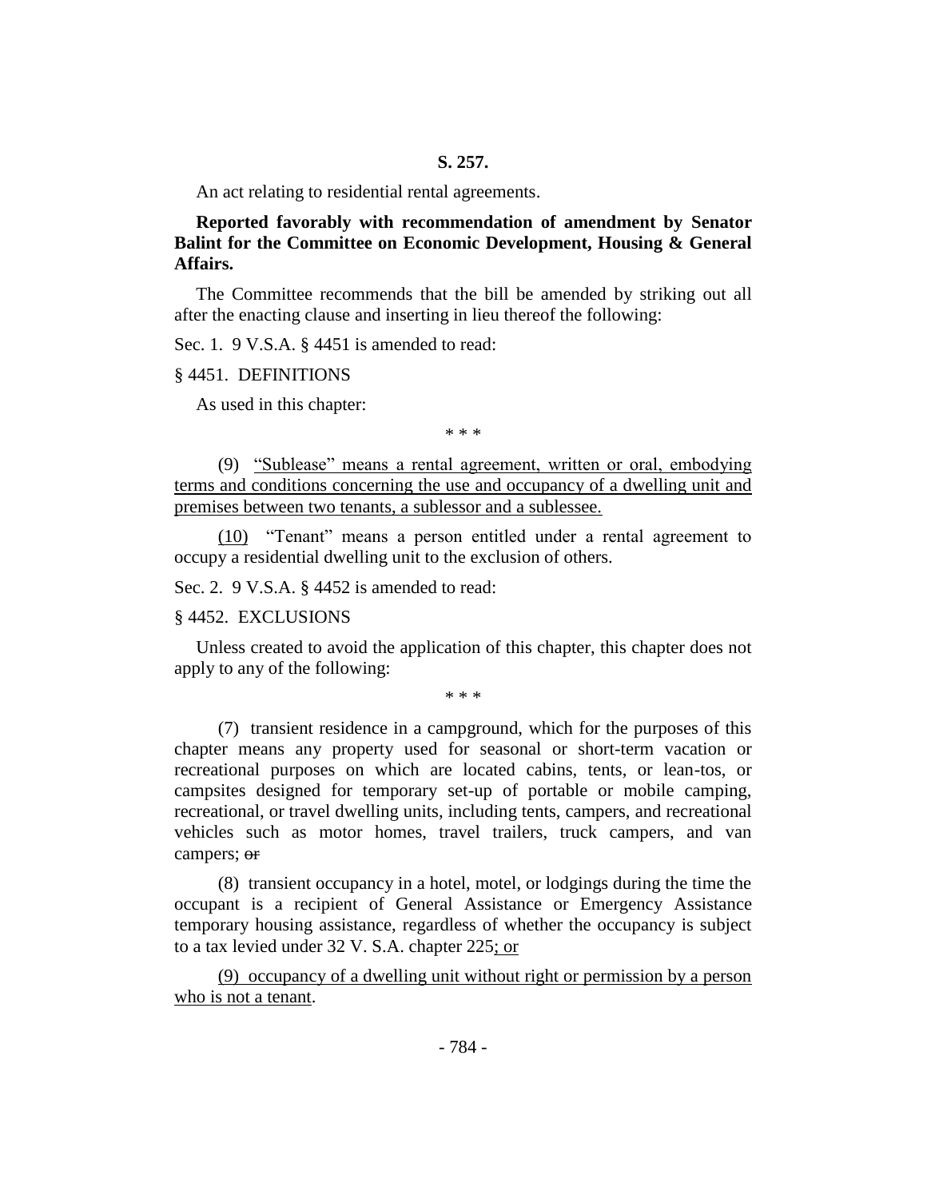**S. 257.**

An act relating to residential rental agreements.

**Reported favorably with recommendation of amendment by Senator Balint for the Committee on Economic Development, Housing & General Affairs.**

The Committee recommends that the bill be amended by striking out all after the enacting clause and inserting in lieu thereof the following:

Sec. 1. 9 V.S.A. § 4451 is amended to read:

§ 4451. DEFINITIONS

As used in this chapter:

\* \* \*

(9) "Sublease" means a rental agreement, written or oral, embodying terms and conditions concerning the use and occupancy of a dwelling unit and premises between two tenants, a sublessor and a sublessee.

(10) "Tenant" means a person entitled under a rental agreement to occupy a residential dwelling unit to the exclusion of others.

Sec. 2. 9 V.S.A. § 4452 is amended to read:

§ 4452. EXCLUSIONS

Unless created to avoid the application of this chapter, this chapter does not apply to any of the following:

\* \* \*

(7) transient residence in a campground, which for the purposes of this chapter means any property used for seasonal or short-term vacation or recreational purposes on which are located cabins, tents, or lean-tos, or campsites designed for temporary set-up of portable or mobile camping, recreational, or travel dwelling units, including tents, campers, and recreational vehicles such as motor homes, travel trailers, truck campers, and van campers; ~~or~~

(8) transient occupancy in a hotel, motel, or lodgings during the time the occupant is a recipient of General Assistance or Emergency Assistance temporary housing assistance, regardless of whether the occupancy is subject to a tax levied under 32 V. S.A. chapter 225; or

(9) occupancy of a dwelling unit without right or permission by a person who is not a tenant.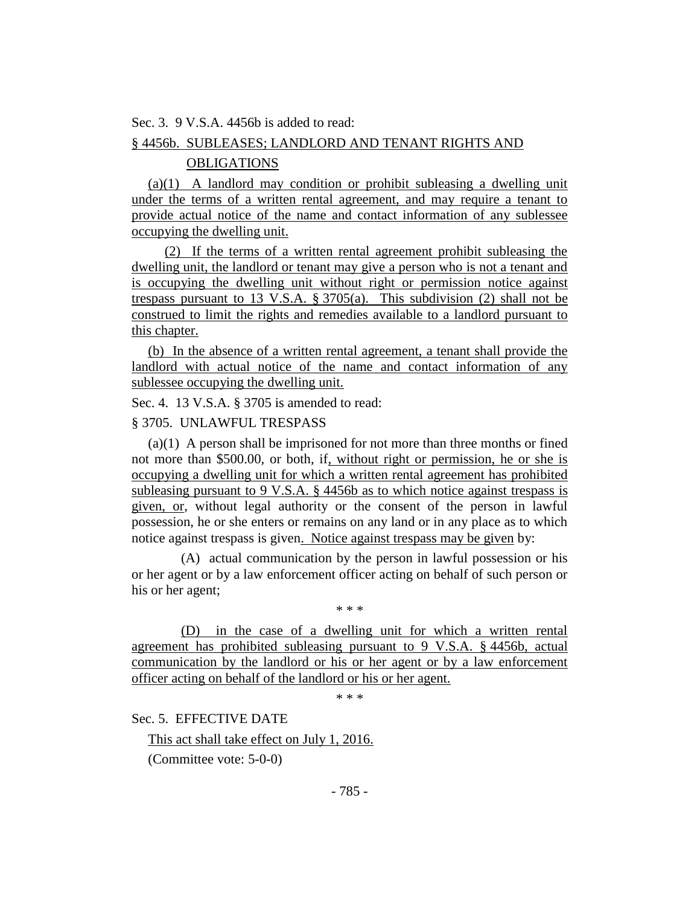Sec. 3. 9 V.S.A. 4456b is added to read:

§ 4456b. SUBLEASES; LANDLORD AND TENANT RIGHTS AND OBLIGATIONS

(a)(1) A landlord may condition or prohibit subleasing a dwelling unit under the terms of a written rental agreement, and may require a tenant to provide actual notice of the name and contact information of any sublessee occupying the dwelling unit.

(2) If the terms of a written rental agreement prohibit subleasing the dwelling unit, the landlord or tenant may give a person who is not a tenant and is occupying the dwelling unit without right or permission notice against trespass pursuant to 13 V.S.A. § 3705(a). This subdivision (2) shall not be construed to limit the rights and remedies available to a landlord pursuant to this chapter.

(b) In the absence of a written rental agreement, a tenant shall provide the landlord with actual notice of the name and contact information of any sublessee occupying the dwelling unit.

Sec. 4. 13 V.S.A. § 3705 is amended to read:

§ 3705. UNLAWFUL TRESPASS

(a)(1) A person shall be imprisoned for not more than three months or fined not more than $500.00, or both, if, without right or permission, he or she is occupying a dwelling unit for which a written rental agreement has prohibited subleasing pursuant to 9 V.S.A. § 4456b as to which notice against trespass is given, or, without legal authority or the consent of the person in lawful possession, he or she enters or remains on any land or in any place as to which notice against trespass is given. Notice against trespass may be given by:

(A) actual communication by the person in lawful possession or his or her agent or by a law enforcement officer acting on behalf of such person or his or her agent;

\* \* \*

(D) in the case of a dwelling unit for which a written rental agreement has prohibited subleasing pursuant to 9 V.S.A. § 4456b, actual communication by the landlord or his or her agent or by a law enforcement officer acting on behalf of the landlord or his or her agent.

\* \* \*

Sec. 5. EFFECTIVE DATE

This act shall take effect on July 1, 2016.

(Committee vote: 5-0-0)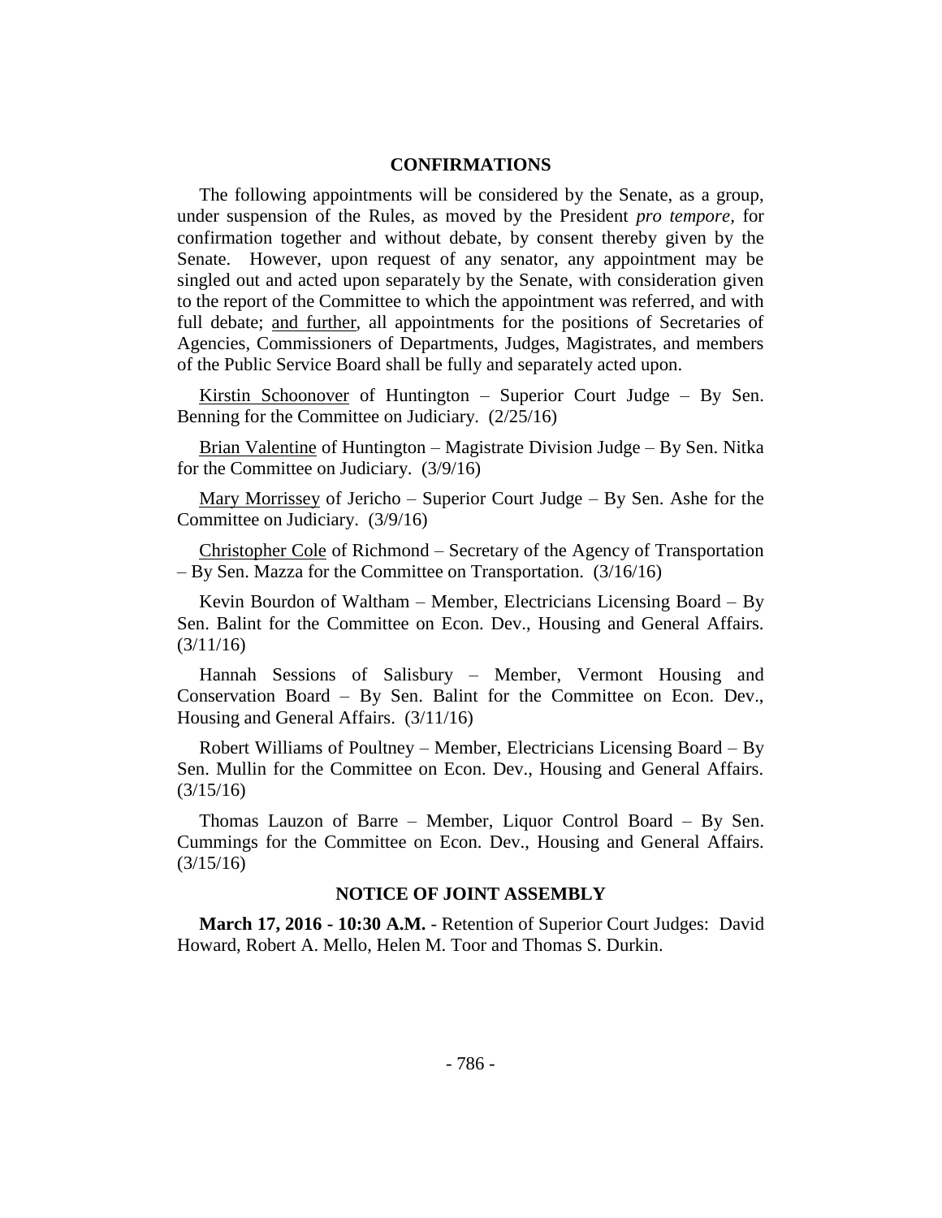## CONFIRMATIONS

The following appointments will be considered by the Senate, as a group, under suspension of the Rules, as moved by the President *pro tempore,* for confirmation together and without debate, by consent thereby given by the Senate. However, upon request of any senator, any appointment may be singled out and acted upon separately by the Senate, with consideration given to the report of the Committee to which the appointment was referred, and with full debate; and further, all appointments for the positions of Secretaries of Agencies, Commissioners of Departments, Judges, Magistrates, and members of the Public Service Board shall be fully and separately acted upon.

Kirstin Schoonover of Huntington – Superior Court Judge – By Sen. Benning for the Committee on Judiciary. (2/25/16)

Brian Valentine of Huntington – Magistrate Division Judge – By Sen. Nitka for the Committee on Judiciary. (3/9/16)

Mary Morrissey of Jericho – Superior Court Judge – By Sen. Ashe for the Committee on Judiciary. (3/9/16)

Christopher Cole of Richmond – Secretary of the Agency of Transportation – By Sen. Mazza for the Committee on Transportation. (3/16/16)

Kevin Bourdon of Waltham – Member, Electricians Licensing Board – By Sen. Balint for the Committee on Econ. Dev., Housing and General Affairs. (3/11/16)

Hannah Sessions of Salisbury – Member, Vermont Housing and Conservation Board – By Sen. Balint for the Committee on Econ. Dev., Housing and General Affairs. (3/11/16)

Robert Williams of Poultney – Member, Electricians Licensing Board – By Sen. Mullin for the Committee on Econ. Dev., Housing and General Affairs. (3/15/16)

Thomas Lauzon of Barre – Member, Liquor Control Board – By Sen. Cummings for the Committee on Econ. Dev., Housing and General Affairs. (3/15/16)

## NOTICE OF JOINT ASSEMBLY

**March 17, 2016 - 10:30 A.M.** - Retention of Superior Court Judges: David Howard, Robert A. Mello, Helen M. Toor and Thomas S. Durkin.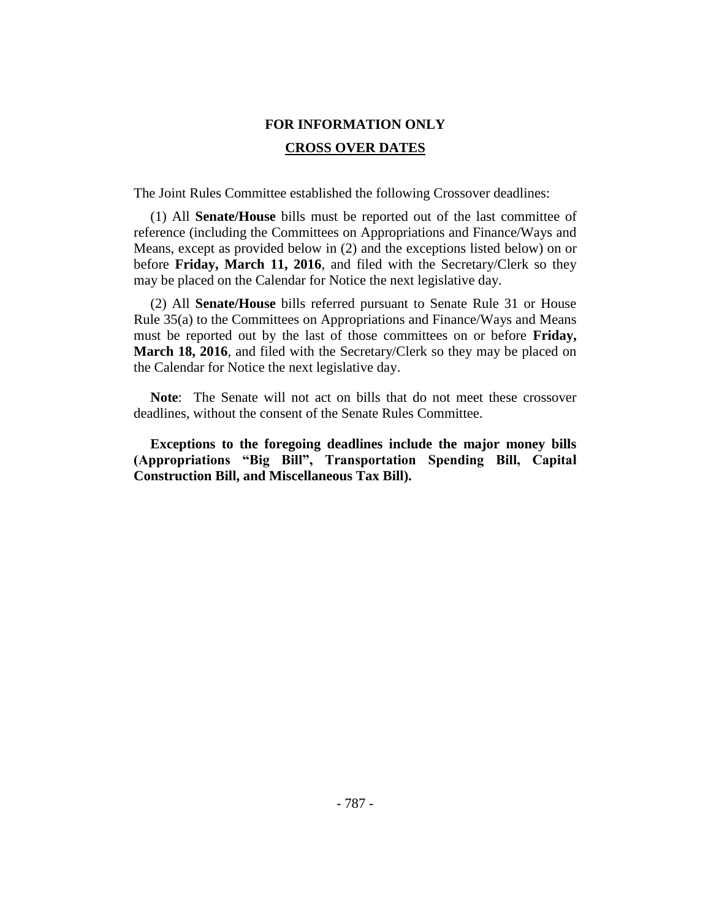# FOR INFORMATION ONLY

## CROSS OVER DATES

The Joint Rules Committee established the following Crossover deadlines:

(1) All **Senate/House** bills must be reported out of the last committee of reference (including the Committees on Appropriations and Finance/Ways and Means, except as provided below in (2) and the exceptions listed below) on or before **Friday, March 11, 2016**, and filed with the Secretary/Clerk so they may be placed on the Calendar for Notice the next legislative day.

(2) All **Senate/House** bills referred pursuant to Senate Rule 31 or House Rule 35(a) to the Committees on Appropriations and Finance/Ways and Means must be reported out by the last of those committees on or before **Friday, March 18, 2016**, and filed with the Secretary/Clerk so they may be placed on the Calendar for Notice the next legislative day.

**Note**: The Senate will not act on bills that do not meet these crossover deadlines, without the consent of the Senate Rules Committee.

**Exceptions to the foregoing deadlines include the major money bills (Appropriations "Big Bill", Transportation Spending Bill, Capital Construction Bill, and Miscellaneous Tax Bill).**